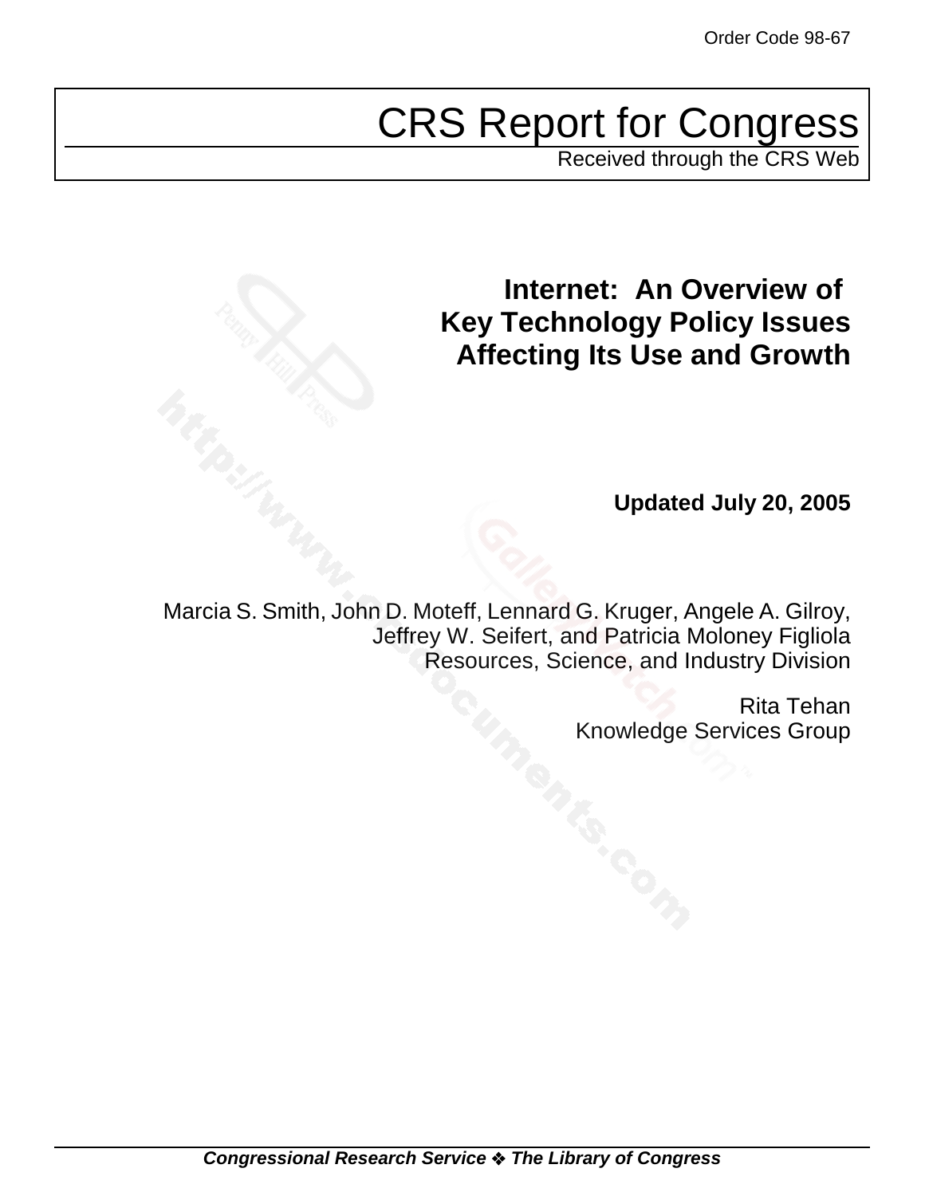Order Code 98-67

# CRS Report for Congress

Received through the CRS Web

## Internet: An Overview of Key Technology Policy Issues Affecting Its Use and Growth

**Updated July 20, 2005**

Marcia S. Smith, John D. Moteff, Lennard G. Kruger, Angele A. Gilroy, Jeffrey W. Seifert, and Patricia Moloney Figliola
Resources, Science, and Industry Division

Rita Tehan
Knowledge Services Group

***Congressional Research Service ❖ The Library of Congress***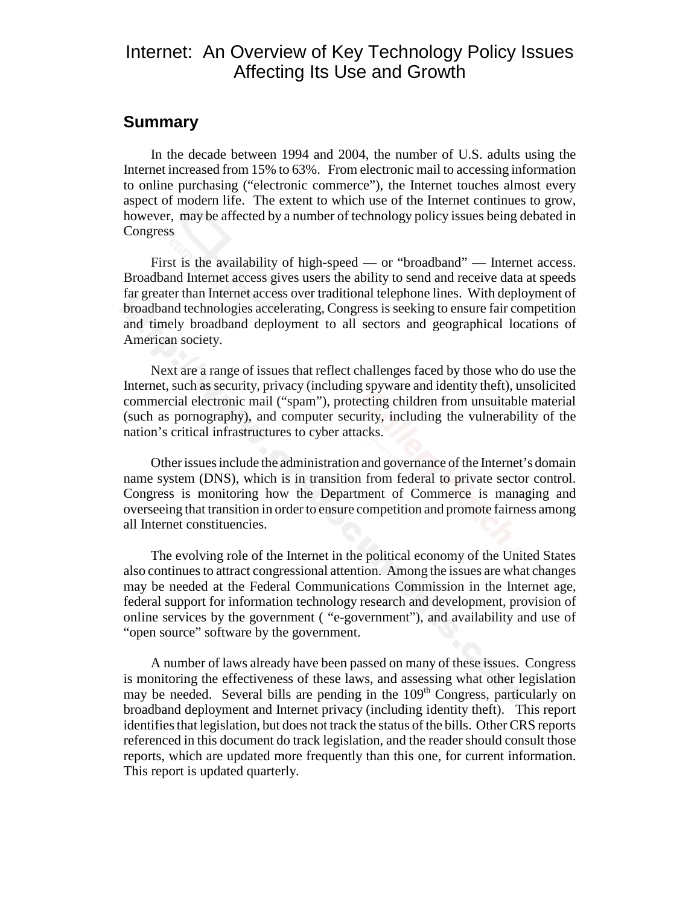# Internet: An Overview of Key Technology Policy Issues Affecting Its Use and Growth

## Summary

In the decade between 1994 and 2004, the number of U.S. adults using the Internet increased from 15% to 63%. From electronic mail to accessing information to online purchasing ("electronic commerce"), the Internet touches almost every aspect of modern life. The extent to which use of the Internet continues to grow, however, may be affected by a number of technology policy issues being debated in Congress

First is the availability of high-speed — or "broadband" — Internet access. Broadband Internet access gives users the ability to send and receive data at speeds far greater than Internet access over traditional telephone lines. With deployment of broadband technologies accelerating, Congress is seeking to ensure fair competition and timely broadband deployment to all sectors and geographical locations of American society.

Next are a range of issues that reflect challenges faced by those who do use the Internet, such as security, privacy (including spyware and identity theft), unsolicited commercial electronic mail ("spam"), protecting children from unsuitable material (such as pornography), and computer security, including the vulnerability of the nation's critical infrastructures to cyber attacks.

Other issues include the administration and governance of the Internet's domain name system (DNS), which is in transition from federal to private sector control. Congress is monitoring how the Department of Commerce is managing and overseeing that transition in order to ensure competition and promote fairness among all Internet constituencies.

The evolving role of the Internet in the political economy of the United States also continues to attract congressional attention. Among the issues are what changes may be needed at the Federal Communications Commission in the Internet age, federal support for information technology research and development, provision of online services by the government ( "e-government"), and availability and use of "open source" software by the government.

A number of laws already have been passed on many of these issues. Congress is monitoring the effectiveness of these laws, and assessing what other legislation may be needed. Several bills are pending in the 109th Congress, particularly on broadband deployment and Internet privacy (including identity theft). This report identifies that legislation, but does not track the status of the bills. Other CRS reports referenced in this document do track legislation, and the reader should consult those reports, which are updated more frequently than this one, for current information. This report is updated quarterly.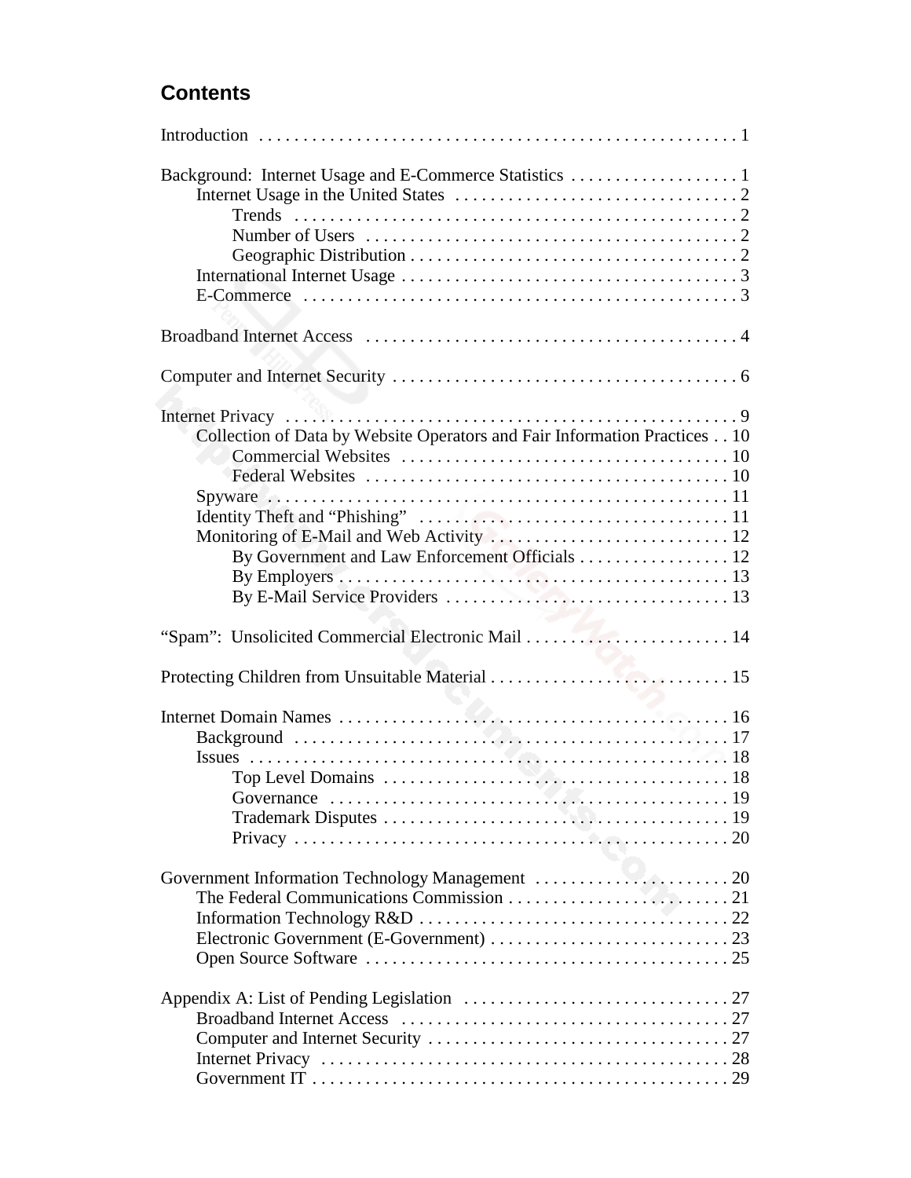## Contents

Introduction . . . . . . . . . . . . . . . . . . . . . . . . . . . . . . . . . . . . . . . . . . . . . . . . . . . . . 1

Background: Internet Usage and E-Commerce Statistics . . . . . . . . . . . . . . . . . . . 1
- Internet Usage in the United States . . . . . . . . . . . . . . . . . . . . . . . . . . . . . . . . 2
  - Trends . . . . . . . . . . . . . . . . . . . . . . . . . . . . . . . . . . . . . . . . . . . . . . . . . . . 2
  - Number of Users . . . . . . . . . . . . . . . . . . . . . . . . . . . . . . . . . . . . . . . . . . 2
  - Geographic Distribution . . . . . . . . . . . . . . . . . . . . . . . . . . . . . . . . . . . . . 2
- International Internet Usage . . . . . . . . . . . . . . . . . . . . . . . . . . . . . . . . . . . . . . 3
- E-Commerce . . . . . . . . . . . . . . . . . . . . . . . . . . . . . . . . . . . . . . . . . . . . . . . . . 3

Broadband Internet Access . . . . . . . . . . . . . . . . . . . . . . . . . . . . . . . . . . . . . . . . . . 4

Computer and Internet Security . . . . . . . . . . . . . . . . . . . . . . . . . . . . . . . . . . . . . . 6

Internet Privacy . . . . . . . . . . . . . . . . . . . . . . . . . . . . . . . . . . . . . . . . . . . . . . . . . . . 9
- Collection of Data by Website Operators and Fair Information Practices . . 10
  - Commercial Websites . . . . . . . . . . . . . . . . . . . . . . . . . . . . . . . . . . . . . 10
  - Federal Websites . . . . . . . . . . . . . . . . . . . . . . . . . . . . . . . . . . . . . . . . . 10
- Spyware . . . . . . . . . . . . . . . . . . . . . . . . . . . . . . . . . . . . . . . . . . . . . . . . . . . 11
- Identity Theft and "Phishing" . . . . . . . . . . . . . . . . . . . . . . . . . . . . . . . . . . . 11
- Monitoring of E-Mail and Web Activity . . . . . . . . . . . . . . . . . . . . . . . . . . . 12
  - By Government and Law Enforcement Officials . . . . . . . . . . . . . . . . . 12
  - By Employers . . . . . . . . . . . . . . . . . . . . . . . . . . . . . . . . . . . . . . . . . . . 13
  - By E-Mail Service Providers . . . . . . . . . . . . . . . . . . . . . . . . . . . . . . . . 13

"Spam": Unsolicited Commercial Electronic Mail . . . . . . . . . . . . . . . . . . . . . . . 14

Protecting Children from Unsuitable Material . . . . . . . . . . . . . . . . . . . . . . . . . . . 15

Internet Domain Names . . . . . . . . . . . . . . . . . . . . . . . . . . . . . . . . . . . . . . . . . . . . 16
- Background . . . . . . . . . . . . . . . . . . . . . . . . . . . . . . . . . . . . . . . . . . . . . . . . . 17
- Issues . . . . . . . . . . . . . . . . . . . . . . . . . . . . . . . . . . . . . . . . . . . . . . . . . . . . . 18
  - Top Level Domains . . . . . . . . . . . . . . . . . . . . . . . . . . . . . . . . . . . . . . . . 18
  - Governance . . . . . . . . . . . . . . . . . . . . . . . . . . . . . . . . . . . . . . . . . . . . . 19
  - Trademark Disputes . . . . . . . . . . . . . . . . . . . . . . . . . . . . . . . . . . . . . . . 19
  - Privacy . . . . . . . . . . . . . . . . . . . . . . . . . . . . . . . . . . . . . . . . . . . . . . . . . 20

Government Information Technology Management . . . . . . . . . . . . . . . . . . . . . . 20
- The Federal Communications Commission . . . . . . . . . . . . . . . . . . . . . . . . . 21
- Information Technology R&D . . . . . . . . . . . . . . . . . . . . . . . . . . . . . . . . . . . 22
- Electronic Government (E-Government) . . . . . . . . . . . . . . . . . . . . . . . . . . . 23
- Open Source Software . . . . . . . . . . . . . . . . . . . . . . . . . . . . . . . . . . . . . . . . . 25

Appendix A: List of Pending Legislation . . . . . . . . . . . . . . . . . . . . . . . . . . . . . . 27
- Broadband Internet Access . . . . . . . . . . . . . . . . . . . . . . . . . . . . . . . . . . . . . 27
- Computer and Internet Security . . . . . . . . . . . . . . . . . . . . . . . . . . . . . . . . . . 27
- Internet Privacy . . . . . . . . . . . . . . . . . . . . . . . . . . . . . . . . . . . . . . . . . . . . . . 28
- Government IT . . . . . . . . . . . . . . . . . . . . . . . . . . . . . . . . . . . . . . . . . . . . . . . 29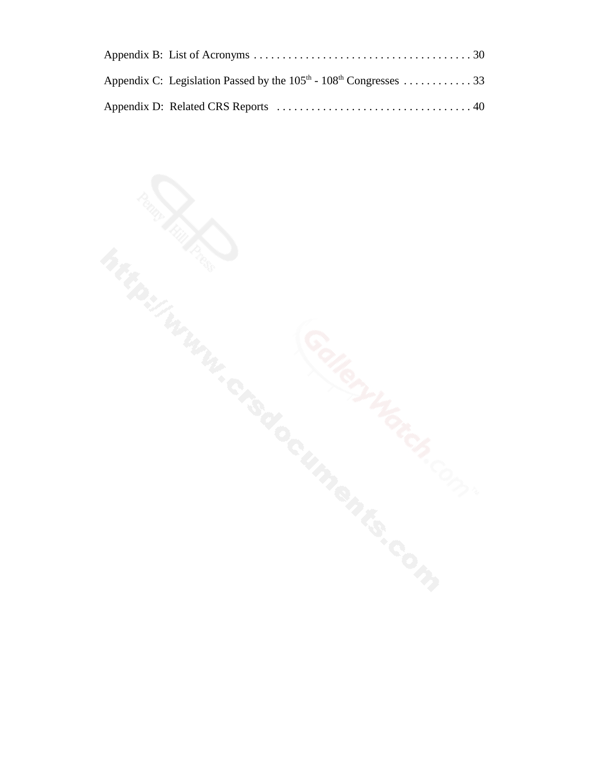Appendix B: List of Acronyms . . . . . . . . . . . . . . . . . . . . . . . . . . . . . . . . . . . . . . 30

Appendix C: Legislation Passed by the 105th - 108th Congresses . . . . . . . . . . . . 33

Appendix D: Related CRS Reports . . . . . . . . . . . . . . . . . . . . . . . . . . . . . . . . . . 40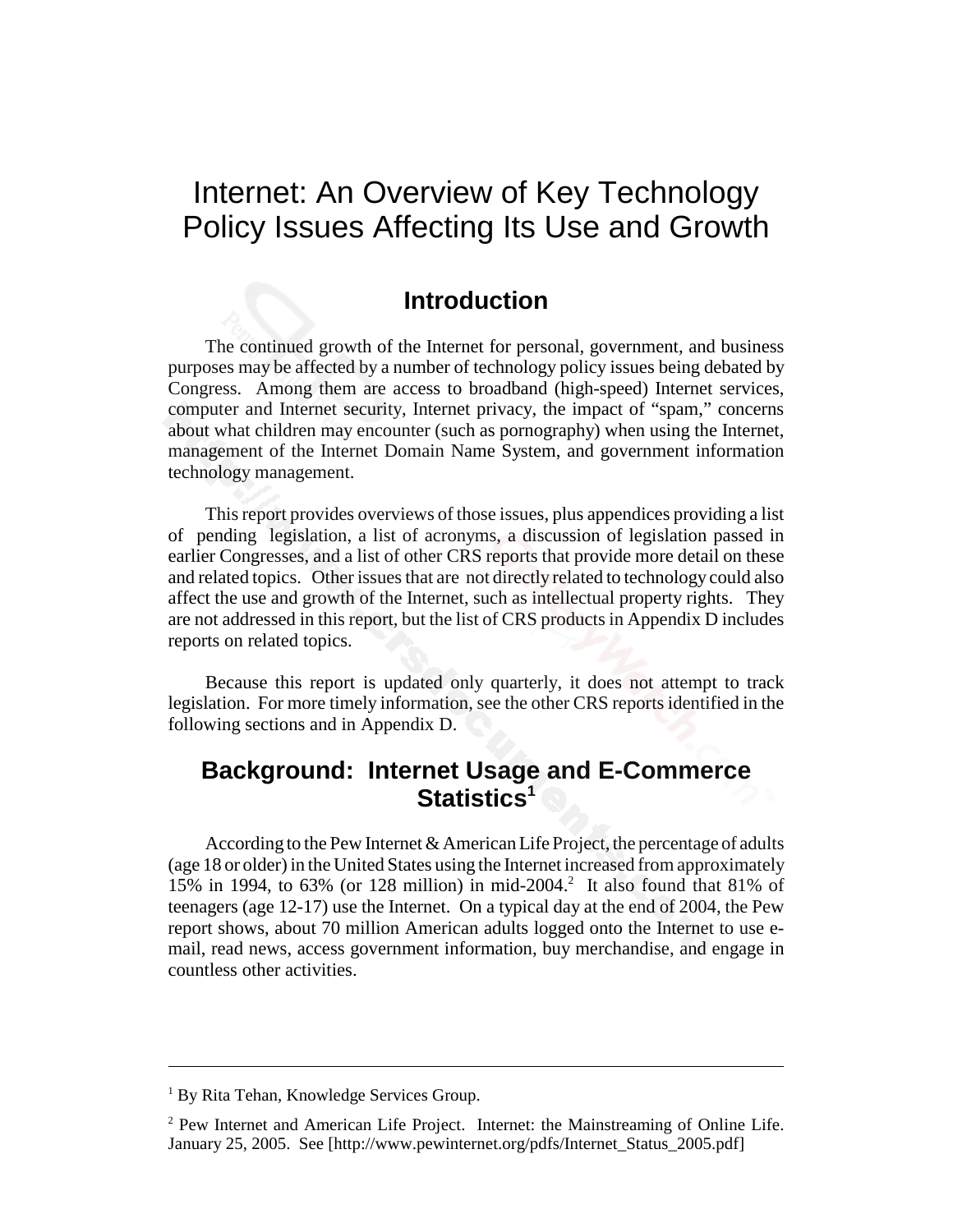# Internet: An Overview of Key Technology Policy Issues Affecting Its Use and Growth

## Introduction

The continued growth of the Internet for personal, government, and business purposes may be affected by a number of technology policy issues being debated by Congress. Among them are access to broadband (high-speed) Internet services, computer and Internet security, Internet privacy, the impact of "spam," concerns about what children may encounter (such as pornography) when using the Internet, management of the Internet Domain Name System, and government information technology management.

This report provides overviews of those issues, plus appendices providing a list of pending legislation, a list of acronyms, a discussion of legislation passed in earlier Congresses, and a list of other CRS reports that provide more detail on these and related topics. Other issues that are not directly related to technology could also affect the use and growth of the Internet, such as intellectual property rights. They are not addressed in this report, but the list of CRS products in Appendix D includes reports on related topics.

Because this report is updated only quarterly, it does not attempt to track legislation. For more timely information, see the other CRS reports identified in the following sections and in Appendix D.

## Background: Internet Usage and E-Commerce Statistics[1]

According to the Pew Internet & American Life Project, the percentage of adults (age 18 or older) in the United States using the Internet increased from approximately 15% in 1994, to 63% (or 128 million) in mid-2004.[2] It also found that 81% of teenagers (age 12-17) use the Internet. On a typical day at the end of 2004, the Pew report shows, about 70 million American adults logged onto the Internet to use e-mail, read news, access government information, buy merchandise, and engage in countless other activities.

---

[1] By Rita Tehan, Knowledge Services Group.

[2] Pew Internet and American Life Project. Internet: the Mainstreaming of Online Life. January 25, 2005. See [http://www.pewinternet.org/pdfs/Internet_Status_2005.pdf]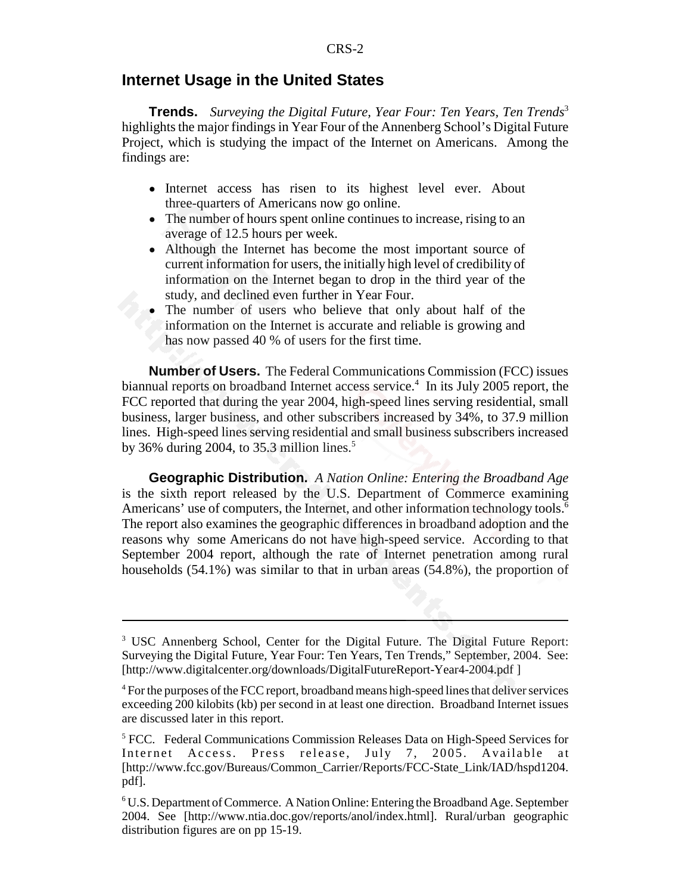## Internet Usage in the United States

**Trends.** *Surveying the Digital Future, Year Four: Ten Years, Ten Trends*[3] highlights the major findings in Year Four of the Annenberg School's Digital Future Project, which is studying the impact of the Internet on Americans. Among the findings are:

- Internet access has risen to its highest level ever. About three-quarters of Americans now go online.
- The number of hours spent online continues to increase, rising to an average of 12.5 hours per week.
- Although the Internet has become the most important source of current information for users, the initially high level of credibility of information on the Internet began to drop in the third year of the study, and declined even further in Year Four.
- The number of users who believe that only about half of the information on the Internet is accurate and reliable is growing and has now passed 40 % of users for the first time.

**Number of Users.** The Federal Communications Commission (FCC) issues biannual reports on broadband Internet access service.[4] In its July 2005 report, the FCC reported that during the year 2004, high-speed lines serving residential, small business, larger business, and other subscribers increased by 34%, to 37.9 million lines. High-speed lines serving residential and small business subscribers increased by 36% during 2004, to 35.3 million lines.[5]

**Geographic Distribution.** *A Nation Online: Entering the Broadband Age* is the sixth report released by the U.S. Department of Commerce examining Americans' use of computers, the Internet, and other information technology tools.[6] The report also examines the geographic differences in broadband adoption and the reasons why some Americans do not have high-speed service. According to that September 2004 report, although the rate of Internet penetration among rural households (54.1%) was similar to that in urban areas (54.8%), the proportion of

---

[3] USC Annenberg School, Center for the Digital Future. The Digital Future Report: Surveying the Digital Future, Year Four: Ten Years, Ten Trends," September, 2004. See: [http://www.digitalcenter.org/downloads/DigitalFutureReport-Year4-2004.pdf ]

[4] For the purposes of the FCC report, broadband means high-speed lines that deliver services exceeding 200 kilobits (kb) per second in at least one direction. Broadband Internet issues are discussed later in this report.

[5] FCC. Federal Communications Commission Releases Data on High-Speed Services for Internet Access. Press release, July 7, 2005. Available at [http://www.fcc.gov/Bureaus/Common_Carrier/Reports/FCC-State_Link/IAD/hspd1204.pdf].

[6] U.S. Department of Commerce. A Nation Online: Entering the Broadband Age. September 2004. See [http://www.ntia.doc.gov/reports/anol/index.html]. Rural/urban geographic distribution figures are on pp 15-19.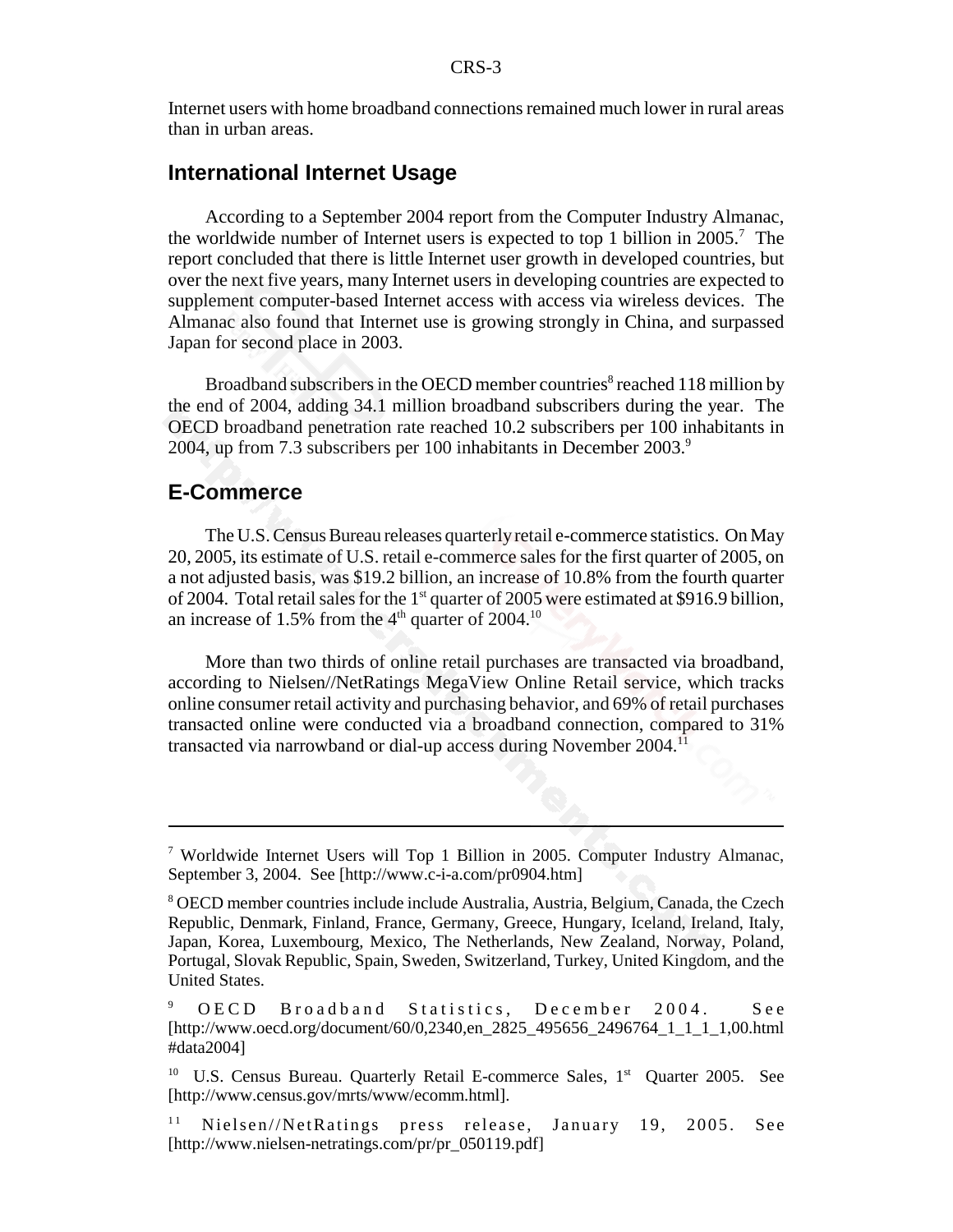Internet users with home broadband connections remained much lower in rural areas than in urban areas.

## International Internet Usage

According to a September 2004 report from the Computer Industry Almanac, the worldwide number of Internet users is expected to top 1 billion in 2005.[7] The report concluded that there is little Internet user growth in developed countries, but over the next five years, many Internet users in developing countries are expected to supplement computer-based Internet access with access via wireless devices. The Almanac also found that Internet use is growing strongly in China, and surpassed Japan for second place in 2003.

Broadband subscribers in the OECD member countries[8] reached 118 million by the end of 2004, adding 34.1 million broadband subscribers during the year. The OECD broadband penetration rate reached 10.2 subscribers per 100 inhabitants in 2004, up from 7.3 subscribers per 100 inhabitants in December 2003.[9]

## E-Commerce

The U.S. Census Bureau releases quarterly retail e-commerce statistics. On May 20, 2005, its estimate of U.S. retail e-commerce sales for the first quarter of 2005, on a not adjusted basis, was $19.2 billion, an increase of 10.8% from the fourth quarter of 2004. Total retail sales for the 1st quarter of 2005 were estimated at $916.9 billion, an increase of 1.5% from the 4th quarter of 2004.[10]

More than two thirds of online retail purchases are transacted via broadband, according to Nielsen//NetRatings MegaView Online Retail service, which tracks online consumer retail activity and purchasing behavior, and 69% of retail purchases transacted online were conducted via a broadband connection, compared to 31% transacted via narrowband or dial-up access during November 2004.[11]

---

[7] Worldwide Internet Users will Top 1 Billion in 2005. Computer Industry Almanac, September 3, 2004. See [http://www.c-i-a.com/pr0904.htm]

[8] OECD member countries include include Australia, Austria, Belgium, Canada, the Czech Republic, Denmark, Finland, France, Germany, Greece, Hungary, Iceland, Ireland, Italy, Japan, Korea, Luxembourg, Mexico, The Netherlands, New Zealand, Norway, Poland, Portugal, Slovak Republic, Spain, Sweden, Switzerland, Turkey, United Kingdom, and the United States.

[9] OECD Broadband Statistics, December 2004. See [http://www.oecd.org/document/60/0,2340,en_2825_495656_2496764_1_1_1_1,00.html #data2004]

[10] U.S. Census Bureau. Quarterly Retail E-commerce Sales, 1st Quarter 2005. See [http://www.census.gov/mrts/www/ecomm.html].

[11] Nielsen//NetRatings press release, January 19, 2005. See [http://www.nielsen-netratings.com/pr/pr_050119.pdf]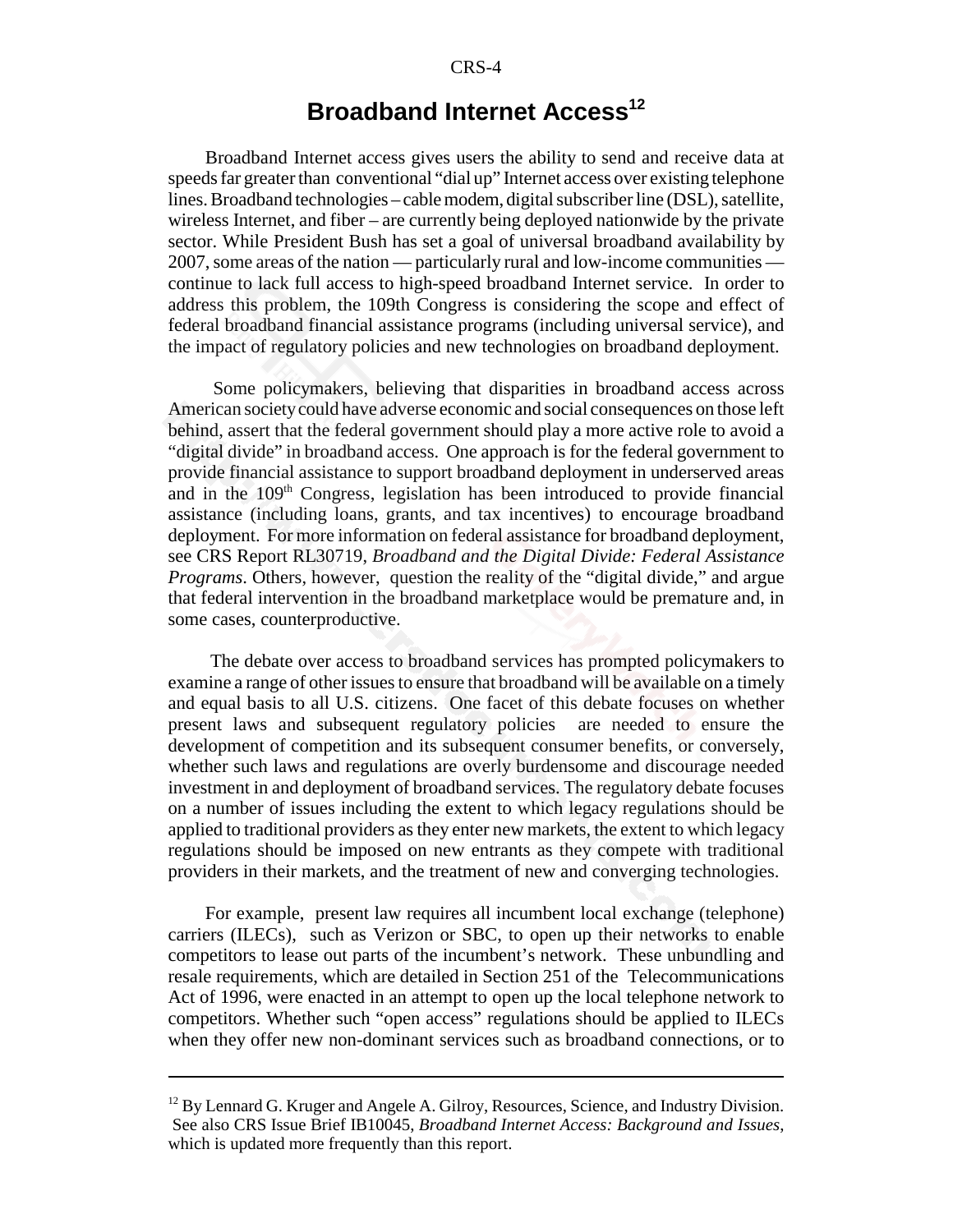## Broadband Internet Access[12]

Broadband Internet access gives users the ability to send and receive data at speeds far greater than conventional "dial up" Internet access over existing telephone lines. Broadband technologies – cable modem, digital subscriber line (DSL), satellite, wireless Internet, and fiber – are currently being deployed nationwide by the private sector. While President Bush has set a goal of universal broadband availability by 2007, some areas of the nation — particularly rural and low-income communities — continue to lack full access to high-speed broadband Internet service. In order to address this problem, the 109th Congress is considering the scope and effect of federal broadband financial assistance programs (including universal service), and the impact of regulatory policies and new technologies on broadband deployment.

Some policymakers, believing that disparities in broadband access across American society could have adverse economic and social consequences on those left behind, assert that the federal government should play a more active role to avoid a "digital divide" in broadband access. One approach is for the federal government to provide financial assistance to support broadband deployment in underserved areas and in the 109th Congress, legislation has been introduced to provide financial assistance (including loans, grants, and tax incentives) to encourage broadband deployment. For more information on federal assistance for broadband deployment, see CRS Report RL30719, *Broadband and the Digital Divide: Federal Assistance Programs*. Others, however, question the reality of the "digital divide," and argue that federal intervention in the broadband marketplace would be premature and, in some cases, counterproductive.

The debate over access to broadband services has prompted policymakers to examine a range of other issues to ensure that broadband will be available on a timely and equal basis to all U.S. citizens. One facet of this debate focuses on whether present laws and subsequent regulatory policies are needed to ensure the development of competition and its subsequent consumer benefits, or conversely, whether such laws and regulations are overly burdensome and discourage needed investment in and deployment of broadband services. The regulatory debate focuses on a number of issues including the extent to which legacy regulations should be applied to traditional providers as they enter new markets, the extent to which legacy regulations should be imposed on new entrants as they compete with traditional providers in their markets, and the treatment of new and converging technologies.

For example, present law requires all incumbent local exchange (telephone) carriers (ILECs), such as Verizon or SBC, to open up their networks to enable competitors to lease out parts of the incumbent's network. These unbundling and resale requirements, which are detailed in Section 251 of the Telecommunications Act of 1996, were enacted in an attempt to open up the local telephone network to competitors. Whether such "open access" regulations should be applied to ILECs when they offer new non-dominant services such as broadband connections, or to

---

[12] By Lennard G. Kruger and Angele A. Gilroy, Resources, Science, and Industry Division. See also CRS Issue Brief IB10045, *Broadband Internet Access: Background and Issues*, which is updated more frequently than this report.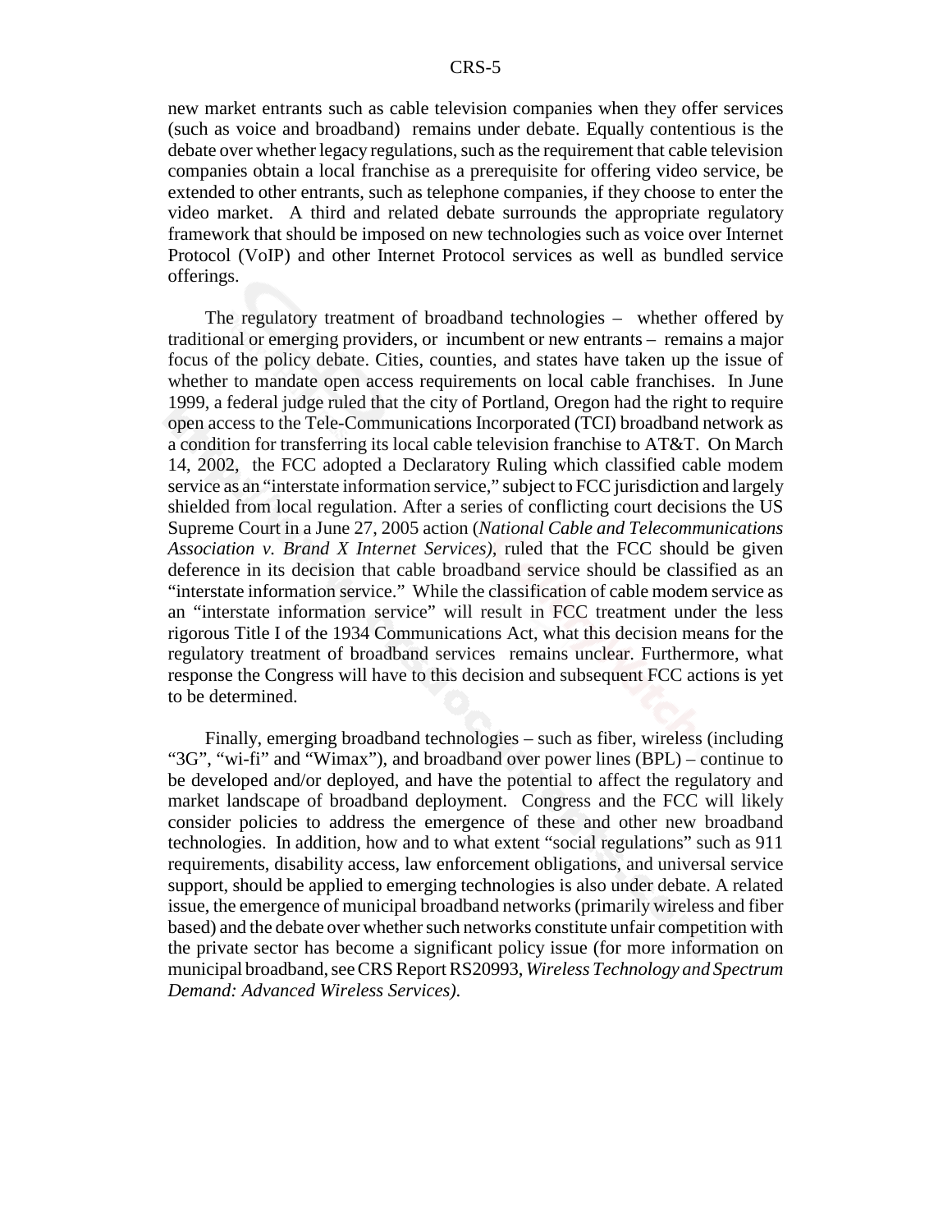new market entrants such as cable television companies when they offer services (such as voice and broadband) remains under debate. Equally contentious is the debate over whether legacy regulations, such as the requirement that cable television companies obtain a local franchise as a prerequisite for offering video service, be extended to other entrants, such as telephone companies, if they choose to enter the video market. A third and related debate surrounds the appropriate regulatory framework that should be imposed on new technologies such as voice over Internet Protocol (VoIP) and other Internet Protocol services as well as bundled service offerings.

The regulatory treatment of broadband technologies – whether offered by traditional or emerging providers, or incumbent or new entrants – remains a major focus of the policy debate. Cities, counties, and states have taken up the issue of whether to mandate open access requirements on local cable franchises. In June 1999, a federal judge ruled that the city of Portland, Oregon had the right to require open access to the Tele-Communications Incorporated (TCI) broadband network as a condition for transferring its local cable television franchise to AT&T. On March 14, 2002, the FCC adopted a Declaratory Ruling which classified cable modem service as an "interstate information service," subject to FCC jurisdiction and largely shielded from local regulation. After a series of conflicting court decisions the US Supreme Court in a June 27, 2005 action (*National Cable and Telecommunications Association v. Brand X Internet Services)*, ruled that the FCC should be given deference in its decision that cable broadband service should be classified as an "interstate information service." While the classification of cable modem service as an "interstate information service" will result in FCC treatment under the less rigorous Title I of the 1934 Communications Act, what this decision means for the regulatory treatment of broadband services remains unclear. Furthermore, what response the Congress will have to this decision and subsequent FCC actions is yet to be determined.

Finally, emerging broadband technologies – such as fiber, wireless (including "3G", "wi-fi" and "Wimax"), and broadband over power lines (BPL) – continue to be developed and/or deployed, and have the potential to affect the regulatory and market landscape of broadband deployment. Congress and the FCC will likely consider policies to address the emergence of these and other new broadband technologies. In addition, how and to what extent "social regulations" such as 911 requirements, disability access, law enforcement obligations, and universal service support, should be applied to emerging technologies is also under debate. A related issue, the emergence of municipal broadband networks (primarily wireless and fiber based) and the debate over whether such networks constitute unfair competition with the private sector has become a significant policy issue (for more information on municipal broadband, see CRS Report RS20993, *Wireless Technology and Spectrum Demand: Advanced Wireless Services).*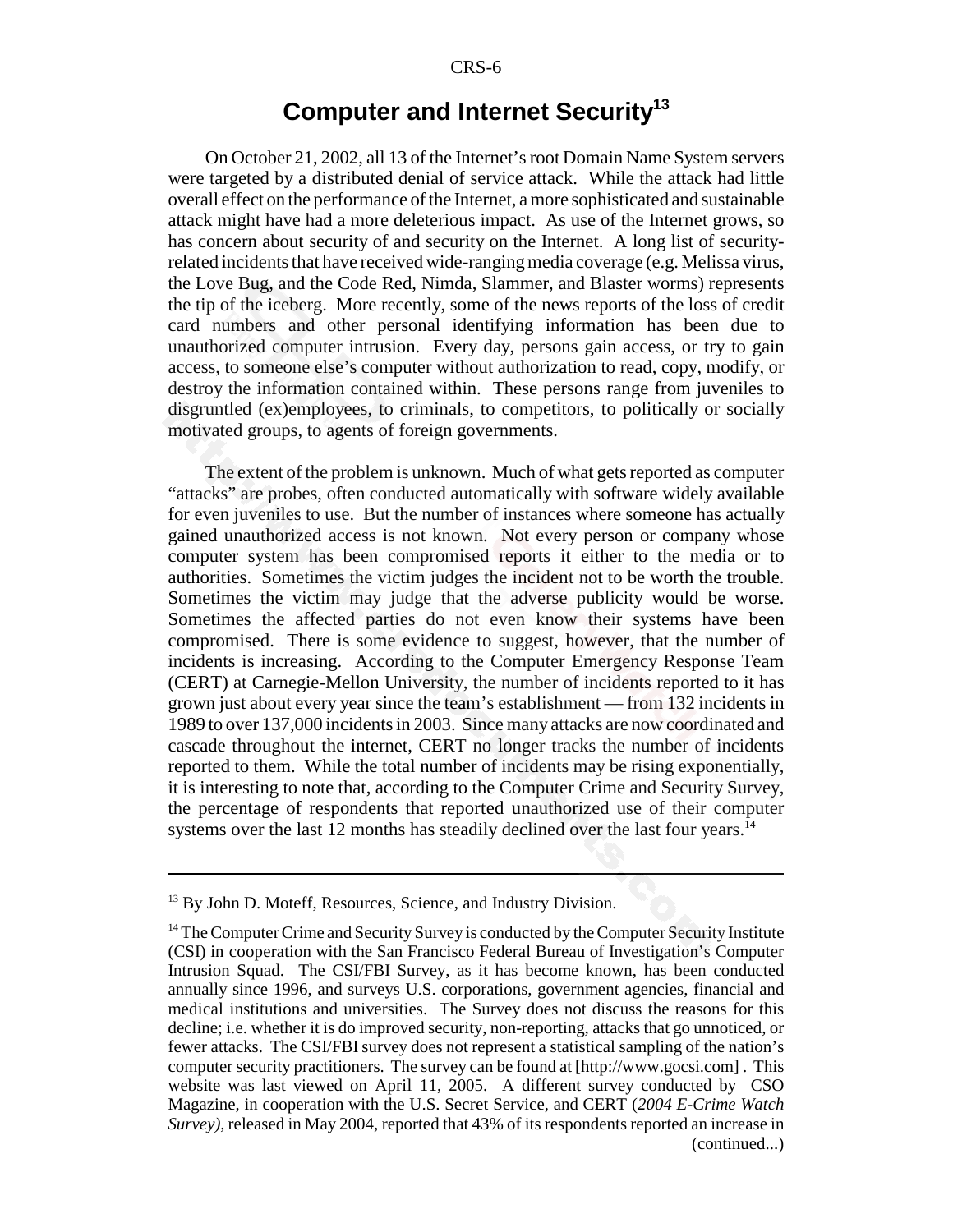# Computer and Internet Security[13]

On October 21, 2002, all 13 of the Internet's root Domain Name System servers were targeted by a distributed denial of service attack. While the attack had little overall effect on the performance of the Internet, a more sophisticated and sustainable attack might have had a more deleterious impact. As use of the Internet grows, so has concern about security of and security on the Internet. A long list of security-related incidents that have received wide-ranging media coverage (e.g. Melissa virus, the Love Bug, and the Code Red, Nimda, Slammer, and Blaster worms) represents the tip of the iceberg. More recently, some of the news reports of the loss of credit card numbers and other personal identifying information has been due to unauthorized computer intrusion. Every day, persons gain access, or try to gain access, to someone else's computer without authorization to read, copy, modify, or destroy the information contained within. These persons range from juveniles to disgruntled (ex)employees, to criminals, to competitors, to politically or socially motivated groups, to agents of foreign governments.

The extent of the problem is unknown. Much of what gets reported as computer "attacks" are probes, often conducted automatically with software widely available for even juveniles to use. But the number of instances where someone has actually gained unauthorized access is not known. Not every person or company whose computer system has been compromised reports it either to the media or to authorities. Sometimes the victim judges the incident not to be worth the trouble. Sometimes the victim may judge that the adverse publicity would be worse. Sometimes the affected parties do not even know their systems have been compromised. There is some evidence to suggest, however, that the number of incidents is increasing. According to the Computer Emergency Response Team (CERT) at Carnegie-Mellon University, the number of incidents reported to it has grown just about every year since the team's establishment — from 132 incidents in 1989 to over 137,000 incidents in 2003. Since many attacks are now coordinated and cascade throughout the internet, CERT no longer tracks the number of incidents reported to them. While the total number of incidents may be rising exponentially, it is interesting to note that, according to the Computer Crime and Security Survey, the percentage of respondents that reported unauthorized use of their computer systems over the last 12 months has steadily declined over the last four years.[14]

---

[13] By John D. Moteff, Resources, Science, and Industry Division.

[14] The Computer Crime and Security Survey is conducted by the Computer Security Institute (CSI) in cooperation with the San Francisco Federal Bureau of Investigation's Computer Intrusion Squad. The CSI/FBI Survey, as it has become known, has been conducted annually since 1996, and surveys U.S. corporations, government agencies, financial and medical institutions and universities. The Survey does not discuss the reasons for this decline; i.e. whether it is do improved security, non-reporting, attacks that go unnoticed, or fewer attacks. The CSI/FBI survey does not represent a statistical sampling of the nation's computer security practitioners. The survey can be found at [http://www.gocsi.com] . This website was last viewed on April 11, 2005. A different survey conducted by CSO Magazine, in cooperation with the U.S. Secret Service, and CERT (*2004 E-Crime Watch Survey)*, released in May 2004, reported that 43% of its respondents reported an increase in (continued...)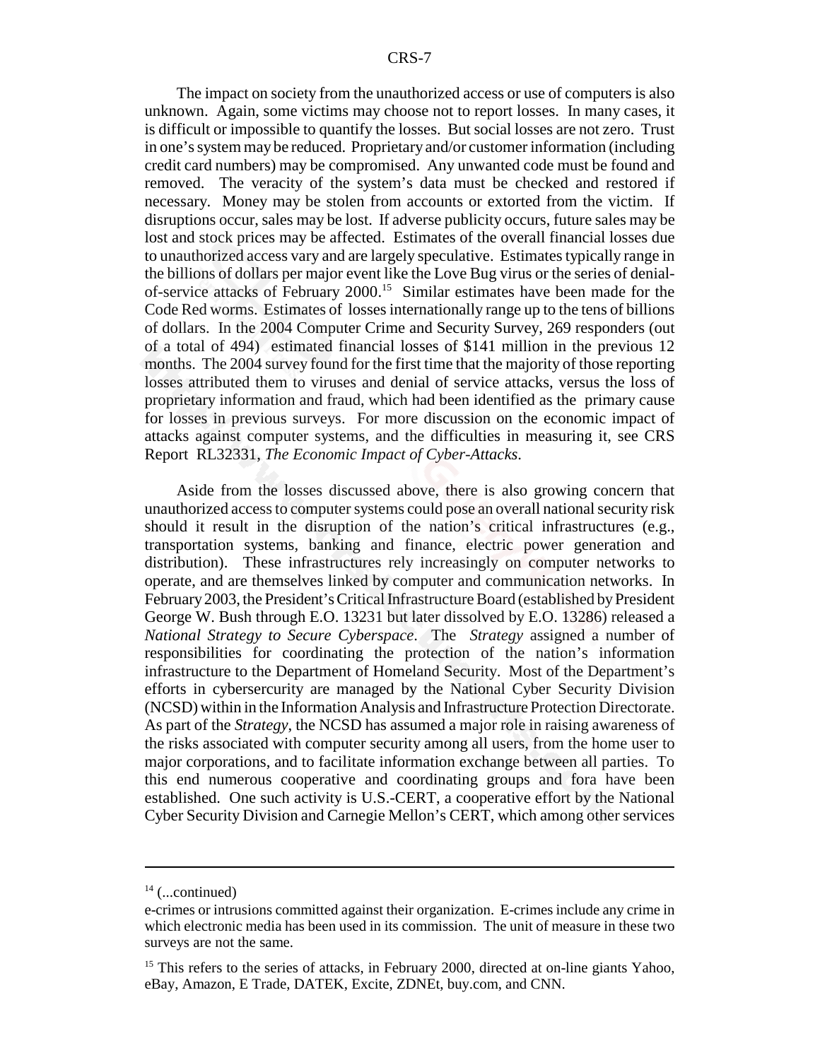The impact on society from the unauthorized access or use of computers is also unknown. Again, some victims may choose not to report losses. In many cases, it is difficult or impossible to quantify the losses. But social losses are not zero. Trust in one's system may be reduced. Proprietary and/or customer information (including credit card numbers) may be compromised. Any unwanted code must be found and removed. The veracity of the system's data must be checked and restored if necessary. Money may be stolen from accounts or extorted from the victim. If disruptions occur, sales may be lost. If adverse publicity occurs, future sales may be lost and stock prices may be affected. Estimates of the overall financial losses due to unauthorized access vary and are largely speculative. Estimates typically range in the billions of dollars per major event like the Love Bug virus or the series of denial-of-service attacks of February 2000.[15] Similar estimates have been made for the Code Red worms. Estimates of losses internationally range up to the tens of billions of dollars. In the 2004 Computer Crime and Security Survey, 269 responders (out of a total of 494) estimated financial losses of $141 million in the previous 12 months. The 2004 survey found for the first time that the majority of those reporting losses attributed them to viruses and denial of service attacks, versus the loss of proprietary information and fraud, which had been identified as the primary cause for losses in previous surveys. For more discussion on the economic impact of attacks against computer systems, and the difficulties in measuring it, see CRS Report RL32331, *The Economic Impact of Cyber-Attacks*.

Aside from the losses discussed above, there is also growing concern that unauthorized access to computer systems could pose an overall national security risk should it result in the disruption of the nation's critical infrastructures (e.g., transportation systems, banking and finance, electric power generation and distribution). These infrastructures rely increasingly on computer networks to operate, and are themselves linked by computer and communication networks. In February 2003, the President's Critical Infrastructure Board (established by President George W. Bush through E.O. 13231 but later dissolved by E.O. 13286) released a *National Strategy to Secure Cyberspace*. The *Strategy* assigned a number of responsibilities for coordinating the protection of the nation's information infrastructure to the Department of Homeland Security. Most of the Department's efforts in cybersercurity are managed by the National Cyber Security Division (NCSD) within in the Information Analysis and Infrastructure Protection Directorate. As part of the *Strategy*, the NCSD has assumed a major role in raising awareness of the risks associated with computer security among all users, from the home user to major corporations, and to facilitate information exchange between all parties. To this end numerous cooperative and coordinating groups and fora have been established. One such activity is U.S.-CERT, a cooperative effort by the National Cyber Security Division and Carnegie Mellon's CERT, which among other services

---

[14] (...continued)
e-crimes or intrusions committed against their organization. E-crimes include any crime in which electronic media has been used in its commission. The unit of measure in these two surveys are not the same.

[15] This refers to the series of attacks, in February 2000, directed at on-line giants Yahoo, eBay, Amazon, E Trade, DATEK, Excite, ZDNEt, buy.com, and CNN.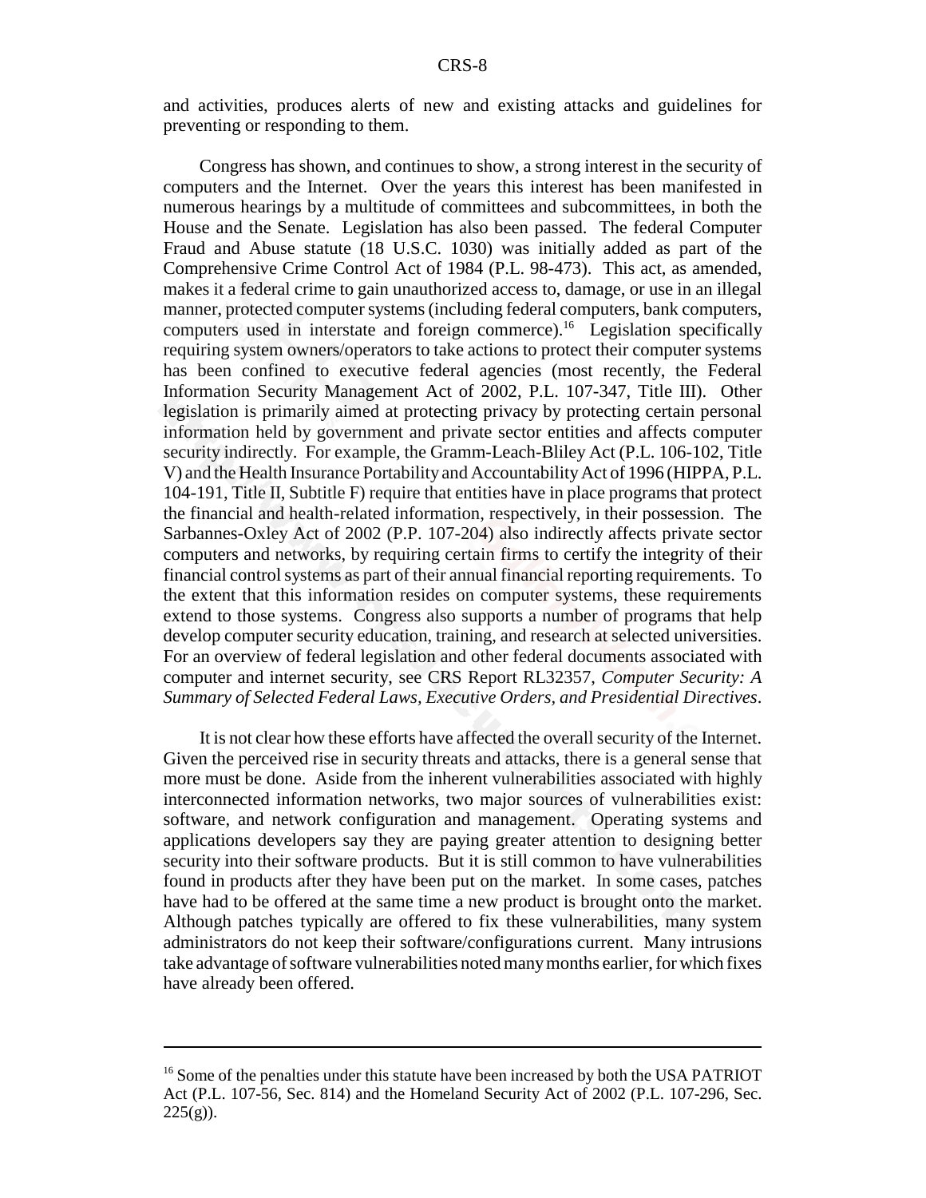and activities, produces alerts of new and existing attacks and guidelines for preventing or responding to them.

Congress has shown, and continues to show, a strong interest in the security of computers and the Internet. Over the years this interest has been manifested in numerous hearings by a multitude of committees and subcommittees, in both the House and the Senate. Legislation has also been passed. The federal Computer Fraud and Abuse statute (18 U.S.C. 1030) was initially added as part of the Comprehensive Crime Control Act of 1984 (P.L. 98-473). This act, as amended, makes it a federal crime to gain unauthorized access to, damage, or use in an illegal manner, protected computer systems (including federal computers, bank computers, computers used in interstate and foreign commerce).[16] Legislation specifically requiring system owners/operators to take actions to protect their computer systems has been confined to executive federal agencies (most recently, the Federal Information Security Management Act of 2002, P.L. 107-347, Title III). Other legislation is primarily aimed at protecting privacy by protecting certain personal information held by government and private sector entities and affects computer security indirectly. For example, the Gramm-Leach-Bliley Act (P.L. 106-102, Title V) and the Health Insurance Portability and Accountability Act of 1996 (HIPPA, P.L. 104-191, Title II, Subtitle F) require that entities have in place programs that protect the financial and health-related information, respectively, in their possession. The Sarbannes-Oxley Act of 2002 (P.P. 107-204) also indirectly affects private sector computers and networks, by requiring certain firms to certify the integrity of their financial control systems as part of their annual financial reporting requirements. To the extent that this information resides on computer systems, these requirements extend to those systems. Congress also supports a number of programs that help develop computer security education, training, and research at selected universities. For an overview of federal legislation and other federal documents associated with computer and internet security, see CRS Report RL32357, *Computer Security: A Summary of Selected Federal Laws, Executive Orders, and Presidential Directives*.

It is not clear how these efforts have affected the overall security of the Internet. Given the perceived rise in security threats and attacks, there is a general sense that more must be done. Aside from the inherent vulnerabilities associated with highly interconnected information networks, two major sources of vulnerabilities exist: software, and network configuration and management. Operating systems and applications developers say they are paying greater attention to designing better security into their software products. But it is still common to have vulnerabilities found in products after they have been put on the market. In some cases, patches have had to be offered at the same time a new product is brought onto the market. Although patches typically are offered to fix these vulnerabilities, many system administrators do not keep their software/configurations current. Many intrusions take advantage of software vulnerabilities noted many months earlier, for which fixes have already been offered.

---

[16] Some of the penalties under this statute have been increased by both the USA PATRIOT Act (P.L. 107-56, Sec. 814) and the Homeland Security Act of 2002 (P.L. 107-296, Sec. 225(g)).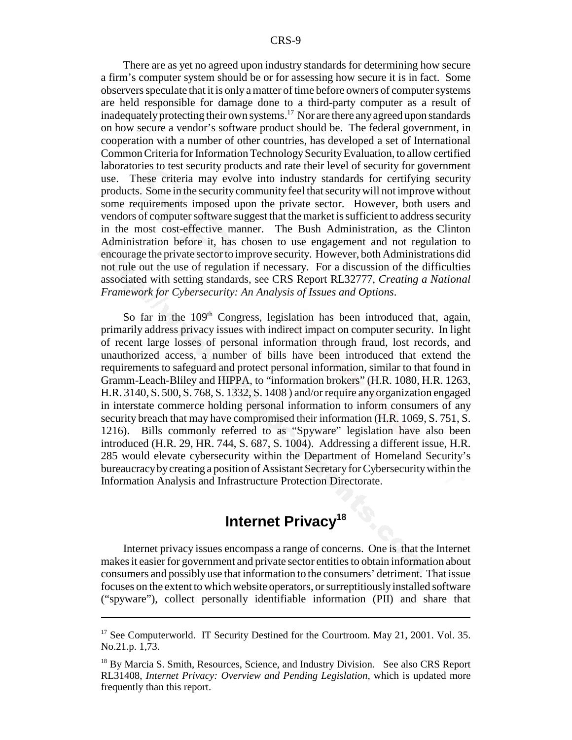There are as yet no agreed upon industry standards for determining how secure a firm's computer system should be or for assessing how secure it is in fact. Some observers speculate that it is only a matter of time before owners of computer systems are held responsible for damage done to a third-party computer as a result of inadequately protecting their own systems.[17] Nor are there any agreed upon standards on how secure a vendor's software product should be. The federal government, in cooperation with a number of other countries, has developed a set of International Common Criteria for Information Technology Security Evaluation, to allow certified laboratories to test security products and rate their level of security for government use. These criteria may evolve into industry standards for certifying security products. Some in the security community feel that security will not improve without some requirements imposed upon the private sector. However, both users and vendors of computer software suggest that the market is sufficient to address security in the most cost-effective manner. The Bush Administration, as the Clinton Administration before it, has chosen to use engagement and not regulation to encourage the private sector to improve security. However, both Administrations did not rule out the use of regulation if necessary. For a discussion of the difficulties associated with setting standards, see CRS Report RL32777, *Creating a National Framework for Cybersecurity: An Analysis of Issues and Options*.

So far in the 109th Congress, legislation has been introduced that, again, primarily address privacy issues with indirect impact on computer security. In light of recent large losses of personal information through fraud, lost records, and unauthorized access, a number of bills have been introduced that extend the requirements to safeguard and protect personal information, similar to that found in Gramm-Leach-Bliley and HIPPA, to "information brokers" (H.R. 1080, H.R. 1263, H.R. 3140, S. 500, S. 768, S. 1332, S. 1408 ) and/or require any organization engaged in interstate commerce holding personal information to inform consumers of any security breach that may have compromised their information (H.R. 1069, S. 751, S. 1216). Bills commonly referred to as "Spyware" legislation have also been introduced (H.R. 29, HR. 744, S. 687, S. 1004). Addressing a different issue, H.R. 285 would elevate cybersecurity within the Department of Homeland Security's bureaucracy by creating a position of Assistant Secretary for Cybersecurity within the Information Analysis and Infrastructure Protection Directorate.

## Internet Privacy[18]

Internet privacy issues encompass a range of concerns. One is that the Internet makes it easier for government and private sector entities to obtain information about consumers and possibly use that information to the consumers' detriment. That issue focuses on the extent to which website operators, or surreptitiously installed software ("spyware"), collect personally identifiable information (PII) and share that

---

[17] See Computerworld. IT Security Destined for the Courtroom. May 21, 2001. Vol. 35. No.21.p. 1,73.

[18] By Marcia S. Smith, Resources, Science, and Industry Division. See also CRS Report RL31408, *Internet Privacy: Overview and Pending Legislation*, which is updated more frequently than this report.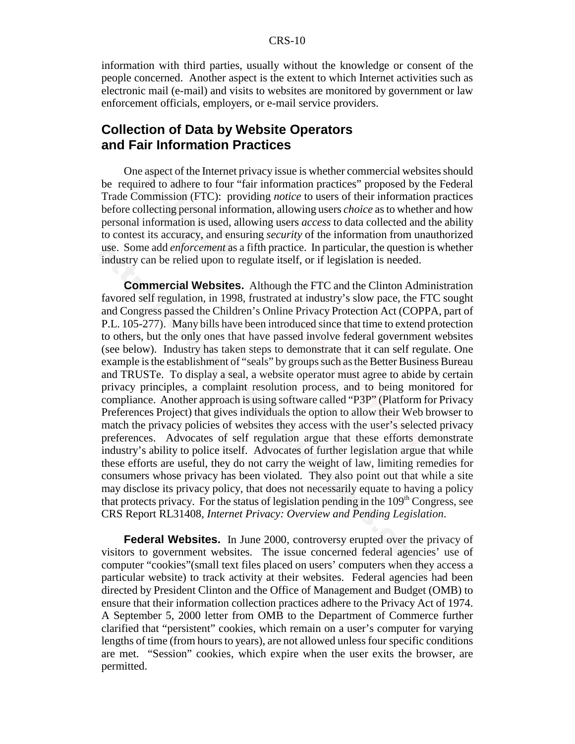information with third parties, usually without the knowledge or consent of the people concerned. Another aspect is the extent to which Internet activities such as electronic mail (e-mail) and visits to websites are monitored by government or law enforcement officials, employers, or e-mail service providers.

## Collection of Data by Website Operators and Fair Information Practices

One aspect of the Internet privacy issue is whether commercial websites should be required to adhere to four "fair information practices" proposed by the Federal Trade Commission (FTC): providing *notice* to users of their information practices before collecting personal information, allowing users *choice* as to whether and how personal information is used, allowing users *access* to data collected and the ability to contest its accuracy, and ensuring *security* of the information from unauthorized use. Some add *enforcement* as a fifth practice. In particular, the question is whether industry can be relied upon to regulate itself, or if legislation is needed.

**Commercial Websites.** Although the FTC and the Clinton Administration favored self regulation, in 1998, frustrated at industry's slow pace, the FTC sought and Congress passed the Children's Online Privacy Protection Act (COPPA, part of P.L. 105-277). Many bills have been introduced since that time to extend protection to others, but the only ones that have passed involve federal government websites (see below). Industry has taken steps to demonstrate that it can self regulate. One example is the establishment of "seals" by groups such as the Better Business Bureau and TRUSTe. To display a seal, a website operator must agree to abide by certain privacy principles, a complaint resolution process, and to being monitored for compliance. Another approach is using software called "P3P" (Platform for Privacy Preferences Project) that gives individuals the option to allow their Web browser to match the privacy policies of websites they access with the user's selected privacy preferences. Advocates of self regulation argue that these efforts demonstrate industry's ability to police itself. Advocates of further legislation argue that while these efforts are useful, they do not carry the weight of law, limiting remedies for consumers whose privacy has been violated. They also point out that while a site may disclose its privacy policy, that does not necessarily equate to having a policy that protects privacy. For the status of legislation pending in the 109th Congress, see CRS Report RL31408, *Internet Privacy: Overview and Pending Legislation*.

**Federal Websites.** In June 2000, controversy erupted over the privacy of visitors to government websites. The issue concerned federal agencies' use of computer "cookies"(small text files placed on users' computers when they access a particular website) to track activity at their websites. Federal agencies had been directed by President Clinton and the Office of Management and Budget (OMB) to ensure that their information collection practices adhere to the Privacy Act of 1974. A September 5, 2000 letter from OMB to the Department of Commerce further clarified that "persistent" cookies, which remain on a user's computer for varying lengths of time (from hours to years), are not allowed unless four specific conditions are met. "Session" cookies, which expire when the user exits the browser, are permitted.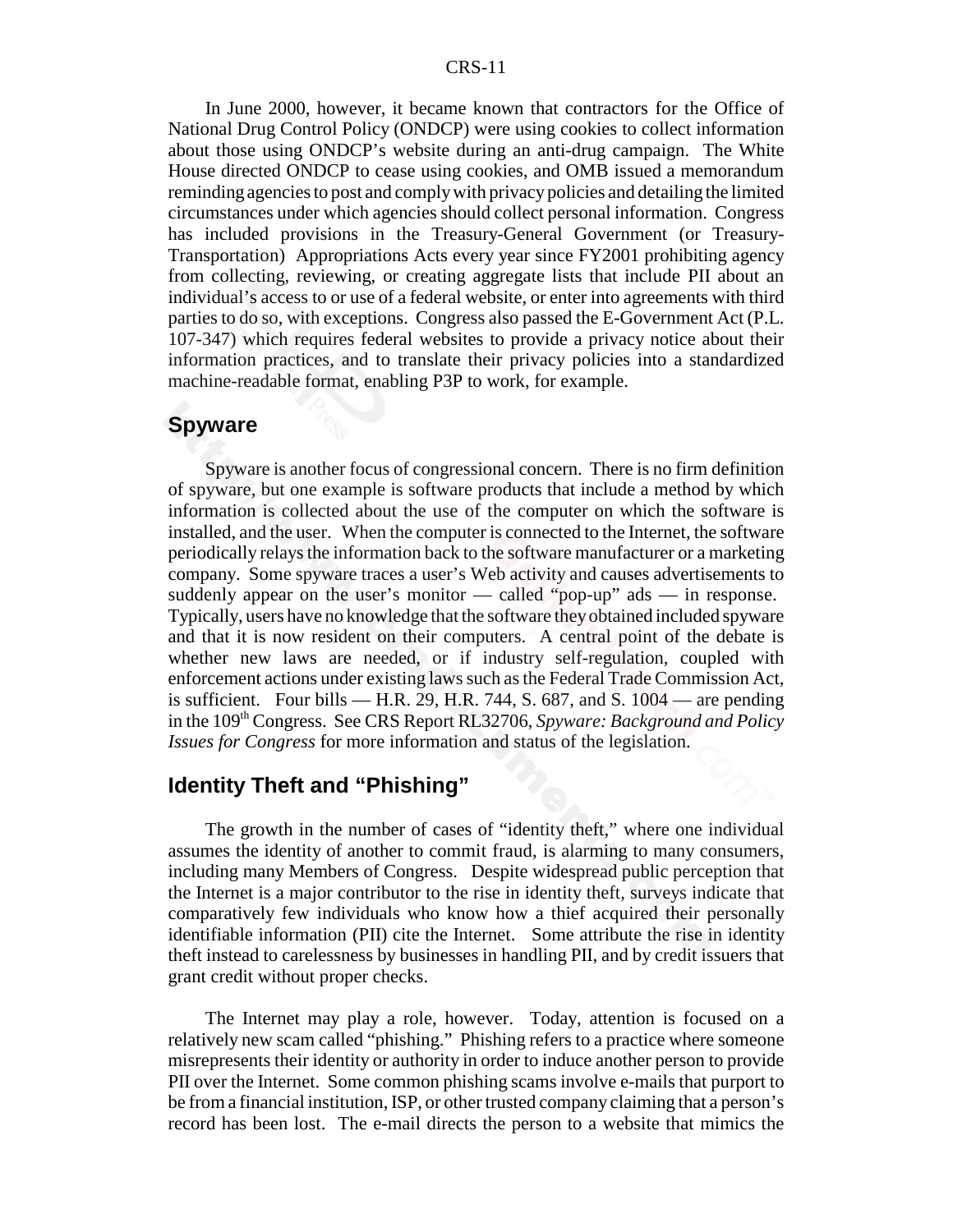In June 2000, however, it became known that contractors for the Office of National Drug Control Policy (ONDCP) were using cookies to collect information about those using ONDCP's website during an anti-drug campaign. The White House directed ONDCP to cease using cookies, and OMB issued a memorandum reminding agencies to post and comply with privacy policies and detailing the limited circumstances under which agencies should collect personal information. Congress has included provisions in the Treasury-General Government (or Treasury-Transportation) Appropriations Acts every year since FY2001 prohibiting agency from collecting, reviewing, or creating aggregate lists that include PII about an individual's access to or use of a federal website, or enter into agreements with third parties to do so, with exceptions. Congress also passed the E-Government Act (P.L. 107-347) which requires federal websites to provide a privacy notice about their information practices, and to translate their privacy policies into a standardized machine-readable format, enabling P3P to work, for example.

## Spyware

Spyware is another focus of congressional concern. There is no firm definition of spyware, but one example is software products that include a method by which information is collected about the use of the computer on which the software is installed, and the user. When the computer is connected to the Internet, the software periodically relays the information back to the software manufacturer or a marketing company. Some spyware traces a user's Web activity and causes advertisements to suddenly appear on the user's monitor — called "pop-up" ads — in response. Typically, users have no knowledge that the software they obtained included spyware and that it is now resident on their computers. A central point of the debate is whether new laws are needed, or if industry self-regulation, coupled with enforcement actions under existing laws such as the Federal Trade Commission Act, is sufficient. Four bills — H.R. 29, H.R. 744, S. 687, and S. 1004 — are pending in the 109th Congress. See CRS Report RL32706, *Spyware: Background and Policy Issues for Congress* for more information and status of the legislation.

## Identity Theft and "Phishing"

The growth in the number of cases of "identity theft," where one individual assumes the identity of another to commit fraud, is alarming to many consumers, including many Members of Congress. Despite widespread public perception that the Internet is a major contributor to the rise in identity theft, surveys indicate that comparatively few individuals who know how a thief acquired their personally identifiable information (PII) cite the Internet. Some attribute the rise in identity theft instead to carelessness by businesses in handling PII, and by credit issuers that grant credit without proper checks.

The Internet may play a role, however. Today, attention is focused on a relatively new scam called "phishing." Phishing refers to a practice where someone misrepresents their identity or authority in order to induce another person to provide PII over the Internet. Some common phishing scams involve e-mails that purport to be from a financial institution, ISP, or other trusted company claiming that a person's record has been lost. The e-mail directs the person to a website that mimics the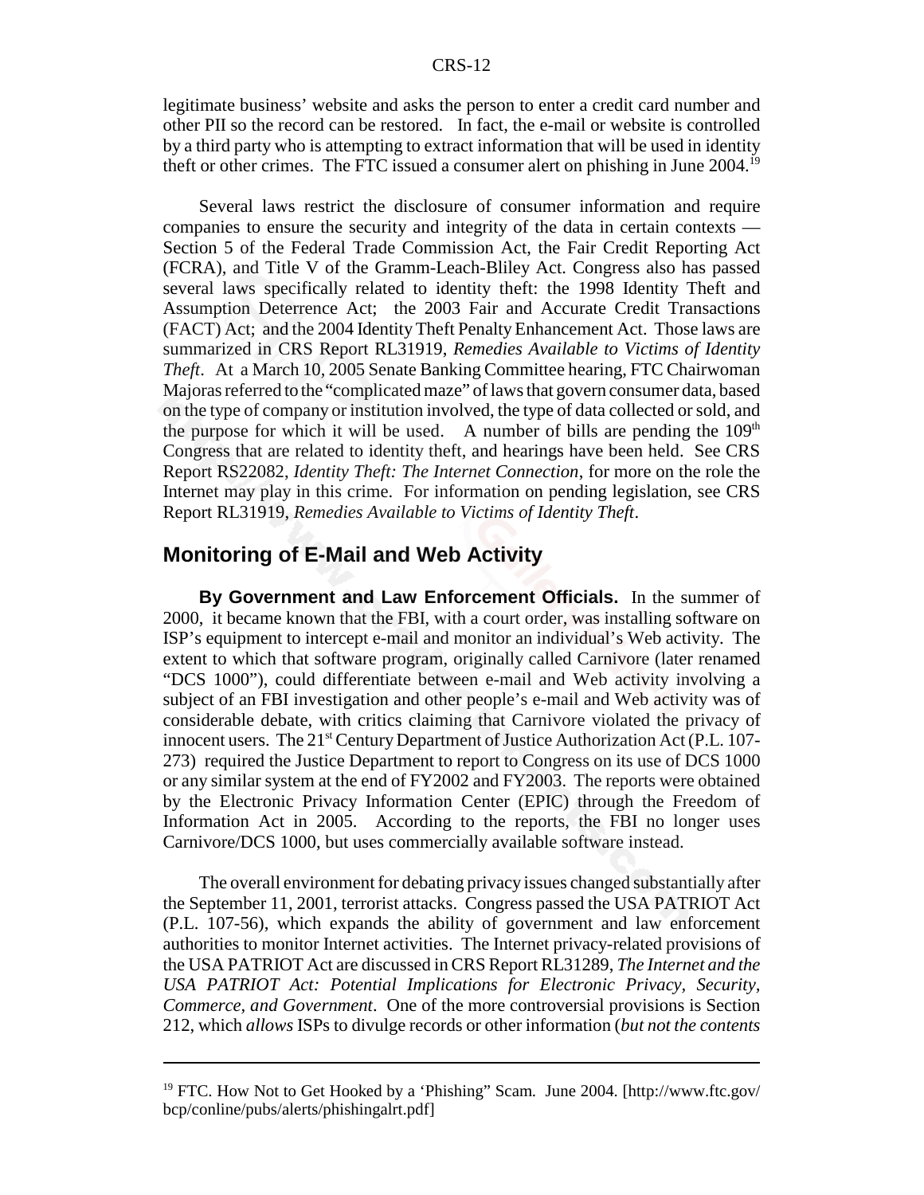legitimate business' website and asks the person to enter a credit card number and other PII so the record can be restored. In fact, the e-mail or website is controlled by a third party who is attempting to extract information that will be used in identity theft or other crimes. The FTC issued a consumer alert on phishing in June 2004.[19]

Several laws restrict the disclosure of consumer information and require companies to ensure the security and integrity of the data in certain contexts — Section 5 of the Federal Trade Commission Act, the Fair Credit Reporting Act (FCRA), and Title V of the Gramm-Leach-Bliley Act. Congress also has passed several laws specifically related to identity theft: the 1998 Identity Theft and Assumption Deterrence Act; the 2003 Fair and Accurate Credit Transactions (FACT) Act; and the 2004 Identity Theft Penalty Enhancement Act. Those laws are summarized in CRS Report RL31919, *Remedies Available to Victims of Identity Theft*. At a March 10, 2005 Senate Banking Committee hearing, FTC Chairwoman Majoras referred to the "complicated maze" of laws that govern consumer data, based on the type of company or institution involved, the type of data collected or sold, and the purpose for which it will be used. A number of bills are pending the 109th Congress that are related to identity theft, and hearings have been held. See CRS Report RS22082, *Identity Theft: The Internet Connection*, for more on the role the Internet may play in this crime. For information on pending legislation, see CRS Report RL31919, *Remedies Available to Victims of Identity Theft*.

## Monitoring of E-Mail and Web Activity

**By Government and Law Enforcement Officials.** In the summer of 2000, it became known that the FBI, with a court order, was installing software on ISP's equipment to intercept e-mail and monitor an individual's Web activity. The extent to which that software program, originally called Carnivore (later renamed "DCS 1000"), could differentiate between e-mail and Web activity involving a subject of an FBI investigation and other people's e-mail and Web activity was of considerable debate, with critics claiming that Carnivore violated the privacy of innocent users. The 21st Century Department of Justice Authorization Act (P.L. 107-273) required the Justice Department to report to Congress on its use of DCS 1000 or any similar system at the end of FY2002 and FY2003. The reports were obtained by the Electronic Privacy Information Center (EPIC) through the Freedom of Information Act in 2005. According to the reports, the FBI no longer uses Carnivore/DCS 1000, but uses commercially available software instead.

The overall environment for debating privacy issues changed substantially after the September 11, 2001, terrorist attacks. Congress passed the USA PATRIOT Act (P.L. 107-56), which expands the ability of government and law enforcement authorities to monitor Internet activities. The Internet privacy-related provisions of the USA PATRIOT Act are discussed in CRS Report RL31289, *The Internet and the USA PATRIOT Act: Potential Implications for Electronic Privacy, Security, Commerce, and Government*. One of the more controversial provisions is Section 212, which *allows* ISPs to divulge records or other information (*but not the contents*

---

[19] FTC. How Not to Get Hooked by a 'Phishing" Scam. June 2004. [http://www.ftc.gov/bcp/conline/pubs/alerts/phishingalrt.pdf]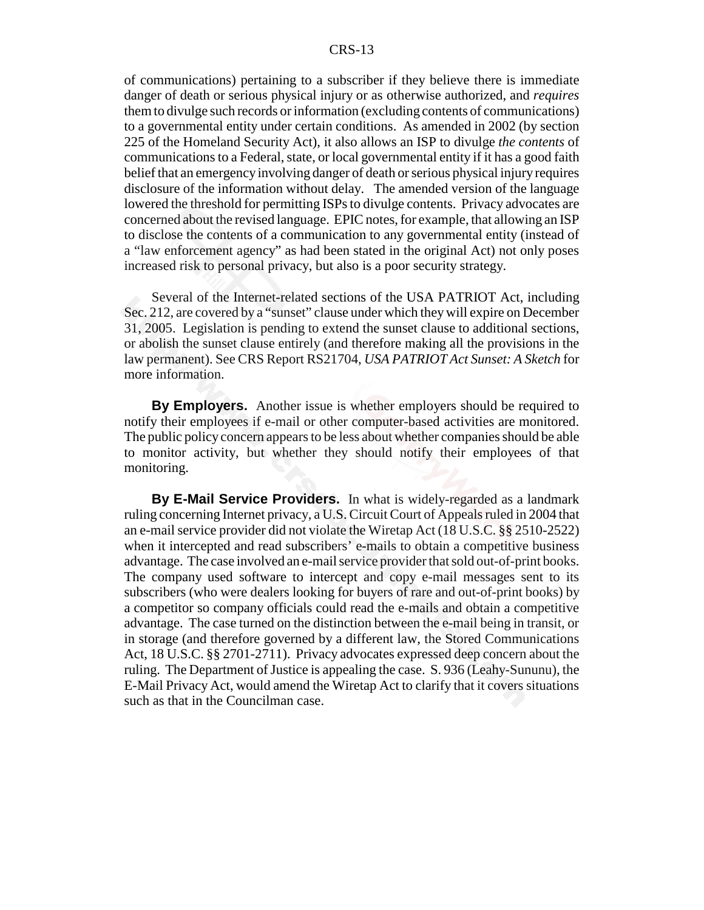of communications) pertaining to a subscriber if they believe there is immediate danger of death or serious physical injury or as otherwise authorized, and *requires* them to divulge such records or information (excluding contents of communications) to a governmental entity under certain conditions. As amended in 2002 (by section 225 of the Homeland Security Act), it also allows an ISP to divulge *the contents* of communications to a Federal, state, or local governmental entity if it has a good faith belief that an emergency involving danger of death or serious physical injury requires disclosure of the information without delay. The amended version of the language lowered the threshold for permitting ISPs to divulge contents. Privacy advocates are concerned about the revised language. EPIC notes, for example, that allowing an ISP to disclose the contents of a communication to any governmental entity (instead of a "law enforcement agency" as had been stated in the original Act) not only poses increased risk to personal privacy, but also is a poor security strategy.

Several of the Internet-related sections of the USA PATRIOT Act, including Sec. 212, are covered by a "sunset" clause under which they will expire on December 31, 2005. Legislation is pending to extend the sunset clause to additional sections, or abolish the sunset clause entirely (and therefore making all the provisions in the law permanent). See CRS Report RS21704, *USA PATRIOT Act Sunset: A Sketch* for more information.

**By Employers.** Another issue is whether employers should be required to notify their employees if e-mail or other computer-based activities are monitored. The public policy concern appears to be less about whether companies should be able to monitor activity, but whether they should notify their employees of that monitoring.

**By E-Mail Service Providers.** In what is widely-regarded as a landmark ruling concerning Internet privacy, a U.S. Circuit Court of Appeals ruled in 2004 that an e-mail service provider did not violate the Wiretap Act (18 U.S.C. §§ 2510-2522) when it intercepted and read subscribers' e-mails to obtain a competitive business advantage. The case involved an e-mail service provider that sold out-of-print books. The company used software to intercept and copy e-mail messages sent to its subscribers (who were dealers looking for buyers of rare and out-of-print books) by a competitor so company officials could read the e-mails and obtain a competitive advantage. The case turned on the distinction between the e-mail being in transit, or in storage (and therefore governed by a different law, the Stored Communications Act, 18 U.S.C. §§ 2701-2711). Privacy advocates expressed deep concern about the ruling. The Department of Justice is appealing the case. S. 936 (Leahy-Sununu), the E-Mail Privacy Act, would amend the Wiretap Act to clarify that it covers situations such as that in the Councilman case.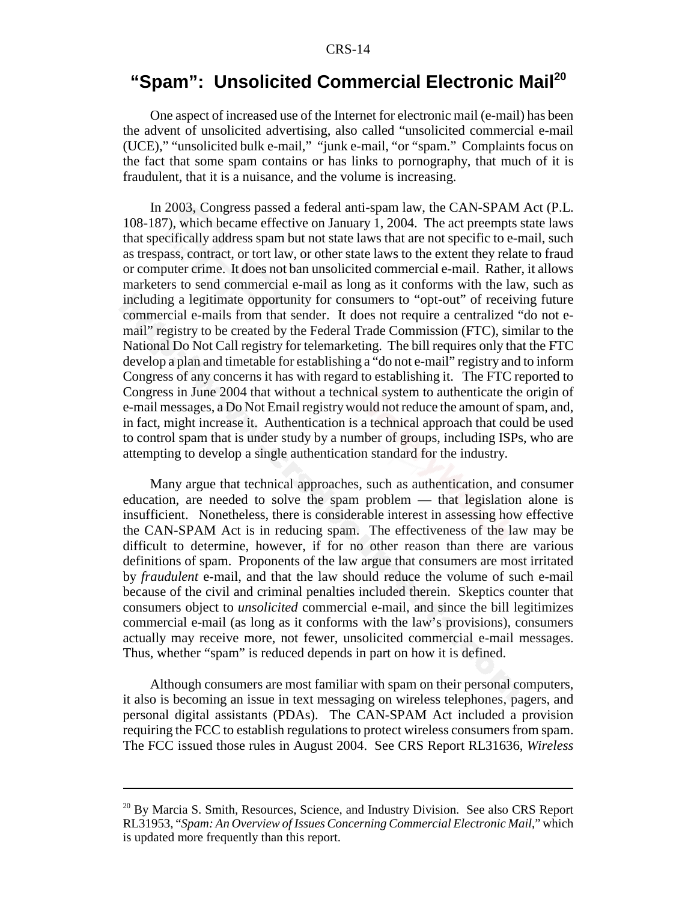## "Spam": Unsolicited Commercial Electronic Mail[20]

One aspect of increased use of the Internet for electronic mail (e-mail) has been the advent of unsolicited advertising, also called "unsolicited commercial e-mail (UCE)," "unsolicited bulk e-mail," "junk e-mail, "or "spam." Complaints focus on the fact that some spam contains or has links to pornography, that much of it is fraudulent, that it is a nuisance, and the volume is increasing.

In 2003, Congress passed a federal anti-spam law, the CAN-SPAM Act (P.L. 108-187), which became effective on January 1, 2004. The act preempts state laws that specifically address spam but not state laws that are not specific to e-mail, such as trespass, contract, or tort law, or other state laws to the extent they relate to fraud or computer crime. It does not ban unsolicited commercial e-mail. Rather, it allows marketers to send commercial e-mail as long as it conforms with the law, such as including a legitimate opportunity for consumers to "opt-out" of receiving future commercial e-mails from that sender. It does not require a centralized "do not e-mail" registry to be created by the Federal Trade Commission (FTC), similar to the National Do Not Call registry for telemarketing. The bill requires only that the FTC develop a plan and timetable for establishing a "do not e-mail" registry and to inform Congress of any concerns it has with regard to establishing it. The FTC reported to Congress in June 2004 that without a technical system to authenticate the origin of e-mail messages, a Do Not Email registry would not reduce the amount of spam, and, in fact, might increase it. Authentication is a technical approach that could be used to control spam that is under study by a number of groups, including ISPs, who are attempting to develop a single authentication standard for the industry.

Many argue that technical approaches, such as authentication, and consumer education, are needed to solve the spam problem — that legislation alone is insufficient. Nonetheless, there is considerable interest in assessing how effective the CAN-SPAM Act is in reducing spam. The effectiveness of the law may be difficult to determine, however, if for no other reason than there are various definitions of spam. Proponents of the law argue that consumers are most irritated by *fraudulent* e-mail, and that the law should reduce the volume of such e-mail because of the civil and criminal penalties included therein. Skeptics counter that consumers object to *unsolicited* commercial e-mail, and since the bill legitimizes commercial e-mail (as long as it conforms with the law's provisions), consumers actually may receive more, not fewer, unsolicited commercial e-mail messages. Thus, whether "spam" is reduced depends in part on how it is defined.

Although consumers are most familiar with spam on their personal computers, it also is becoming an issue in text messaging on wireless telephones, pagers, and personal digital assistants (PDAs). The CAN-SPAM Act included a provision requiring the FCC to establish regulations to protect wireless consumers from spam. The FCC issued those rules in August 2004. See CRS Report RL31636, *Wireless*

---

[20] By Marcia S. Smith, Resources, Science, and Industry Division. See also CRS Report RL31953, "*Spam: An Overview of Issues Concerning Commercial Electronic Mail*," which is updated more frequently than this report.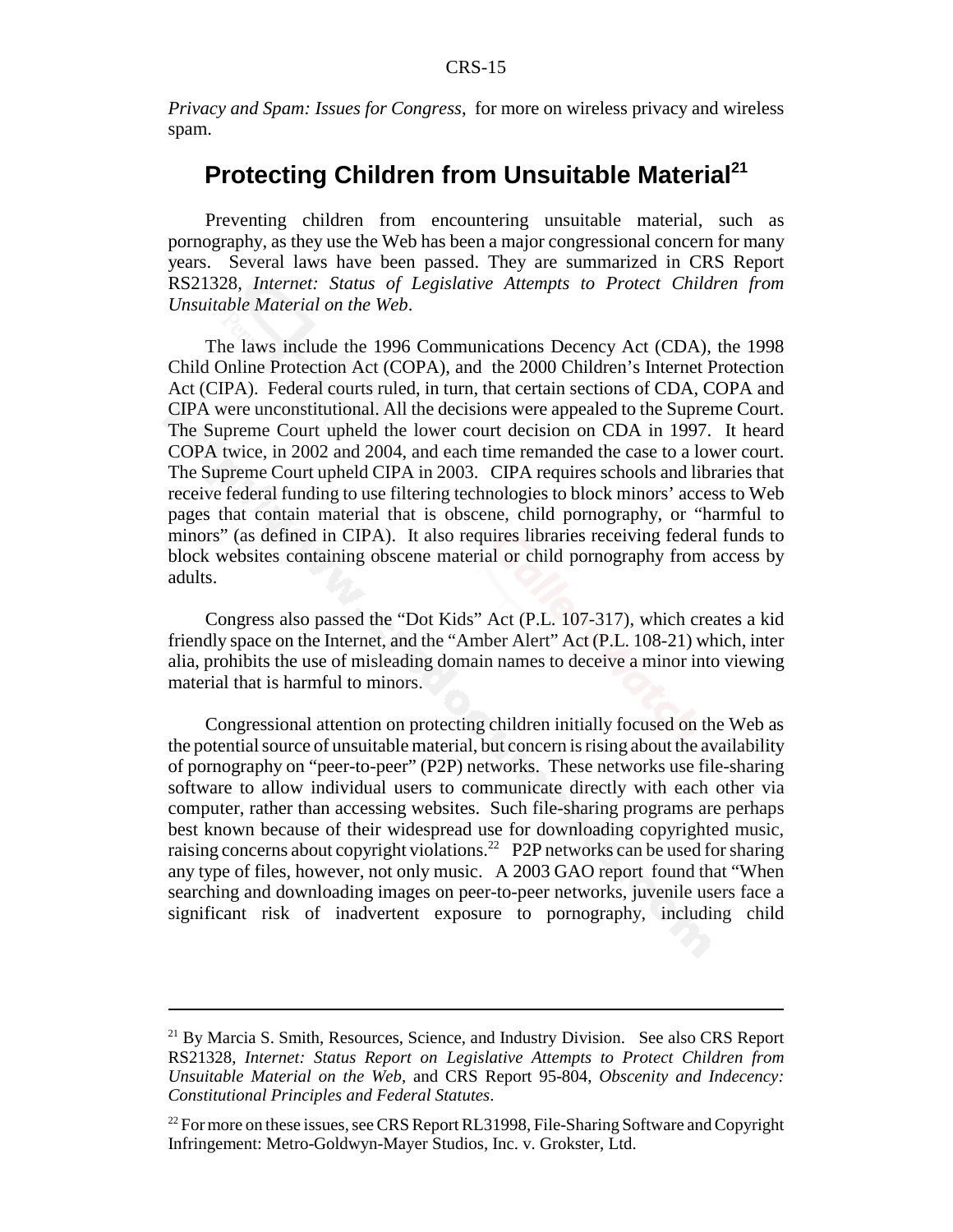*Privacy and Spam: Issues for Congress*, for more on wireless privacy and wireless spam.

## Protecting Children from Unsuitable Material[21]

Preventing children from encountering unsuitable material, such as pornography, as they use the Web has been a major congressional concern for many years. Several laws have been passed. They are summarized in CRS Report RS21328, *Internet: Status of Legislative Attempts to Protect Children from Unsuitable Material on the Web*.

The laws include the 1996 Communications Decency Act (CDA), the 1998 Child Online Protection Act (COPA), and the 2000 Children's Internet Protection Act (CIPA). Federal courts ruled, in turn, that certain sections of CDA, COPA and CIPA were unconstitutional. All the decisions were appealed to the Supreme Court. The Supreme Court upheld the lower court decision on CDA in 1997. It heard COPA twice, in 2002 and 2004, and each time remanded the case to a lower court. The Supreme Court upheld CIPA in 2003. CIPA requires schools and libraries that receive federal funding to use filtering technologies to block minors' access to Web pages that contain material that is obscene, child pornography, or "harmful to minors" (as defined in CIPA). It also requires libraries receiving federal funds to block websites containing obscene material or child pornography from access by adults.

Congress also passed the "Dot Kids" Act (P.L. 107-317), which creates a kid friendly space on the Internet, and the "Amber Alert" Act (P.L. 108-21) which, inter alia, prohibits the use of misleading domain names to deceive a minor into viewing material that is harmful to minors.

Congressional attention on protecting children initially focused on the Web as the potential source of unsuitable material, but concern is rising about the availability of pornography on "peer-to-peer" (P2P) networks. These networks use file-sharing software to allow individual users to communicate directly with each other via computer, rather than accessing websites. Such file-sharing programs are perhaps best known because of their widespread use for downloading copyrighted music, raising concerns about copyright violations.[22] P2P networks can be used for sharing any type of files, however, not only music. A 2003 GAO report found that "When searching and downloading images on peer-to-peer networks, juvenile users face a significant risk of inadvertent exposure to pornography, including child

---

[21] By Marcia S. Smith, Resources, Science, and Industry Division. See also CRS Report RS21328, *Internet: Status Report on Legislative Attempts to Protect Children from Unsuitable Material on the Web*, and CRS Report 95-804, *Obscenity and Indecency: Constitutional Principles and Federal Statutes*.

[22] For more on these issues, see CRS Report RL31998, File-Sharing Software and Copyright Infringement: Metro-Goldwyn-Mayer Studios, Inc. v. Grokster, Ltd.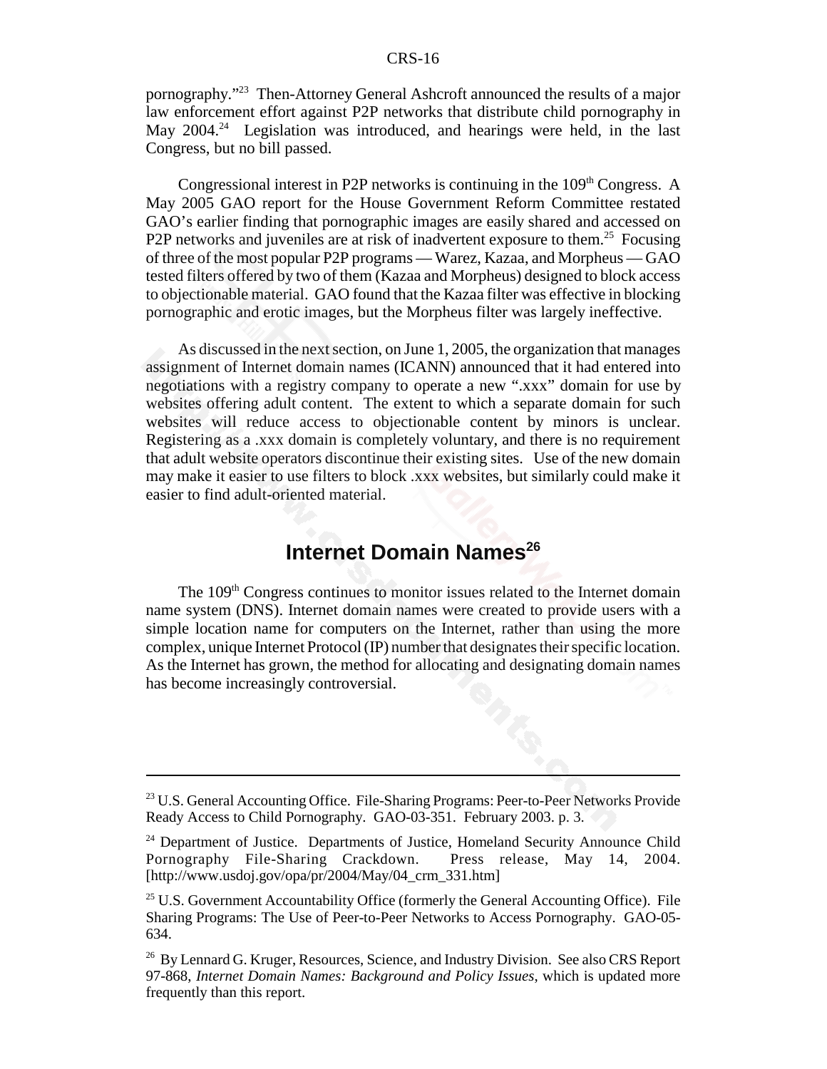pornography."[23] Then-Attorney General Ashcroft announced the results of a major law enforcement effort against P2P networks that distribute child pornography in May 2004.[24] Legislation was introduced, and hearings were held, in the last Congress, but no bill passed.

Congressional interest in P2P networks is continuing in the 109th Congress. A May 2005 GAO report for the House Government Reform Committee restated GAO's earlier finding that pornographic images are easily shared and accessed on P2P networks and juveniles are at risk of inadvertent exposure to them.[25] Focusing of three of the most popular P2P programs — Warez, Kazaa, and Morpheus — GAO tested filters offered by two of them (Kazaa and Morpheus) designed to block access to objectionable material. GAO found that the Kazaa filter was effective in blocking pornographic and erotic images, but the Morpheus filter was largely ineffective.

As discussed in the next section, on June 1, 2005, the organization that manages assignment of Internet domain names (ICANN) announced that it had entered into negotiations with a registry company to operate a new ".xxx" domain for use by websites offering adult content. The extent to which a separate domain for such websites will reduce access to objectionable content by minors is unclear. Registering as a .xxx domain is completely voluntary, and there is no requirement that adult website operators discontinue their existing sites. Use of the new domain may make it easier to use filters to block .xxx websites, but similarly could make it easier to find adult-oriented material.

## Internet Domain Names[26]

The 109th Congress continues to monitor issues related to the Internet domain name system (DNS). Internet domain names were created to provide users with a simple location name for computers on the Internet, rather than using the more complex, unique Internet Protocol (IP) number that designates their specific location. As the Internet has grown, the method for allocating and designating domain names has become increasingly controversial.

---

[23] U.S. General Accounting Office. File-Sharing Programs: Peer-to-Peer Networks Provide Ready Access to Child Pornography. GAO-03-351. February 2003. p. 3.

[24] Department of Justice. Departments of Justice, Homeland Security Announce Child Pornography File-Sharing Crackdown. Press release, May 14, 2004. [http://www.usdoj.gov/opa/pr/2004/May/04_crm_331.htm]

[25] U.S. Government Accountability Office (formerly the General Accounting Office). File Sharing Programs: The Use of Peer-to-Peer Networks to Access Pornography. GAO-05-634.

[26] By Lennard G. Kruger, Resources, Science, and Industry Division. See also CRS Report 97-868, *Internet Domain Names: Background and Policy Issues*, which is updated more frequently than this report.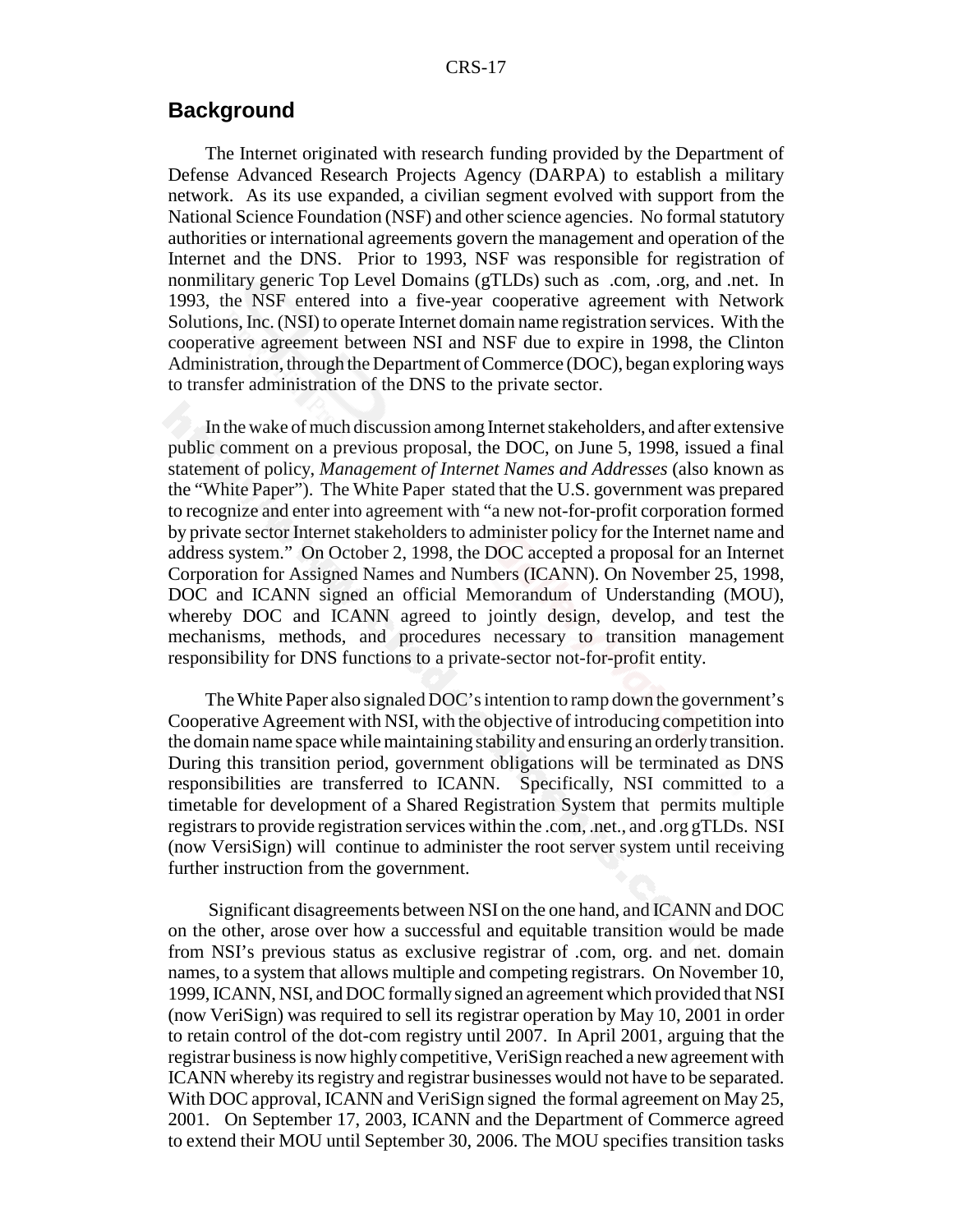## Background

The Internet originated with research funding provided by the Department of Defense Advanced Research Projects Agency (DARPA) to establish a military network. As its use expanded, a civilian segment evolved with support from the National Science Foundation (NSF) and other science agencies. No formal statutory authorities or international agreements govern the management and operation of the Internet and the DNS. Prior to 1993, NSF was responsible for registration of nonmilitary generic Top Level Domains (gTLDs) such as .com, .org, and .net. In 1993, the NSF entered into a five-year cooperative agreement with Network Solutions, Inc. (NSI) to operate Internet domain name registration services. With the cooperative agreement between NSI and NSF due to expire in 1998, the Clinton Administration, through the Department of Commerce (DOC), began exploring ways to transfer administration of the DNS to the private sector.

In the wake of much discussion among Internet stakeholders, and after extensive public comment on a previous proposal, the DOC, on June 5, 1998, issued a final statement of policy, *Management of Internet Names and Addresses* (also known as the "White Paper"). The White Paper stated that the U.S. government was prepared to recognize and enter into agreement with "a new not-for-profit corporation formed by private sector Internet stakeholders to administer policy for the Internet name and address system." On October 2, 1998, the DOC accepted a proposal for an Internet Corporation for Assigned Names and Numbers (ICANN). On November 25, 1998, DOC and ICANN signed an official Memorandum of Understanding (MOU), whereby DOC and ICANN agreed to jointly design, develop, and test the mechanisms, methods, and procedures necessary to transition management responsibility for DNS functions to a private-sector not-for-profit entity.

The White Paper also signaled DOC's intention to ramp down the government's Cooperative Agreement with NSI, with the objective of introducing competition into the domain name space while maintaining stability and ensuring an orderly transition. During this transition period, government obligations will be terminated as DNS responsibilities are transferred to ICANN. Specifically, NSI committed to a timetable for development of a Shared Registration System that permits multiple registrars to provide registration services within the .com, .net., and .org gTLDs. NSI (now VersiSign) will continue to administer the root server system until receiving further instruction from the government.

Significant disagreements between NSI on the one hand, and ICANN and DOC on the other, arose over how a successful and equitable transition would be made from NSI's previous status as exclusive registrar of .com, org. and net. domain names, to a system that allows multiple and competing registrars. On November 10, 1999, ICANN, NSI, and DOC formally signed an agreement which provided that NSI (now VeriSign) was required to sell its registrar operation by May 10, 2001 in order to retain control of the dot-com registry until 2007. In April 2001, arguing that the registrar business is now highly competitive, VeriSign reached a new agreement with ICANN whereby its registry and registrar businesses would not have to be separated. With DOC approval, ICANN and VeriSign signed the formal agreement on May 25, 2001. On September 17, 2003, ICANN and the Department of Commerce agreed to extend their MOU until September 30, 2006. The MOU specifies transition tasks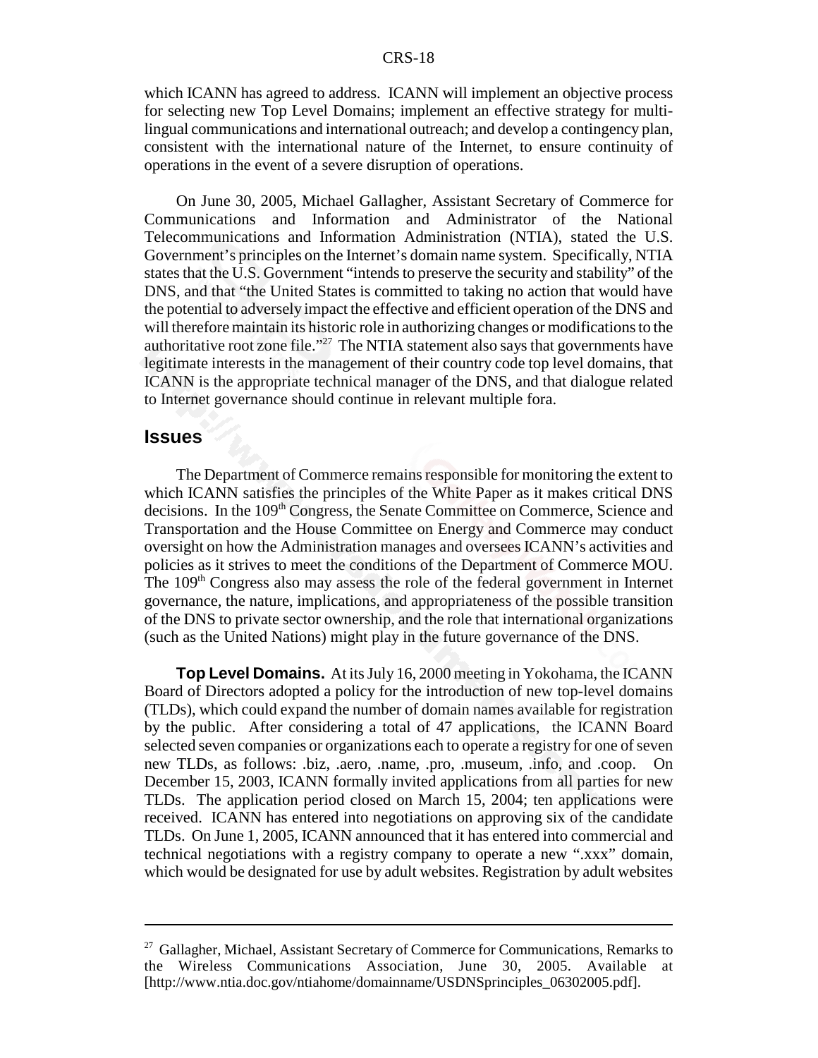which ICANN has agreed to address. ICANN will implement an objective process for selecting new Top Level Domains; implement an effective strategy for multi-lingual communications and international outreach; and develop a contingency plan, consistent with the international nature of the Internet, to ensure continuity of operations in the event of a severe disruption of operations.

On June 30, 2005, Michael Gallagher, Assistant Secretary of Commerce for Communications and Information and Administrator of the National Telecommunications and Information Administration (NTIA), stated the U.S. Government's principles on the Internet's domain name system. Specifically, NTIA states that the U.S. Government "intends to preserve the security and stability" of the DNS, and that "the United States is committed to taking no action that would have the potential to adversely impact the effective and efficient operation of the DNS and will therefore maintain its historic role in authorizing changes or modifications to the authoritative root zone file."[27] The NTIA statement also says that governments have legitimate interests in the management of their country code top level domains, that ICANN is the appropriate technical manager of the DNS, and that dialogue related to Internet governance should continue in relevant multiple fora.

## Issues

The Department of Commerce remains responsible for monitoring the extent to which ICANN satisfies the principles of the White Paper as it makes critical DNS decisions. In the 109th Congress, the Senate Committee on Commerce, Science and Transportation and the House Committee on Energy and Commerce may conduct oversight on how the Administration manages and oversees ICANN's activities and policies as it strives to meet the conditions of the Department of Commerce MOU. The 109th Congress also may assess the role of the federal government in Internet governance, the nature, implications, and appropriateness of the possible transition of the DNS to private sector ownership, and the role that international organizations (such as the United Nations) might play in the future governance of the DNS.

**Top Level Domains.** At its July 16, 2000 meeting in Yokohama, the ICANN Board of Directors adopted a policy for the introduction of new top-level domains (TLDs), which could expand the number of domain names available for registration by the public. After considering a total of 47 applications, the ICANN Board selected seven companies or organizations each to operate a registry for one of seven new TLDs, as follows: .biz, .aero, .name, .pro, .museum, .info, and .coop. On December 15, 2003, ICANN formally invited applications from all parties for new TLDs. The application period closed on March 15, 2004; ten applications were received. ICANN has entered into negotiations on approving six of the candidate TLDs. On June 1, 2005, ICANN announced that it has entered into commercial and technical negotiations with a registry company to operate a new ".xxx" domain, which would be designated for use by adult websites. Registration by adult websites

---

[27] Gallagher, Michael, Assistant Secretary of Commerce for Communications, Remarks to the Wireless Communications Association, June 30, 2005. Available at [http://www.ntia.doc.gov/ntiahome/domainname/USDNSprinciples_06302005.pdf].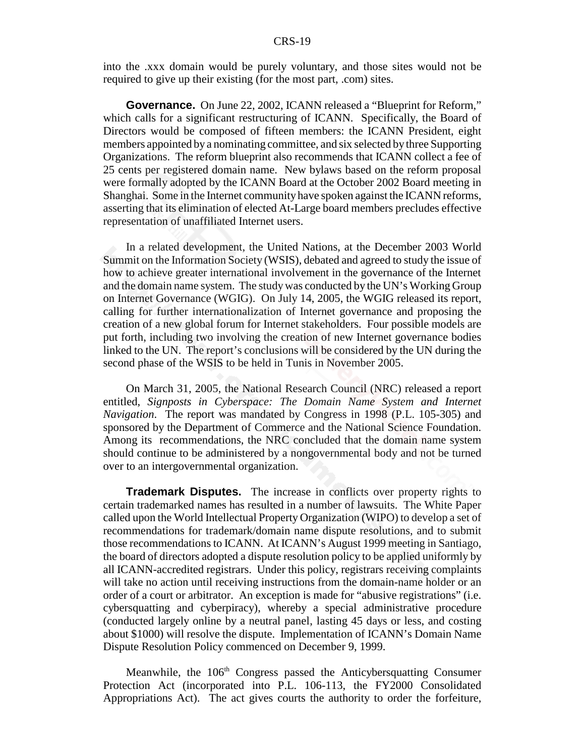into the .xxx domain would be purely voluntary, and those sites would not be required to give up their existing (for the most part, .com) sites.

**Governance.** On June 22, 2002, ICANN released a "Blueprint for Reform," which calls for a significant restructuring of ICANN. Specifically, the Board of Directors would be composed of fifteen members: the ICANN President, eight members appointed by a nominating committee, and six selected by three Supporting Organizations. The reform blueprint also recommends that ICANN collect a fee of 25 cents per registered domain name. New bylaws based on the reform proposal were formally adopted by the ICANN Board at the October 2002 Board meeting in Shanghai. Some in the Internet community have spoken against the ICANN reforms, asserting that its elimination of elected At-Large board members precludes effective representation of unaffiliated Internet users.

In a related development, the United Nations, at the December 2003 World Summit on the Information Society (WSIS), debated and agreed to study the issue of how to achieve greater international involvement in the governance of the Internet and the domain name system. The study was conducted by the UN's Working Group on Internet Governance (WGIG). On July 14, 2005, the WGIG released its report, calling for further internationalization of Internet governance and proposing the creation of a new global forum for Internet stakeholders. Four possible models are put forth, including two involving the creation of new Internet governance bodies linked to the UN. The report's conclusions will be considered by the UN during the second phase of the WSIS to be held in Tunis in November 2005.

On March 31, 2005, the National Research Council (NRC) released a report entitled, *Signposts in Cyberspace: The Domain Name System and Internet Navigation*. The report was mandated by Congress in 1998 (P.L. 105-305) and sponsored by the Department of Commerce and the National Science Foundation. Among its recommendations, the NRC concluded that the domain name system should continue to be administered by a nongovernmental body and not be turned over to an intergovernmental organization.

**Trademark Disputes.** The increase in conflicts over property rights to certain trademarked names has resulted in a number of lawsuits. The White Paper called upon the World Intellectual Property Organization (WIPO) to develop a set of recommendations for trademark/domain name dispute resolutions, and to submit those recommendations to ICANN. At ICANN's August 1999 meeting in Santiago, the board of directors adopted a dispute resolution policy to be applied uniformly by all ICANN-accredited registrars. Under this policy, registrars receiving complaints will take no action until receiving instructions from the domain-name holder or an order of a court or arbitrator. An exception is made for "abusive registrations" (i.e. cybersquatting and cyberpiracy), whereby a special administrative procedure (conducted largely online by a neutral panel, lasting 45 days or less, and costing about $1000) will resolve the dispute. Implementation of ICANN's Domain Name Dispute Resolution Policy commenced on December 9, 1999.

Meanwhile, the 106th Congress passed the Anticybersquatting Consumer Protection Act (incorporated into P.L. 106-113, the FY2000 Consolidated Appropriations Act). The act gives courts the authority to order the forfeiture,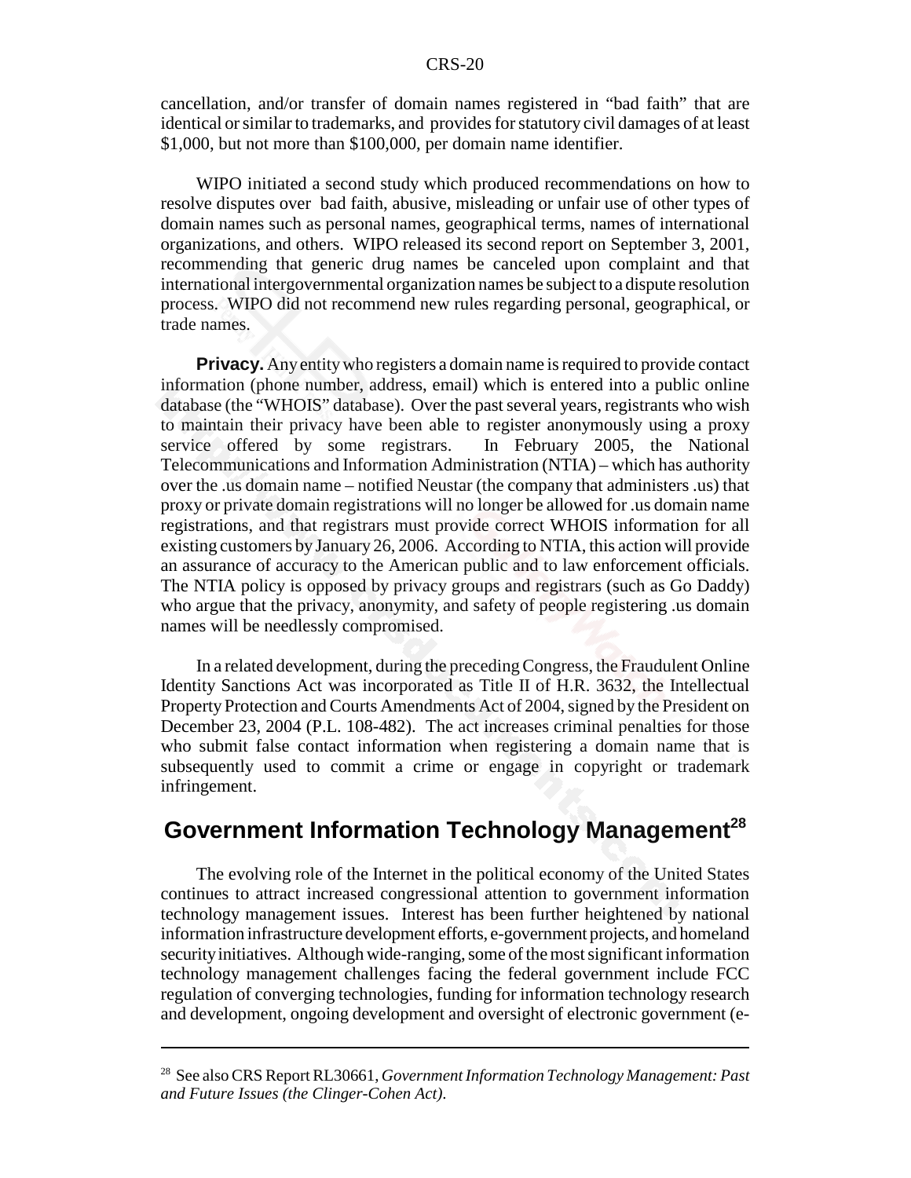cancellation, and/or transfer of domain names registered in "bad faith" that are identical or similar to trademarks, and provides for statutory civil damages of at least $1,000, but not more than $100,000, per domain name identifier.

WIPO initiated a second study which produced recommendations on how to resolve disputes over bad faith, abusive, misleading or unfair use of other types of domain names such as personal names, geographical terms, names of international organizations, and others. WIPO released its second report on September 3, 2001, recommending that generic drug names be canceled upon complaint and that international intergovernmental organization names be subject to a dispute resolution process. WIPO did not recommend new rules regarding personal, geographical, or trade names.

**Privacy.** Any entity who registers a domain name is required to provide contact information (phone number, address, email) which is entered into a public online database (the "WHOIS" database). Over the past several years, registrants who wish to maintain their privacy have been able to register anonymously using a proxy service offered by some registrars. In February 2005, the National Telecommunications and Information Administration (NTIA) – which has authority over the .us domain name – notified Neustar (the company that administers .us) that proxy or private domain registrations will no longer be allowed for .us domain name registrations, and that registrars must provide correct WHOIS information for all existing customers by January 26, 2006. According to NTIA, this action will provide an assurance of accuracy to the American public and to law enforcement officials. The NTIA policy is opposed by privacy groups and registrars (such as Go Daddy) who argue that the privacy, anonymity, and safety of people registering .us domain names will be needlessly compromised.

In a related development, during the preceding Congress, the Fraudulent Online Identity Sanctions Act was incorporated as Title II of H.R. 3632, the Intellectual Property Protection and Courts Amendments Act of 2004, signed by the President on December 23, 2004 (P.L. 108-482). The act increases criminal penalties for those who submit false contact information when registering a domain name that is subsequently used to commit a crime or engage in copyright or trademark infringement.

## Government Information Technology Management[28]

The evolving role of the Internet in the political economy of the United States continues to attract increased congressional attention to government information technology management issues. Interest has been further heightened by national information infrastructure development efforts, e-government projects, and homeland security initiatives. Although wide-ranging, some of the most significant information technology management challenges facing the federal government include FCC regulation of converging technologies, funding for information technology research and development, ongoing development and oversight of electronic government (e-

---

[28] See also CRS Report RL30661, *Government Information Technology Management: Past and Future Issues (the Clinger-Cohen Act)*.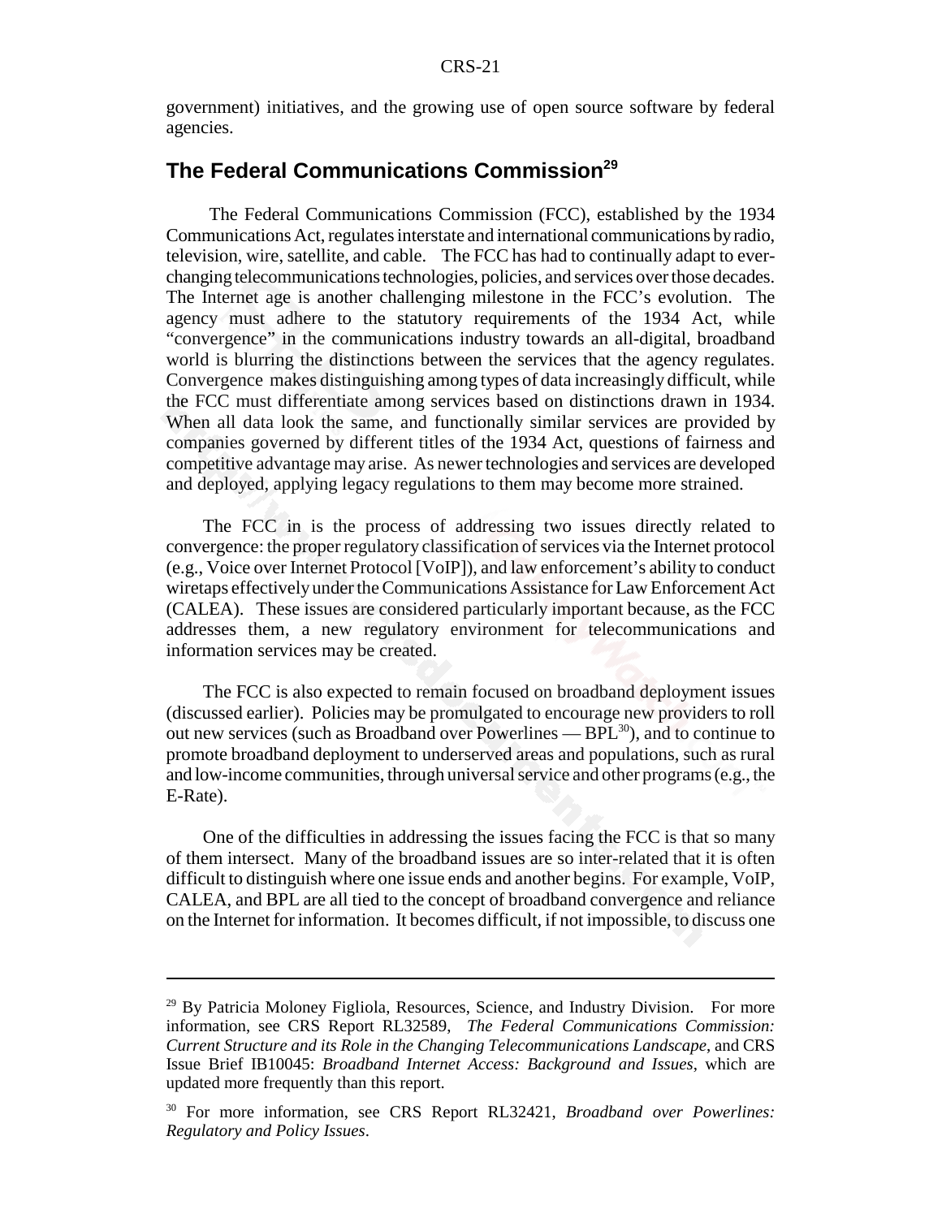government) initiatives, and the growing use of open source software by federal agencies.

## The Federal Communications Commission[29]

The Federal Communications Commission (FCC), established by the 1934 Communications Act, regulates interstate and international communications by radio, television, wire, satellite, and cable. The FCC has had to continually adapt to ever-changing telecommunications technologies, policies, and services over those decades. The Internet age is another challenging milestone in the FCC's evolution. The agency must adhere to the statutory requirements of the 1934 Act, while "convergence" in the communications industry towards an all-digital, broadband world is blurring the distinctions between the services that the agency regulates. Convergence makes distinguishing among types of data increasingly difficult, while the FCC must differentiate among services based on distinctions drawn in 1934. When all data look the same, and functionally similar services are provided by companies governed by different titles of the 1934 Act, questions of fairness and competitive advantage may arise. As newer technologies and services are developed and deployed, applying legacy regulations to them may become more strained.

The FCC in is the process of addressing two issues directly related to convergence: the proper regulatory classification of services via the Internet protocol (e.g., Voice over Internet Protocol [VoIP]), and law enforcement's ability to conduct wiretaps effectively under the Communications Assistance for Law Enforcement Act (CALEA). These issues are considered particularly important because, as the FCC addresses them, a new regulatory environment for telecommunications and information services may be created.

The FCC is also expected to remain focused on broadband deployment issues (discussed earlier). Policies may be promulgated to encourage new providers to roll out new services (such as Broadband over Powerlines — BPL[30]), and to continue to promote broadband deployment to underserved areas and populations, such as rural and low-income communities, through universal service and other programs (e.g., the E-Rate).

One of the difficulties in addressing the issues facing the FCC is that so many of them intersect. Many of the broadband issues are so inter-related that it is often difficult to distinguish where one issue ends and another begins. For example, VoIP, CALEA, and BPL are all tied to the concept of broadband convergence and reliance on the Internet for information. It becomes difficult, if not impossible, to discuss one

---

[29] By Patricia Moloney Figliola, Resources, Science, and Industry Division. For more information, see CRS Report RL32589, *The Federal Communications Commission: Current Structure and its Role in the Changing Telecommunications Landscape*, and CRS Issue Brief IB10045: *Broadband Internet Access: Background and Issues*, which are updated more frequently than this report.

[30] For more information, see CRS Report RL32421, *Broadband over Powerlines: Regulatory and Policy Issues*.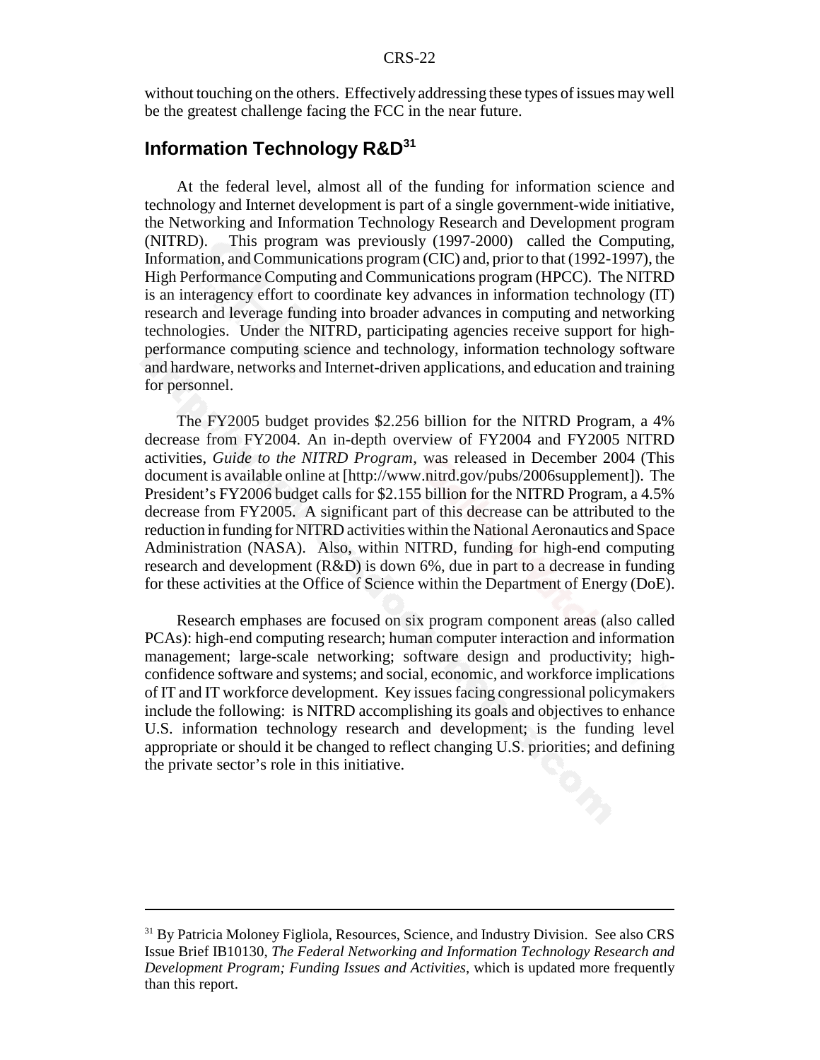without touching on the others. Effectively addressing these types of issues may well be the greatest challenge facing the FCC in the near future.

## Information Technology R&D[31]

At the federal level, almost all of the funding for information science and technology and Internet development is part of a single government-wide initiative, the Networking and Information Technology Research and Development program (NITRD). This program was previously (1997-2000) called the Computing, Information, and Communications program (CIC) and, prior to that (1992-1997), the High Performance Computing and Communications program (HPCC). The NITRD is an interagency effort to coordinate key advances in information technology (IT) research and leverage funding into broader advances in computing and networking technologies. Under the NITRD, participating agencies receive support for high-performance computing science and technology, information technology software and hardware, networks and Internet-driven applications, and education and training for personnel.

The FY2005 budget provides $2.256 billion for the NITRD Program, a 4% decrease from FY2004. An in-depth overview of FY2004 and FY2005 NITRD activities, *Guide to the NITRD Program*, was released in December 2004 (This document is available online at [http://www.nitrd.gov/pubs/2006supplement]). The President's FY2006 budget calls for $2.155 billion for the NITRD Program, a 4.5% decrease from FY2005. A significant part of this decrease can be attributed to the reduction in funding for NITRD activities within the National Aeronautics and Space Administration (NASA). Also, within NITRD, funding for high-end computing research and development (R&D) is down 6%, due in part to a decrease in funding for these activities at the Office of Science within the Department of Energy (DoE).

Research emphases are focused on six program component areas (also called PCAs): high-end computing research; human computer interaction and information management; large-scale networking; software design and productivity; high-confidence software and systems; and social, economic, and workforce implications of IT and IT workforce development. Key issues facing congressional policymakers include the following: is NITRD accomplishing its goals and objectives to enhance U.S. information technology research and development; is the funding level appropriate or should it be changed to reflect changing U.S. priorities; and defining the private sector's role in this initiative.

---

[31] By Patricia Moloney Figliola, Resources, Science, and Industry Division. See also CRS Issue Brief IB10130, *The Federal Networking and Information Technology Research and Development Program; Funding Issues and Activities*, which is updated more frequently than this report.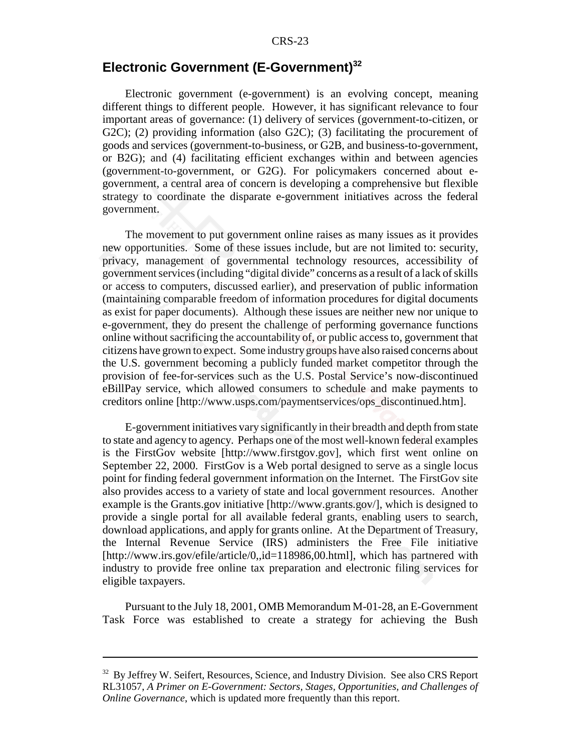## Electronic Government (E-Government)[32]

Electronic government (e-government) is an evolving concept, meaning different things to different people. However, it has significant relevance to four important areas of governance: (1) delivery of services (government-to-citizen, or G2C); (2) providing information (also G2C); (3) facilitating the procurement of goods and services (government-to-business, or G2B, and business-to-government, or B2G); and (4) facilitating efficient exchanges within and between agencies (government-to-government, or G2G). For policymakers concerned about e-government, a central area of concern is developing a comprehensive but flexible strategy to coordinate the disparate e-government initiatives across the federal government.

The movement to put government online raises as many issues as it provides new opportunities. Some of these issues include, but are not limited to: security, privacy, management of governmental technology resources, accessibility of government services (including "digital divide" concerns as a result of a lack of skills or access to computers, discussed earlier), and preservation of public information (maintaining comparable freedom of information procedures for digital documents as exist for paper documents). Although these issues are neither new nor unique to e-government, they do present the challenge of performing governance functions online without sacrificing the accountability of, or public access to, government that citizens have grown to expect. Some industry groups have also raised concerns about the U.S. government becoming a publicly funded market competitor through the provision of fee-for-services such as the U.S. Postal Service's now-discontinued eBillPay service, which allowed consumers to schedule and make payments to creditors online [http://www.usps.com/paymentservices/ops_discontinued.htm].

E-government initiatives vary significantly in their breadth and depth from state to state and agency to agency. Perhaps one of the most well-known federal examples is the FirstGov website [http://www.firstgov.gov], which first went online on September 22, 2000. FirstGov is a Web portal designed to serve as a single locus point for finding federal government information on the Internet. The FirstGov site also provides access to a variety of state and local government resources. Another example is the Grants.gov initiative [http://www.grants.gov/], which is designed to provide a single portal for all available federal grants, enabling users to search, download applications, and apply for grants online. At the Department of Treasury, the Internal Revenue Service (IRS) administers the Free File initiative [http://www.irs.gov/efile/article/0,,id=118986,00.html], which has partnered with industry to provide free online tax preparation and electronic filing services for eligible taxpayers.

Pursuant to the July 18, 2001, OMB Memorandum M-01-28, an E-Government Task Force was established to create a strategy for achieving the Bush

---

[32] By Jeffrey W. Seifert, Resources, Science, and Industry Division. See also CRS Report RL31057, *A Primer on E-Government: Sectors, Stages, Opportunities, and Challenges of Online Governance*, which is updated more frequently than this report.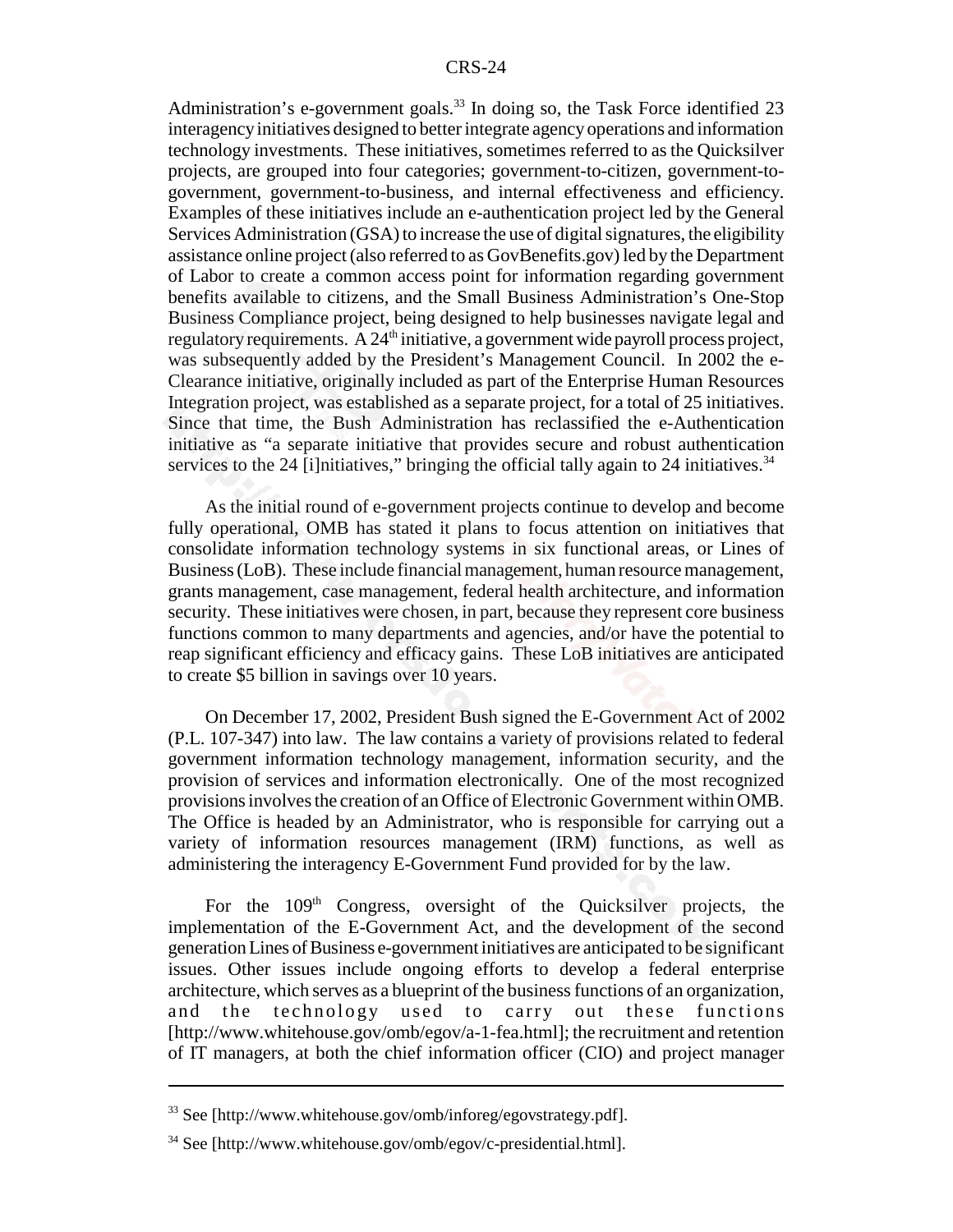Administration's e-government goals.[33] In doing so, the Task Force identified 23 interagency initiatives designed to better integrate agency operations and information technology investments. These initiatives, sometimes referred to as the Quicksilver projects, are grouped into four categories; government-to-citizen, government-to-government, government-to-business, and internal effectiveness and efficiency. Examples of these initiatives include an e-authentication project led by the General Services Administration (GSA) to increase the use of digital signatures, the eligibility assistance online project (also referred to as GovBenefits.gov) led by the Department of Labor to create a common access point for information regarding government benefits available to citizens, and the Small Business Administration's One-Stop Business Compliance project, being designed to help businesses navigate legal and regulatory requirements. A 24th initiative, a government wide payroll process project, was subsequently added by the President's Management Council. In 2002 the e-Clearance initiative, originally included as part of the Enterprise Human Resources Integration project, was established as a separate project, for a total of 25 initiatives. Since that time, the Bush Administration has reclassified the e-Authentication initiative as "a separate initiative that provides secure and robust authentication services to the 24 [i]nitiatives," bringing the official tally again to 24 initiatives.[34]

As the initial round of e-government projects continue to develop and become fully operational, OMB has stated it plans to focus attention on initiatives that consolidate information technology systems in six functional areas, or Lines of Business (LoB). These include financial management, human resource management, grants management, case management, federal health architecture, and information security. These initiatives were chosen, in part, because they represent core business functions common to many departments and agencies, and/or have the potential to reap significant efficiency and efficacy gains. These LoB initiatives are anticipated to create $5 billion in savings over 10 years.

On December 17, 2002, President Bush signed the E-Government Act of 2002 (P.L. 107-347) into law. The law contains a variety of provisions related to federal government information technology management, information security, and the provision of services and information electronically. One of the most recognized provisions involves the creation of an Office of Electronic Government within OMB. The Office is headed by an Administrator, who is responsible for carrying out a variety of information resources management (IRM) functions, as well as administering the interagency E-Government Fund provided for by the law.

For the 109th Congress, oversight of the Quicksilver projects, the implementation of the E-Government Act, and the development of the second generation Lines of Business e-government initiatives are anticipated to be significant issues. Other issues include ongoing efforts to develop a federal enterprise architecture, which serves as a blueprint of the business functions of an organization, and the technology used to carry out these functions [http://www.whitehouse.gov/omb/egov/a-1-fea.html]; the recruitment and retention of IT managers, at both the chief information officer (CIO) and project manager

---

[33] See [http://www.whitehouse.gov/omb/inforeg/egovstrategy.pdf].

[34] See [http://www.whitehouse.gov/omb/egov/c-presidential.html].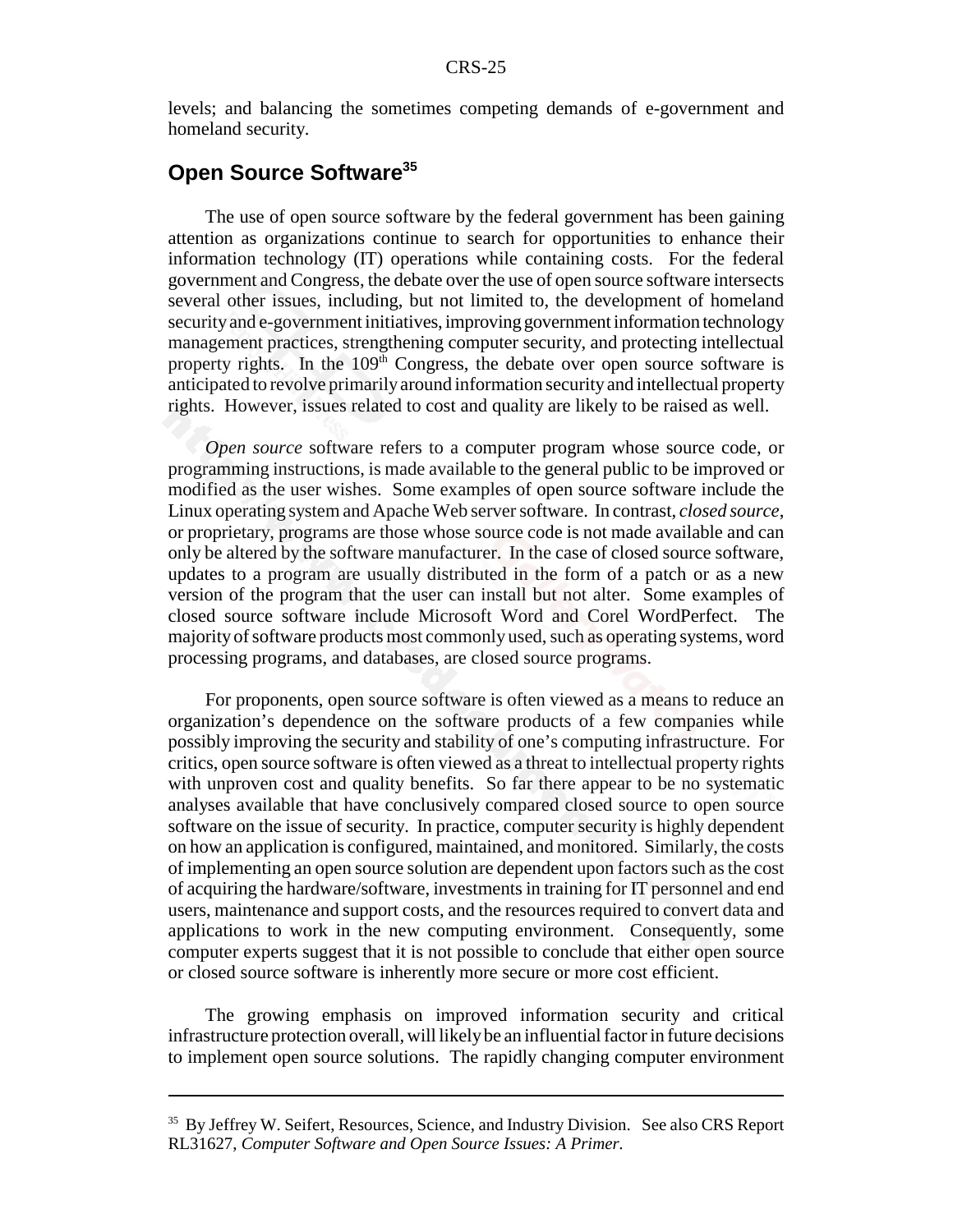levels; and balancing the sometimes competing demands of e-government and homeland security.

## Open Source Software[35]

The use of open source software by the federal government has been gaining attention as organizations continue to search for opportunities to enhance their information technology (IT) operations while containing costs. For the federal government and Congress, the debate over the use of open source software intersects several other issues, including, but not limited to, the development of homeland security and e-government initiatives, improving government information technology management practices, strengthening computer security, and protecting intellectual property rights. In the 109th Congress, the debate over open source software is anticipated to revolve primarily around information security and intellectual property rights. However, issues related to cost and quality are likely to be raised as well.

*Open source* software refers to a computer program whose source code, or programming instructions, is made available to the general public to be improved or modified as the user wishes. Some examples of open source software include the Linux operating system and Apache Web server software. In contrast, *closed source*, or proprietary, programs are those whose source code is not made available and can only be altered by the software manufacturer. In the case of closed source software, updates to a program are usually distributed in the form of a patch or as a new version of the program that the user can install but not alter. Some examples of closed source software include Microsoft Word and Corel WordPerfect. The majority of software products most commonly used, such as operating systems, word processing programs, and databases, are closed source programs.

For proponents, open source software is often viewed as a means to reduce an organization's dependence on the software products of a few companies while possibly improving the security and stability of one's computing infrastructure. For critics, open source software is often viewed as a threat to intellectual property rights with unproven cost and quality benefits. So far there appear to be no systematic analyses available that have conclusively compared closed source to open source software on the issue of security. In practice, computer security is highly dependent on how an application is configured, maintained, and monitored. Similarly, the costs of implementing an open source solution are dependent upon factors such as the cost of acquiring the hardware/software, investments in training for IT personnel and end users, maintenance and support costs, and the resources required to convert data and applications to work in the new computing environment. Consequently, some computer experts suggest that it is not possible to conclude that either open source or closed source software is inherently more secure or more cost efficient.

The growing emphasis on improved information security and critical infrastructure protection overall, will likely be an influential factor in future decisions to implement open source solutions. The rapidly changing computer environment

---

[35] By Jeffrey W. Seifert, Resources, Science, and Industry Division. See also CRS Report RL31627, *Computer Software and Open Source Issues: A Primer*.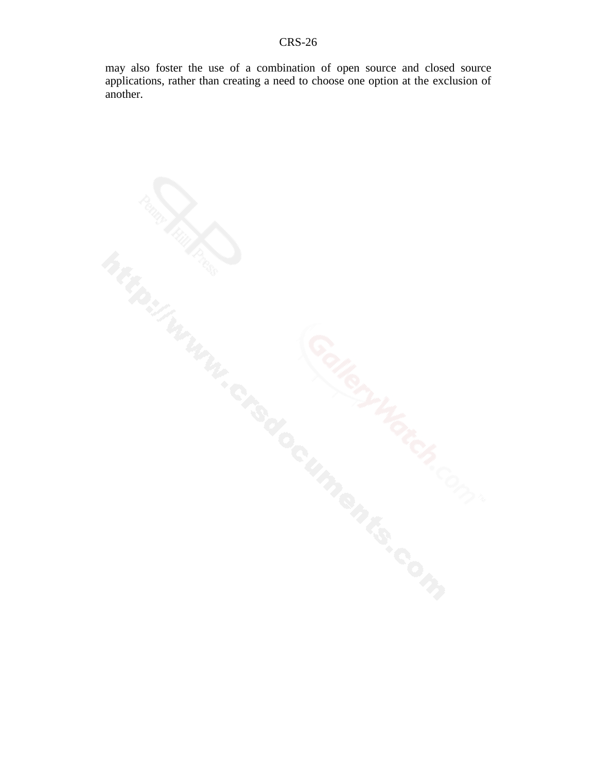may also foster the use of a combination of open source and closed source applications, rather than creating a need to choose one option at the exclusion of another.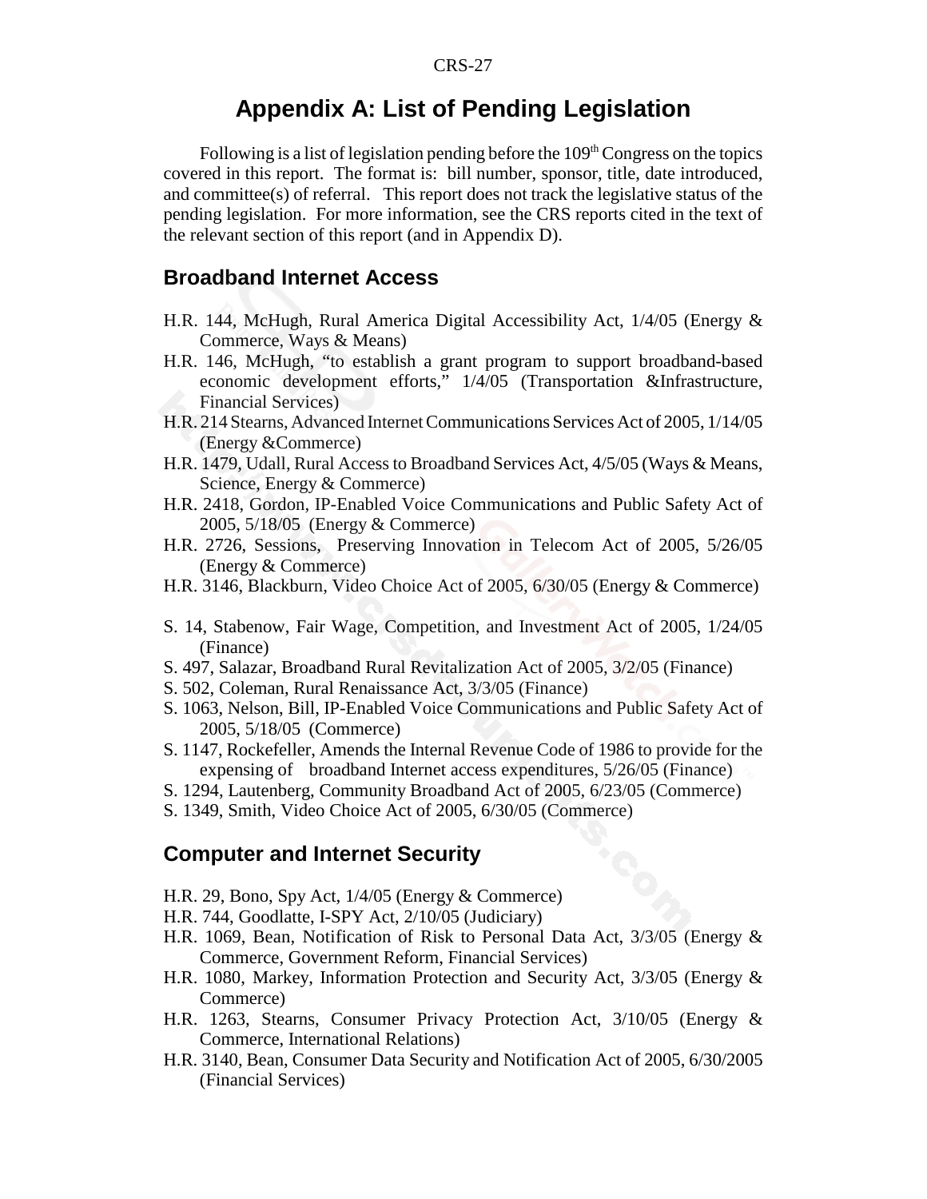# Appendix A: List of Pending Legislation

Following is a list of legislation pending before the 109th Congress on the topics covered in this report. The format is: bill number, sponsor, title, date introduced, and committee(s) of referral. This report does not track the legislative status of the pending legislation. For more information, see the CRS reports cited in the text of the relevant section of this report (and in Appendix D).

## Broadband Internet Access

- H.R. 144, McHugh, Rural America Digital Accessibility Act, 1/4/05 (Energy & Commerce, Ways & Means)
- H.R. 146, McHugh, "to establish a grant program to support broadband-based economic development efforts," 1/4/05 (Transportation &Infrastructure, Financial Services)
- H.R. 214 Stearns, Advanced Internet Communications Services Act of 2005, 1/14/05 (Energy &Commerce)
- H.R. 1479, Udall, Rural Access to Broadband Services Act, 4/5/05 (Ways & Means, Science, Energy & Commerce)
- H.R. 2418, Gordon, IP-Enabled Voice Communications and Public Safety Act of 2005, 5/18/05 (Energy & Commerce)
- H.R. 2726, Sessions, Preserving Innovation in Telecom Act of 2005, 5/26/05 (Energy & Commerce)
- H.R. 3146, Blackburn, Video Choice Act of 2005, 6/30/05 (Energy & Commerce)

- S. 14, Stabenow, Fair Wage, Competition, and Investment Act of 2005, 1/24/05 (Finance)
- S. 497, Salazar, Broadband Rural Revitalization Act of 2005, 3/2/05 (Finance)
- S. 502, Coleman, Rural Renaissance Act, 3/3/05 (Finance)
- S. 1063, Nelson, Bill, IP-Enabled Voice Communications and Public Safety Act of 2005, 5/18/05 (Commerce)
- S. 1147, Rockefeller, Amends the Internal Revenue Code of 1986 to provide for the expensing of broadband Internet access expenditures, 5/26/05 (Finance)
- S. 1294, Lautenberg, Community Broadband Act of 2005, 6/23/05 (Commerce)
- S. 1349, Smith, Video Choice Act of 2005, 6/30/05 (Commerce)

## Computer and Internet Security

- H.R. 29, Bono, Spy Act, 1/4/05 (Energy & Commerce)
- H.R. 744, Goodlatte, I-SPY Act, 2/10/05 (Judiciary)
- H.R. 1069, Bean, Notification of Risk to Personal Data Act, 3/3/05 (Energy & Commerce, Government Reform, Financial Services)
- H.R. 1080, Markey, Information Protection and Security Act, 3/3/05 (Energy & Commerce)
- H.R. 1263, Stearns, Consumer Privacy Protection Act, 3/10/05 (Energy & Commerce, International Relations)
- H.R. 3140, Bean, Consumer Data Security and Notification Act of 2005, 6/30/2005 (Financial Services)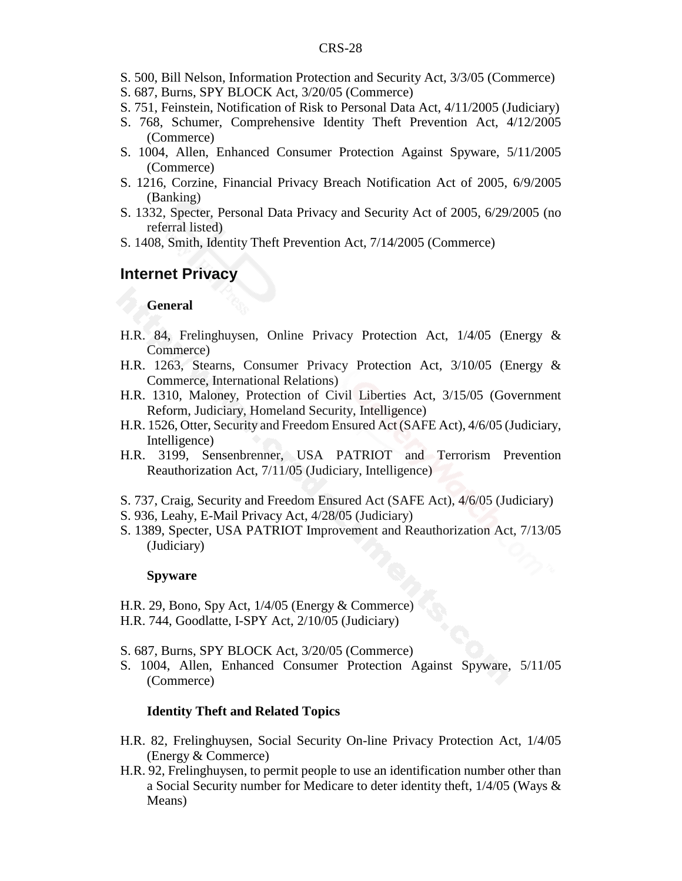- S. 500, Bill Nelson, Information Protection and Security Act, 3/3/05 (Commerce)
- S. 687, Burns, SPY BLOCK Act, 3/20/05 (Commerce)
- S. 751, Feinstein, Notification of Risk to Personal Data Act, 4/11/2005 (Judiciary)
- S. 768, Schumer, Comprehensive Identity Theft Prevention Act, 4/12/2005 (Commerce)
- S. 1004, Allen, Enhanced Consumer Protection Against Spyware, 5/11/2005 (Commerce)
- S. 1216, Corzine, Financial Privacy Breach Notification Act of 2005, 6/9/2005 (Banking)
- S. 1332, Specter, Personal Data Privacy and Security Act of 2005, 6/29/2005 (no referral listed)
- S. 1408, Smith, Identity Theft Prevention Act, 7/14/2005 (Commerce)

## Internet Privacy

### General

- H.R. 84, Frelinghuysen, Online Privacy Protection Act, 1/4/05 (Energy & Commerce)
- H.R. 1263, Stearns, Consumer Privacy Protection Act, 3/10/05 (Energy & Commerce, International Relations)
- H.R. 1310, Maloney, Protection of Civil Liberties Act, 3/15/05 (Government Reform, Judiciary, Homeland Security, Intelligence)
- H.R. 1526, Otter, Security and Freedom Ensured Act (SAFE Act), 4/6/05 (Judiciary, Intelligence)
- H.R. 3199, Sensenbrenner, USA PATRIOT and Terrorism Prevention Reauthorization Act, 7/11/05 (Judiciary, Intelligence)

- S. 737, Craig, Security and Freedom Ensured Act (SAFE Act), 4/6/05 (Judiciary)
- S. 936, Leahy, E-Mail Privacy Act, 4/28/05 (Judiciary)
- S. 1389, Specter, USA PATRIOT Improvement and Reauthorization Act, 7/13/05 (Judiciary)

### Spyware

- H.R. 29, Bono, Spy Act, 1/4/05 (Energy & Commerce)
- H.R. 744, Goodlatte, I-SPY Act, 2/10/05 (Judiciary)

- S. 687, Burns, SPY BLOCK Act, 3/20/05 (Commerce)
- S. 1004, Allen, Enhanced Consumer Protection Against Spyware, 5/11/05 (Commerce)

### Identity Theft and Related Topics

- H.R. 82, Frelinghuysen, Social Security On-line Privacy Protection Act, 1/4/05 (Energy & Commerce)
- H.R. 92, Frelinghuysen, to permit people to use an identification number other than a Social Security number for Medicare to deter identity theft, 1/4/05 (Ways & Means)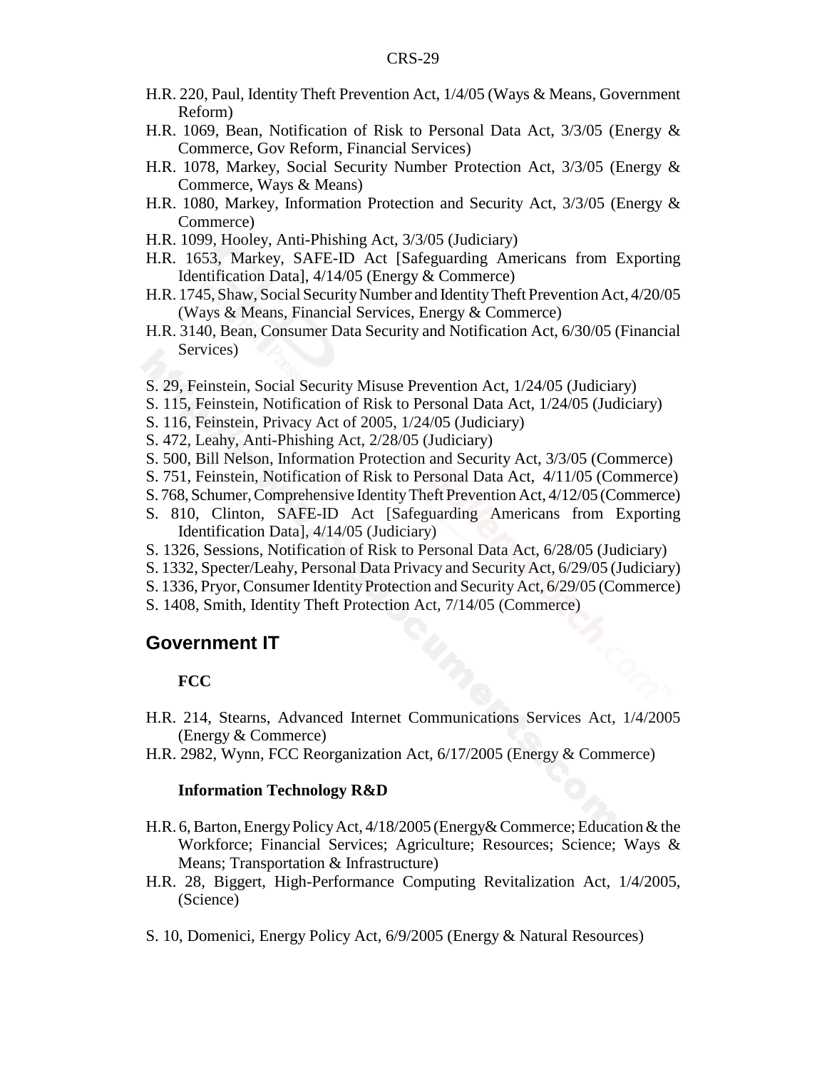H.R. 220, Paul, Identity Theft Prevention Act, 1/4/05 (Ways & Means, Government Reform)

H.R. 1069, Bean, Notification of Risk to Personal Data Act, 3/3/05 (Energy & Commerce, Gov Reform, Financial Services)

H.R. 1078, Markey, Social Security Number Protection Act, 3/3/05 (Energy & Commerce, Ways & Means)

H.R. 1080, Markey, Information Protection and Security Act, 3/3/05 (Energy & Commerce)

H.R. 1099, Hooley, Anti-Phishing Act, 3/3/05 (Judiciary)

H.R. 1653, Markey, SAFE-ID Act [Safeguarding Americans from Exporting Identification Data], 4/14/05 (Energy & Commerce)

H.R. 1745, Shaw, Social Security Number and Identity Theft Prevention Act, 4/20/05 (Ways & Means, Financial Services, Energy & Commerce)

H.R. 3140, Bean, Consumer Data Security and Notification Act, 6/30/05 (Financial Services)

S. 29, Feinstein, Social Security Misuse Prevention Act, 1/24/05 (Judiciary)

S. 115, Feinstein, Notification of Risk to Personal Data Act, 1/24/05 (Judiciary)

S. 116, Feinstein, Privacy Act of 2005, 1/24/05 (Judiciary)

S. 472, Leahy, Anti-Phishing Act, 2/28/05 (Judiciary)

S. 500, Bill Nelson, Information Protection and Security Act, 3/3/05 (Commerce)

S. 751, Feinstein, Notification of Risk to Personal Data Act, 4/11/05 (Commerce)

S. 768, Schumer, Comprehensive Identity Theft Prevention Act, 4/12/05 (Commerce)

S. 810, Clinton, SAFE-ID Act [Safeguarding Americans from Exporting Identification Data], 4/14/05 (Judiciary)

S. 1326, Sessions, Notification of Risk to Personal Data Act, 6/28/05 (Judiciary)

S. 1332, Specter/Leahy, Personal Data Privacy and Security Act, 6/29/05 (Judiciary)

S. 1336, Pryor, Consumer Identity Protection and Security Act, 6/29/05 (Commerce)

S. 1408, Smith, Identity Theft Protection Act, 7/14/05 (Commerce)

## Government IT

### FCC

H.R. 214, Stearns, Advanced Internet Communications Services Act, 1/4/2005 (Energy & Commerce)

H.R. 2982, Wynn, FCC Reorganization Act, 6/17/2005 (Energy & Commerce)

### Information Technology R&D

H.R. 6, Barton, Energy Policy Act, 4/18/2005 (Energy& Commerce; Education & the Workforce; Financial Services; Agriculture; Resources; Science; Ways & Means; Transportation & Infrastructure)

H.R. 28, Biggert, High-Performance Computing Revitalization Act, 1/4/2005, (Science)

S. 10, Domenici, Energy Policy Act, 6/9/2005 (Energy & Natural Resources)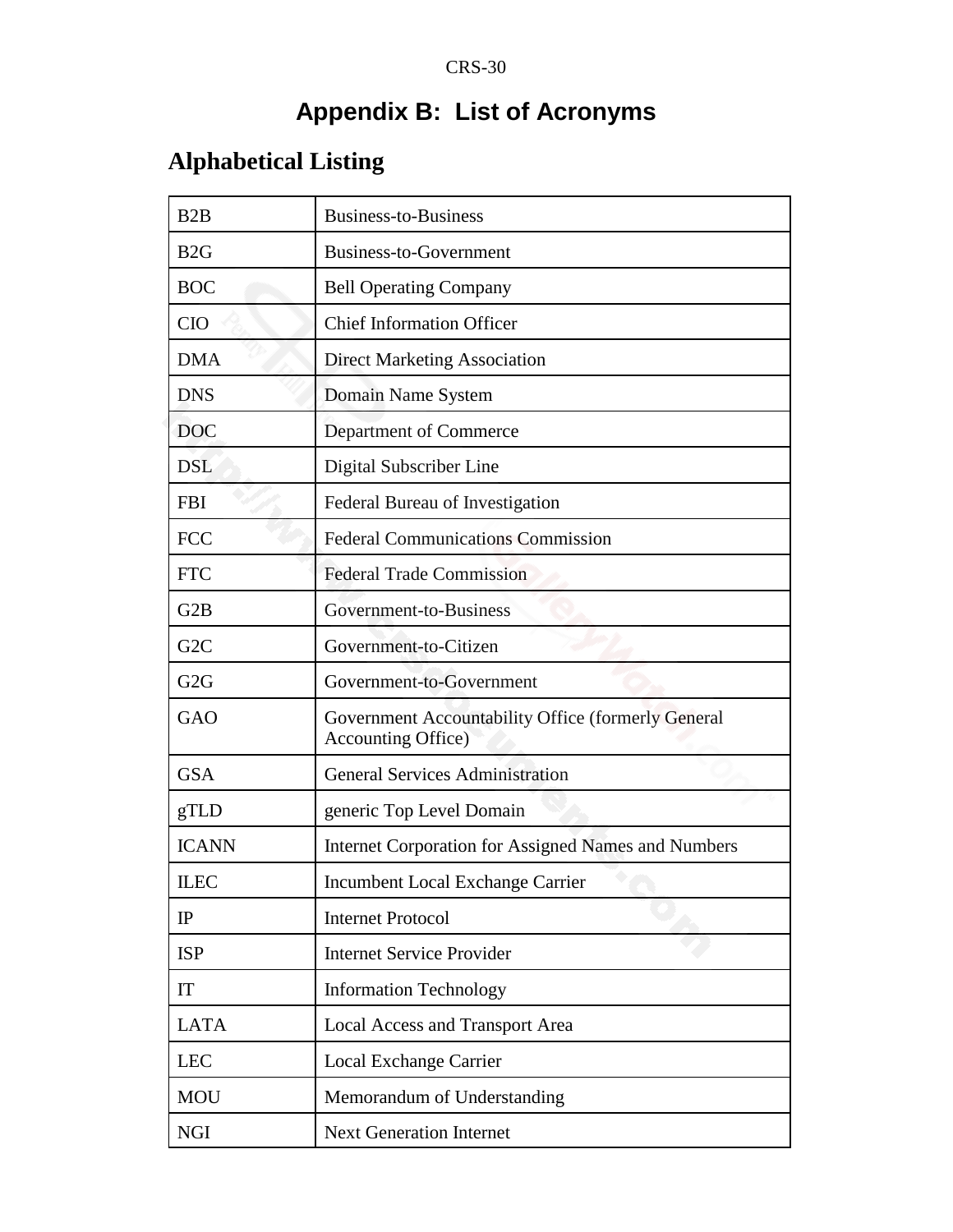# Appendix B: List of Acronyms

## Alphabetical Listing

| | |
|---|---|
| B2B | Business-to-Business |
| B2G | Business-to-Government |
| BOC | Bell Operating Company |
| CIO | Chief Information Officer |
| DMA | Direct Marketing Association |
| DNS | Domain Name System |
| DOC | Department of Commerce |
| DSL | Digital Subscriber Line |
| FBI | Federal Bureau of Investigation |
| FCC | Federal Communications Commission |
| FTC | Federal Trade Commission |
| G2B | Government-to-Business |
| G2C | Government-to-Citizen |
| G2G | Government-to-Government |
| GAO | Government Accountability Office (formerly General Accounting Office) |
| GSA | General Services Administration |
| gTLD | generic Top Level Domain |
| ICANN | Internet Corporation for Assigned Names and Numbers |
| ILEC | Incumbent Local Exchange Carrier |
| IP | Internet Protocol |
| ISP | Internet Service Provider |
| IT | Information Technology |
| LATA | Local Access and Transport Area |
| LEC | Local Exchange Carrier |
| MOU | Memorandum of Understanding |
| NGI | Next Generation Internet |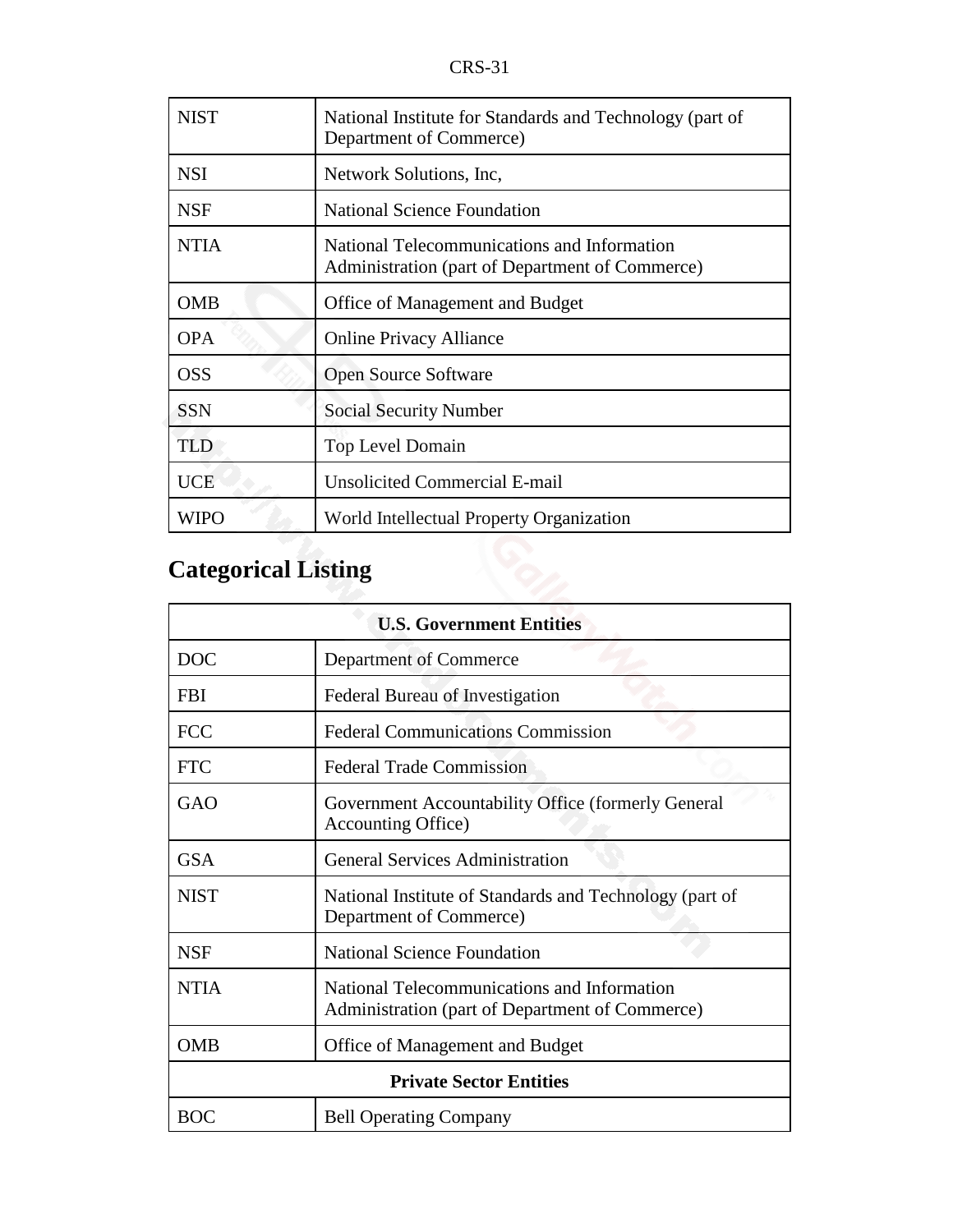| | |
|---|---|
| NIST | National Institute for Standards and Technology (part of Department of Commerce) |
| NSI | Network Solutions, Inc, |
| NSF | National Science Foundation |
| NTIA | National Telecommunications and Information Administration (part of Department of Commerce) |
| OMB | Office of Management and Budget |
| OPA | Online Privacy Alliance |
| OSS | Open Source Software |
| SSN | Social Security Number |
| TLD | Top Level Domain |
| UCE | Unsolicited Commercial E-mail |
| WIPO | World Intellectual Property Organization |

## Categorical Listing

| **U.S. Government Entities** | |
|---|---|
| DOC | Department of Commerce |
| FBI | Federal Bureau of Investigation |
| FCC | Federal Communications Commission |
| FTC | Federal Trade Commission |
| GAO | Government Accountability Office (formerly General Accounting Office) |
| GSA | General Services Administration |
| NIST | National Institute of Standards and Technology (part of Department of Commerce) |
| NSF | National Science Foundation |
| NTIA | National Telecommunications and Information Administration (part of Department of Commerce) |
| OMB | Office of Management and Budget |
| **Private Sector Entities** | |
| BOC | Bell Operating Company |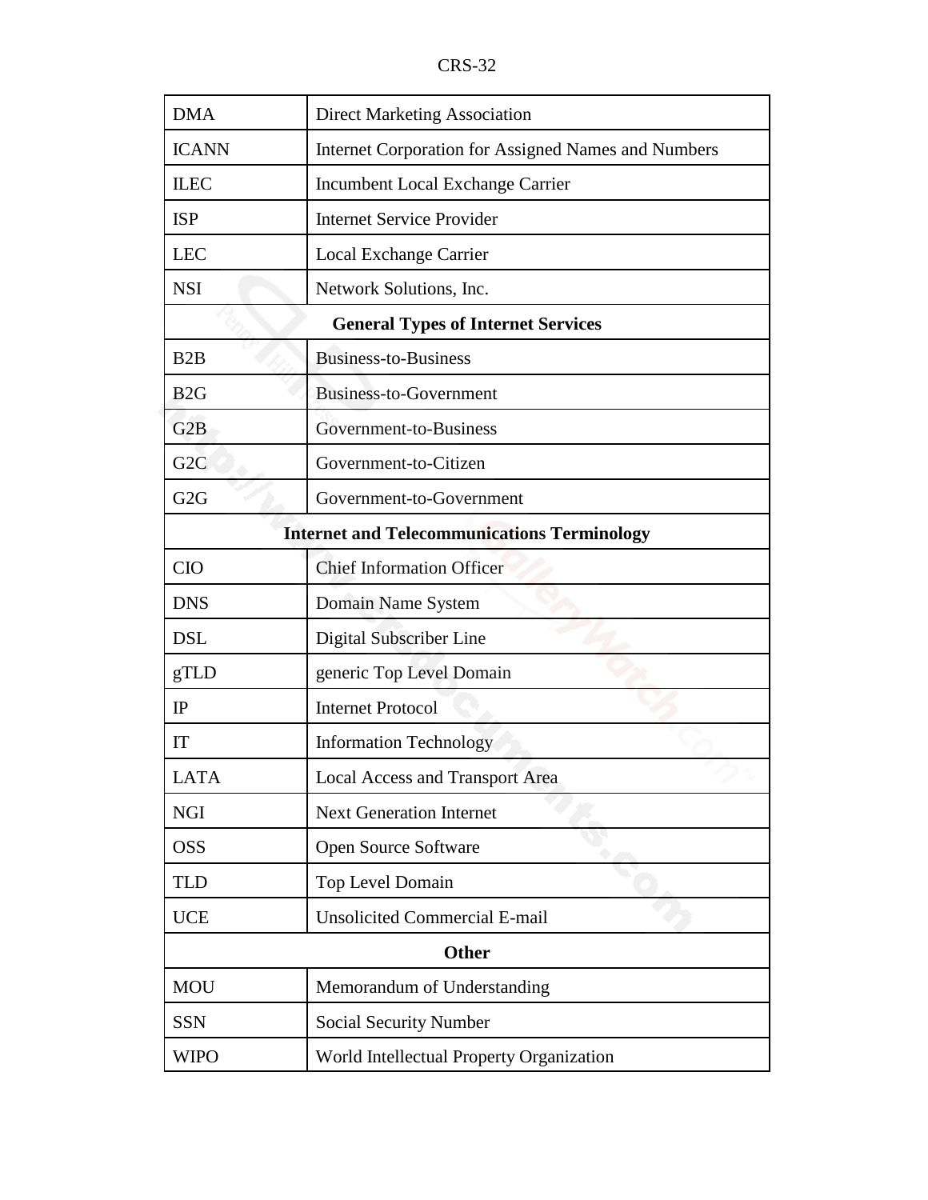| DMA | Direct Marketing Association |
|---|---|
| ICANN | Internet Corporation for Assigned Names and Numbers |
| ILEC | Incumbent Local Exchange Carrier |
| ISP | Internet Service Provider |
| LEC | Local Exchange Carrier |
| NSI | Network Solutions, Inc. |
| **General Types of Internet Services** | |
| B2B | Business-to-Business |
| B2G | Business-to-Government |
| G2B | Government-to-Business |
| G2C | Government-to-Citizen |
| G2G | Government-to-Government |
| **Internet and Telecommunications Terminology** | |
| CIO | Chief Information Officer |
| DNS | Domain Name System |
| DSL | Digital Subscriber Line |
| gTLD | generic Top Level Domain |
| IP | Internet Protocol |
| IT | Information Technology |
| LATA | Local Access and Transport Area |
| NGI | Next Generation Internet |
| OSS | Open Source Software |
| TLD | Top Level Domain |
| UCE | Unsolicited Commercial E-mail |
| **Other** | |
| MOU | Memorandum of Understanding |
| SSN | Social Security Number |
| WIPO | World Intellectual Property Organization |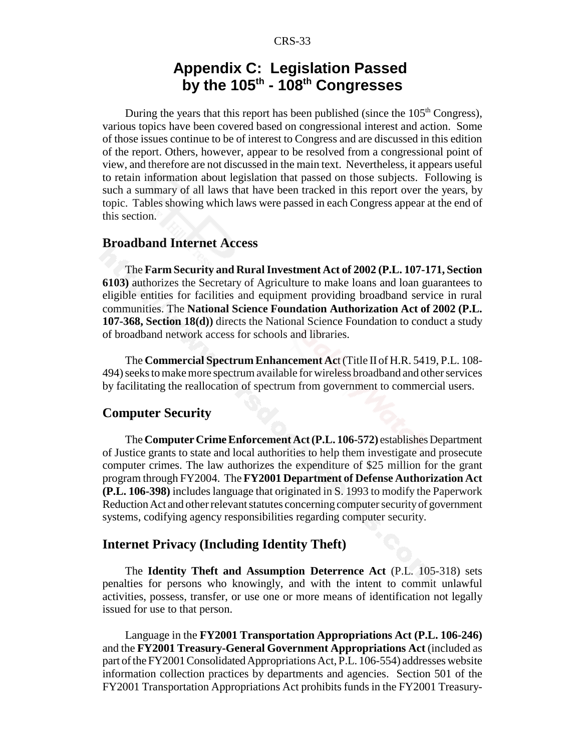# Appendix C: Legislation Passed by the 105th - 108th Congresses

During the years that this report has been published (since the 105th Congress), various topics have been covered based on congressional interest and action. Some of those issues continue to be of interest to Congress and are discussed in this edition of the report. Others, however, appear to be resolved from a congressional point of view, and therefore are not discussed in the main text. Nevertheless, it appears useful to retain information about legislation that passed on those subjects. Following is such a summary of all laws that have been tracked in this report over the years, by topic. Tables showing which laws were passed in each Congress appear at the end of this section.

## Broadband Internet Access

The **Farm Security and Rural Investment Act of 2002 (P.L. 107-171, Section 6103)** authorizes the Secretary of Agriculture to make loans and loan guarantees to eligible entities for facilities and equipment providing broadband service in rural communities. The **National Science Foundation Authorization Act of 2002 (P.L. 107-368, Section 18(d))** directs the National Science Foundation to conduct a study of broadband network access for schools and libraries.

The **Commercial Spectrum Enhancement Act** (Title II of H.R. 5419, P.L. 108-494) seeks to make more spectrum available for wireless broadband and other services by facilitating the reallocation of spectrum from government to commercial users.

## Computer Security

The **Computer Crime Enforcement Act (P.L. 106-572)** establishes Department of Justice grants to state and local authorities to help them investigate and prosecute computer crimes. The law authorizes the expenditure of $25 million for the grant program through FY2004. The **FY2001 Department of Defense Authorization Act (P.L. 106-398)** includes language that originated in S. 1993 to modify the Paperwork Reduction Act and other relevant statutes concerning computer security of government systems, codifying agency responsibilities regarding computer security.

## Internet Privacy (Including Identity Theft)

The **Identity Theft and Assumption Deterrence Act** (P.L. 105-318) sets penalties for persons who knowingly, and with the intent to commit unlawful activities, possess, transfer, or use one or more means of identification not legally issued for use to that person.

Language in the **FY2001 Transportation Appropriations Act (P.L. 106-246)** and the **FY2001 Treasury-General Government Appropriations Act** (included as part of the FY2001 Consolidated Appropriations Act, P.L. 106-554) addresses website information collection practices by departments and agencies. Section 501 of the FY2001 Transportation Appropriations Act prohibits funds in the FY2001 Treasury-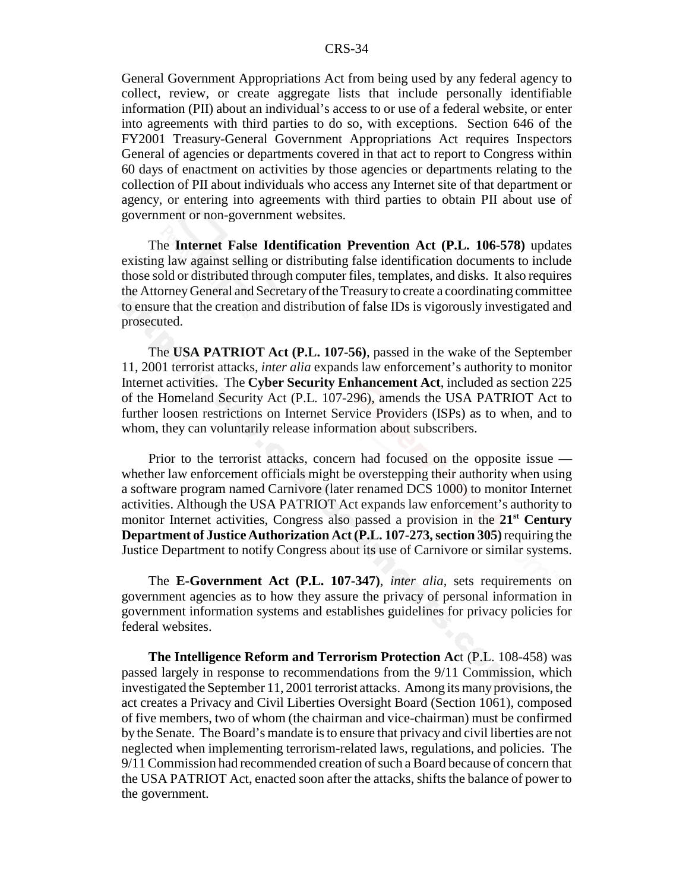General Government Appropriations Act from being used by any federal agency to collect, review, or create aggregate lists that include personally identifiable information (PII) about an individual's access to or use of a federal website, or enter into agreements with third parties to do so, with exceptions. Section 646 of the FY2001 Treasury-General Government Appropriations Act requires Inspectors General of agencies or departments covered in that act to report to Congress within 60 days of enactment on activities by those agencies or departments relating to the collection of PII about individuals who access any Internet site of that department or agency, or entering into agreements with third parties to obtain PII about use of government or non-government websites.

The **Internet False Identification Prevention Act (P.L. 106-578)** updates existing law against selling or distributing false identification documents to include those sold or distributed through computer files, templates, and disks. It also requires the Attorney General and Secretary of the Treasury to create a coordinating committee to ensure that the creation and distribution of false IDs is vigorously investigated and prosecuted.

The **USA PATRIOT Act (P.L. 107-56)**, passed in the wake of the September 11, 2001 terrorist attacks, *inter alia* expands law enforcement's authority to monitor Internet activities. The **Cyber Security Enhancement Act**, included as section 225 of the Homeland Security Act (P.L. 107-296), amends the USA PATRIOT Act to further loosen restrictions on Internet Service Providers (ISPs) as to when, and to whom, they can voluntarily release information about subscribers.

Prior to the terrorist attacks, concern had focused on the opposite issue — whether law enforcement officials might be overstepping their authority when using a software program named Carnivore (later renamed DCS 1000) to monitor Internet activities. Although the USA PATRIOT Act expands law enforcement's authority to monitor Internet activities, Congress also passed a provision in the **21st Century Department of Justice Authorization Act (P.L. 107-273, section 305)** requiring the Justice Department to notify Congress about its use of Carnivore or similar systems.

The **E-Government Act (P.L. 107-347)**, *inter alia*, sets requirements on government agencies as to how they assure the privacy of personal information in government information systems and establishes guidelines for privacy policies for federal websites.

**The Intelligence Reform and Terrorism Protection Act** (P.L. 108-458) was passed largely in response to recommendations from the 9/11 Commission, which investigated the September 11, 2001 terrorist attacks. Among its many provisions, the act creates a Privacy and Civil Liberties Oversight Board (Section 1061), composed of five members, two of whom (the chairman and vice-chairman) must be confirmed by the Senate. The Board's mandate is to ensure that privacy and civil liberties are not neglected when implementing terrorism-related laws, regulations, and policies. The 9/11 Commission had recommended creation of such a Board because of concern that the USA PATRIOT Act, enacted soon after the attacks, shifts the balance of power to the government.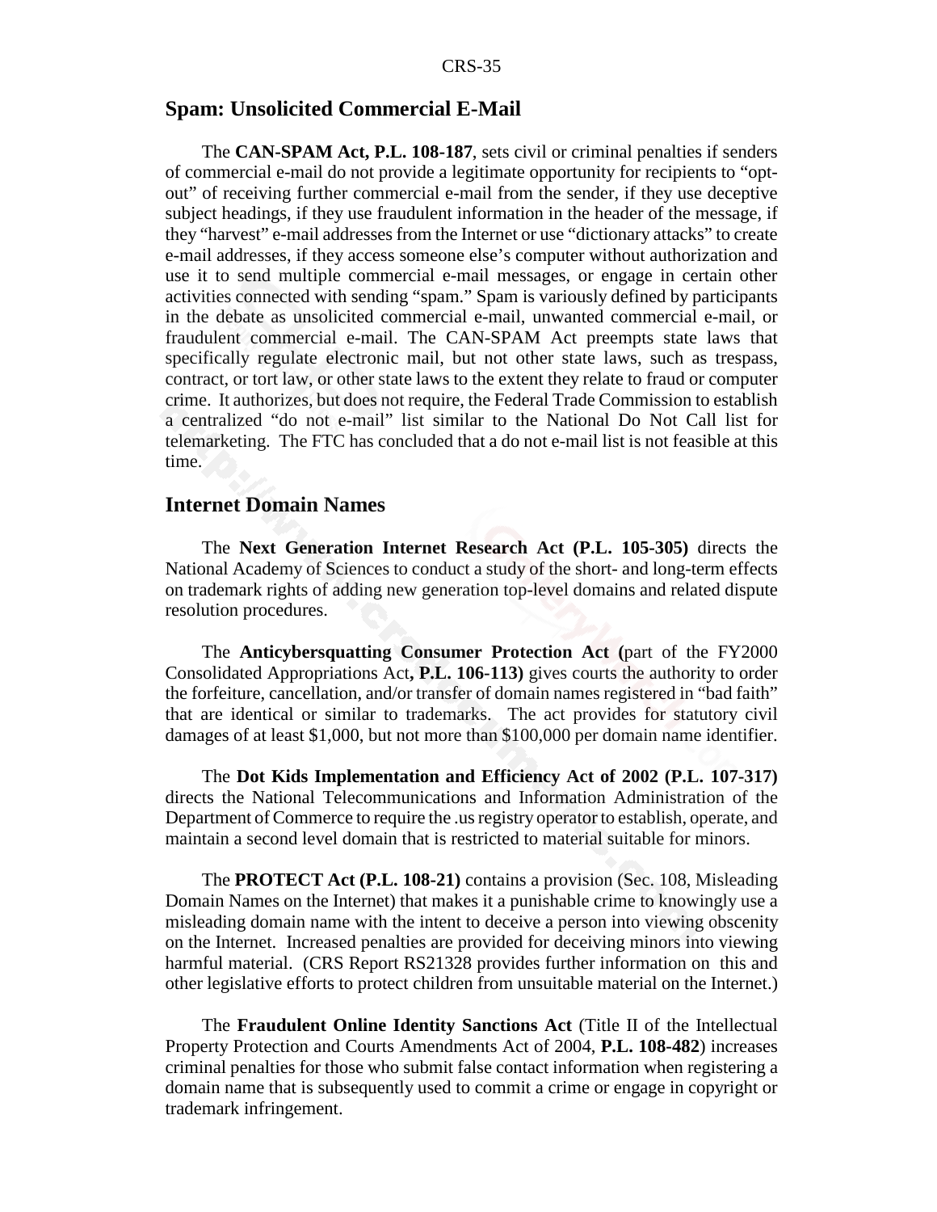## Spam: Unsolicited Commercial E-Mail

The **CAN-SPAM Act, P.L. 108-187**, sets civil or criminal penalties if senders of commercial e-mail do not provide a legitimate opportunity for recipients to "opt-out" of receiving further commercial e-mail from the sender, if they use deceptive subject headings, if they use fraudulent information in the header of the message, if they "harvest" e-mail addresses from the Internet or use "dictionary attacks" to create e-mail addresses, if they access someone else's computer without authorization and use it to send multiple commercial e-mail messages, or engage in certain other activities connected with sending "spam." Spam is variously defined by participants in the debate as unsolicited commercial e-mail, unwanted commercial e-mail, or fraudulent commercial e-mail. The CAN-SPAM Act preempts state laws that specifically regulate electronic mail, but not other state laws, such as trespass, contract, or tort law, or other state laws to the extent they relate to fraud or computer crime. It authorizes, but does not require, the Federal Trade Commission to establish a centralized "do not e-mail" list similar to the National Do Not Call list for telemarketing. The FTC has concluded that a do not e-mail list is not feasible at this time.

## Internet Domain Names

The **Next Generation Internet Research Act (P.L. 105-305)** directs the National Academy of Sciences to conduct a study of the short- and long-term effects on trademark rights of adding new generation top-level domains and related dispute resolution procedures.

The **Anticybersquatting Consumer Protection Act (**part of the FY2000 Consolidated Appropriations Act**, P.L. 106-113)** gives courts the authority to order the forfeiture, cancellation, and/or transfer of domain names registered in "bad faith" that are identical or similar to trademarks. The act provides for statutory civil damages of at least $1,000, but not more than $100,000 per domain name identifier.

The **Dot Kids Implementation and Efficiency Act of 2002 (P.L. 107-317)** directs the National Telecommunications and Information Administration of the Department of Commerce to require the .us registry operator to establish, operate, and maintain a second level domain that is restricted to material suitable for minors.

The **PROTECT Act (P.L. 108-21)** contains a provision (Sec. 108, Misleading Domain Names on the Internet) that makes it a punishable crime to knowingly use a misleading domain name with the intent to deceive a person into viewing obscenity on the Internet. Increased penalties are provided for deceiving minors into viewing harmful material. (CRS Report RS21328 provides further information on this and other legislative efforts to protect children from unsuitable material on the Internet.)

The **Fraudulent Online Identity Sanctions Act** (Title II of the Intellectual Property Protection and Courts Amendments Act of 2004, **P.L. 108-482**) increases criminal penalties for those who submit false contact information when registering a domain name that is subsequently used to commit a crime or engage in copyright or trademark infringement.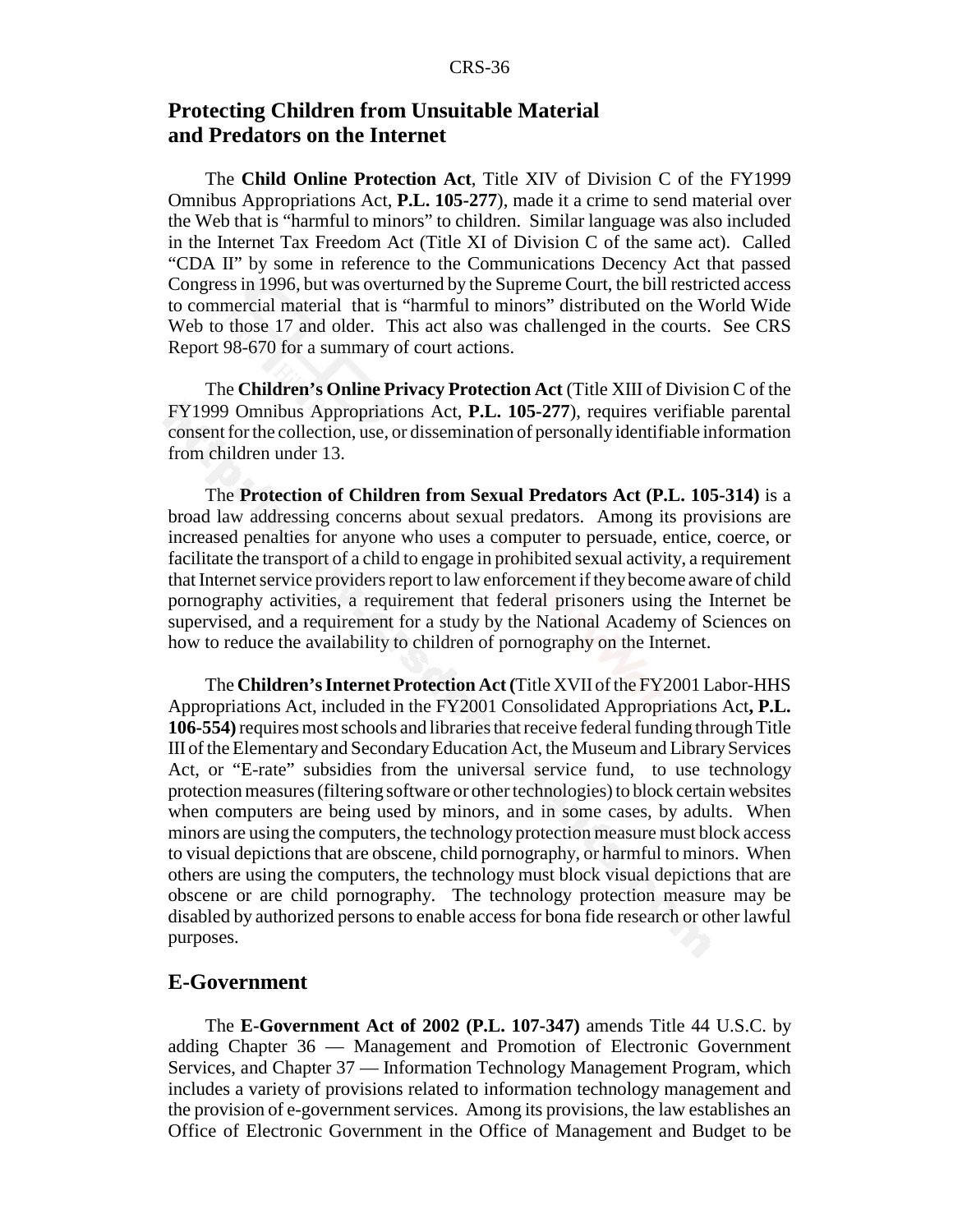## Protecting Children from Unsuitable Material and Predators on the Internet

The **Child Online Protection Act**, Title XIV of Division C of the FY1999 Omnibus Appropriations Act, **P.L. 105-277**), made it a crime to send material over the Web that is "harmful to minors" to children. Similar language was also included in the Internet Tax Freedom Act (Title XI of Division C of the same act). Called "CDA II" by some in reference to the Communications Decency Act that passed Congress in 1996, but was overturned by the Supreme Court, the bill restricted access to commercial material that is "harmful to minors" distributed on the World Wide Web to those 17 and older. This act also was challenged in the courts. See CRS Report 98-670 for a summary of court actions.

The **Children's Online Privacy Protection Act** (Title XIII of Division C of the FY1999 Omnibus Appropriations Act, **P.L. 105-277**), requires verifiable parental consent for the collection, use, or dissemination of personally identifiable information from children under 13.

The **Protection of Children from Sexual Predators Act (P.L. 105-314)** is a broad law addressing concerns about sexual predators. Among its provisions are increased penalties for anyone who uses a computer to persuade, entice, coerce, or facilitate the transport of a child to engage in prohibited sexual activity, a requirement that Internet service providers report to law enforcement if they become aware of child pornography activities, a requirement that federal prisoners using the Internet be supervised, and a requirement for a study by the National Academy of Sciences on how to reduce the availability to children of pornography on the Internet.

The **Children's Internet Protection Act (**Title XVII of the FY2001 Labor-HHS Appropriations Act, included in the FY2001 Consolidated Appropriations Act**, P.L. 106-554)** requires most schools and libraries that receive federal funding through Title III of the Elementary and Secondary Education Act, the Museum and Library Services Act, or "E-rate" subsidies from the universal service fund, to use technology protection measures (filtering software or other technologies) to block certain websites when computers are being used by minors, and in some cases, by adults. When minors are using the computers, the technology protection measure must block access to visual depictions that are obscene, child pornography, or harmful to minors. When others are using the computers, the technology must block visual depictions that are obscene or are child pornography. The technology protection measure may be disabled by authorized persons to enable access for bona fide research or other lawful purposes.

## E-Government

The **E-Government Act of 2002 (P.L. 107-347)** amends Title 44 U.S.C. by adding Chapter 36 — Management and Promotion of Electronic Government Services, and Chapter 37 — Information Technology Management Program, which includes a variety of provisions related to information technology management and the provision of e-government services. Among its provisions, the law establishes an Office of Electronic Government in the Office of Management and Budget to be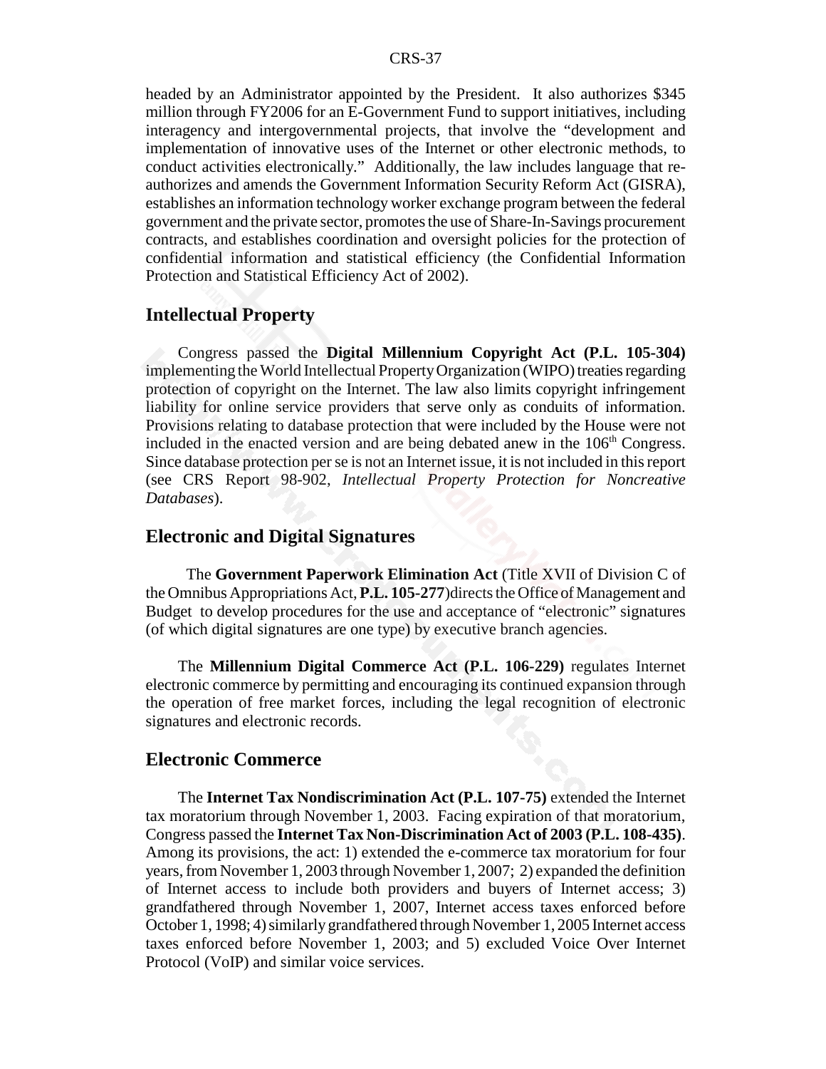headed by an Administrator appointed by the President. It also authorizes $345 million through FY2006 for an E-Government Fund to support initiatives, including interagency and intergovernmental projects, that involve the "development and implementation of innovative uses of the Internet or other electronic methods, to conduct activities electronically." Additionally, the law includes language that re-authorizes and amends the Government Information Security Reform Act (GISRA), establishes an information technology worker exchange program between the federal government and the private sector, promotes the use of Share-In-Savings procurement contracts, and establishes coordination and oversight policies for the protection of confidential information and statistical efficiency (the Confidential Information Protection and Statistical Efficiency Act of 2002).

## Intellectual Property

Congress passed the **Digital Millennium Copyright Act (P.L. 105-304)** implementing the World Intellectual Property Organization (WIPO) treaties regarding protection of copyright on the Internet. The law also limits copyright infringement liability for online service providers that serve only as conduits of information. Provisions relating to database protection that were included by the House were not included in the enacted version and are being debated anew in the 106th Congress. Since database protection per se is not an Internet issue, it is not included in this report (see CRS Report 98-902, *Intellectual Property Protection for Noncreative Databases*).

## Electronic and Digital Signatures

The **Government Paperwork Elimination Act** (Title XVII of Division C of the Omnibus Appropriations Act, **P.L. 105-277**) directs the Office of Management and Budget to develop procedures for the use and acceptance of "electronic" signatures (of which digital signatures are one type) by executive branch agencies.

The **Millennium Digital Commerce Act (P.L. 106-229)** regulates Internet electronic commerce by permitting and encouraging its continued expansion through the operation of free market forces, including the legal recognition of electronic signatures and electronic records.

## Electronic Commerce

The **Internet Tax Nondiscrimination Act (P.L. 107-75)** extended the Internet tax moratorium through November 1, 2003. Facing expiration of that moratorium, Congress passed the **Internet Tax Non-Discrimination Act of 2003 (P.L. 108-435)**. Among its provisions, the act: 1) extended the e-commerce tax moratorium for four years, from November 1, 2003 through November 1, 2007; 2) expanded the definition of Internet access to include both providers and buyers of Internet access; 3) grandfathered through November 1, 2007, Internet access taxes enforced before October 1, 1998; 4) similarly grandfathered through November 1, 2005 Internet access taxes enforced before November 1, 2003; and 5) excluded Voice Over Internet Protocol (VoIP) and similar voice services.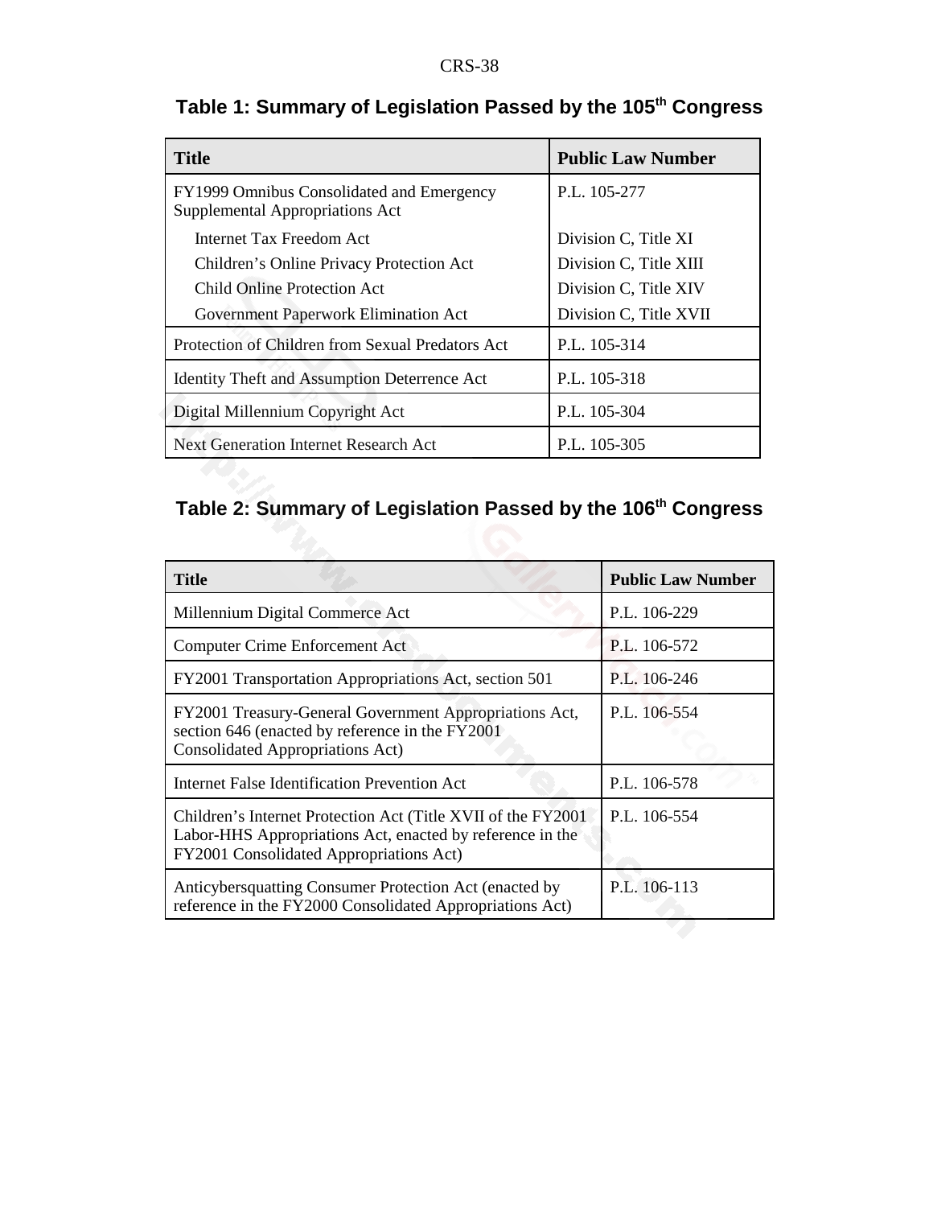**Table 1: Summary of Legislation Passed by the 105th Congress**

| Title | Public Law Number |
|---|---|
| FY1999 Omnibus Consolidated and Emergency Supplemental Appropriations Act | P.L. 105-277 |
| Internet Tax Freedom Act | Division C, Title XI |
| Children's Online Privacy Protection Act | Division C, Title XIII |
| Child Online Protection Act | Division C, Title XIV |
| Government Paperwork Elimination Act | Division C, Title XVII |
| Protection of Children from Sexual Predators Act | P.L. 105-314 |
| Identity Theft and Assumption Deterrence Act | P.L. 105-318 |
| Digital Millennium Copyright Act | P.L. 105-304 |
| Next Generation Internet Research Act | P.L. 105-305 |

**Table 2: Summary of Legislation Passed by the 106th Congress**

| Title | Public Law Number |
|---|---|
| Millennium Digital Commerce Act | P.L. 106-229 |
| Computer Crime Enforcement Act | P.L. 106-572 |
| FY2001 Transportation Appropriations Act, section 501 | P.L. 106-246 |
| FY2001 Treasury-General Government Appropriations Act, section 646 (enacted by reference in the FY2001 Consolidated Appropriations Act) | P.L. 106-554 |
| Internet False Identification Prevention Act | P.L. 106-578 |
| Children's Internet Protection Act (Title XVII of the FY2001 Labor-HHS Appropriations Act, enacted by reference in the FY2001 Consolidated Appropriations Act) | P.L. 106-554 |
| Anticybersquatting Consumer Protection Act (enacted by reference in the FY2000 Consolidated Appropriations Act) | P.L. 106-113 |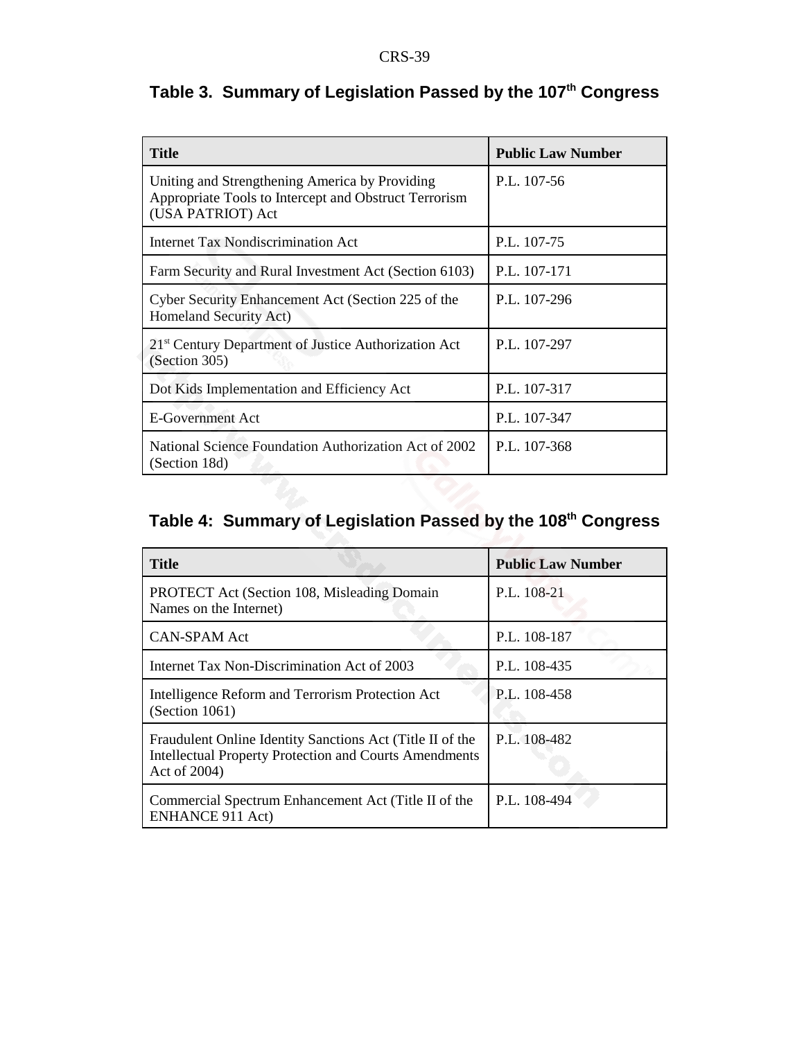## Table 3. Summary of Legislation Passed by the 107th Congress

| Title | Public Law Number |
| --- | --- |
| Uniting and Strengthening America by Providing Appropriate Tools to Intercept and Obstruct Terrorism (USA PATRIOT) Act | P.L. 107-56 |
| Internet Tax Nondiscrimination Act | P.L. 107-75 |
| Farm Security and Rural Investment Act (Section 6103) | P.L. 107-171 |
| Cyber Security Enhancement Act (Section 225 of the Homeland Security Act) | P.L. 107-296 |
| 21st Century Department of Justice Authorization Act (Section 305) | P.L. 107-297 |
| Dot Kids Implementation and Efficiency Act | P.L. 107-317 |
| E-Government Act | P.L. 107-347 |
| National Science Foundation Authorization Act of 2002 (Section 18d) | P.L. 107-368 |

## Table 4: Summary of Legislation Passed by the 108th Congress

| Title | Public Law Number |
| --- | --- |
| PROTECT Act (Section 108, Misleading Domain Names on the Internet) | P.L. 108-21 |
| CAN-SPAM Act | P.L. 108-187 |
| Internet Tax Non-Discrimination Act of 2003 | P.L. 108-435 |
| Intelligence Reform and Terrorism Protection Act (Section 1061) | P.L. 108-458 |
| Fraudulent Online Identity Sanctions Act (Title II of the Intellectual Property Protection and Courts Amendments Act of 2004) | P.L. 108-482 |
| Commercial Spectrum Enhancement Act (Title II of the ENHANCE 911 Act) | P.L. 108-494 |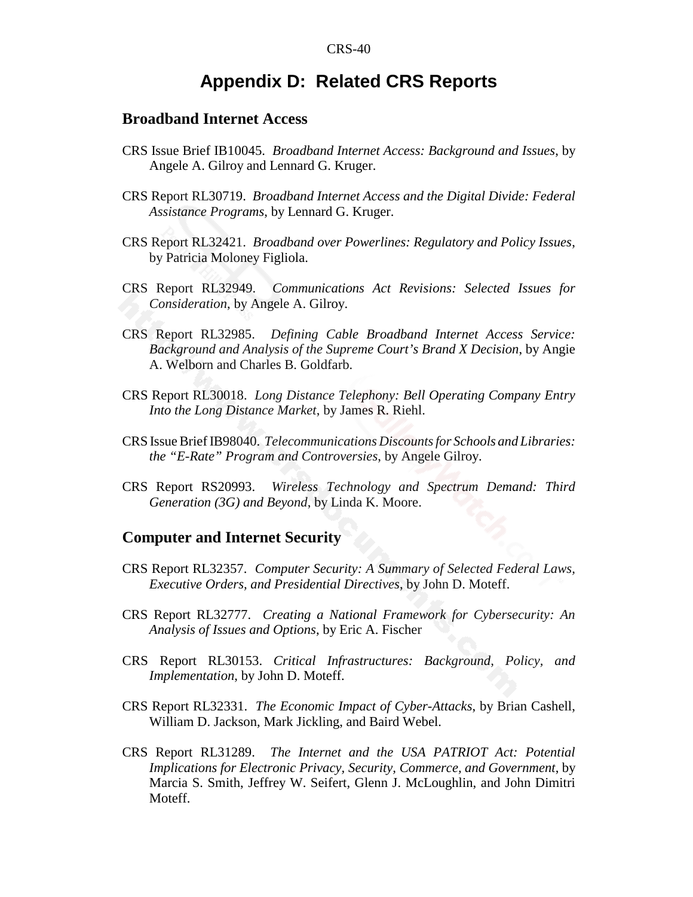# Appendix D: Related CRS Reports

## Broadband Internet Access

CRS Issue Brief IB10045. *Broadband Internet Access: Background and Issues*, by Angele A. Gilroy and Lennard G. Kruger.

CRS Report RL30719. *Broadband Internet Access and the Digital Divide: Federal Assistance Programs*, by Lennard G. Kruger.

CRS Report RL32421. *Broadband over Powerlines: Regulatory and Policy Issues*, by Patricia Moloney Figliola.

CRS Report RL32949. *Communications Act Revisions: Selected Issues for Consideration*, by Angele A. Gilroy.

CRS Report RL32985. *Defining Cable Broadband Internet Access Service: Background and Analysis of the Supreme Court's Brand X Decision*, by Angie A. Welborn and Charles B. Goldfarb.

CRS Report RL30018. *Long Distance Telephony: Bell Operating Company Entry Into the Long Distance Market*, by James R. Riehl.

CRS Issue Brief IB98040. *Telecommunications Discounts for Schools and Libraries: the "E-Rate" Program and Controversies*, by Angele Gilroy.

CRS Report RS20993. *Wireless Technology and Spectrum Demand: Third Generation (3G) and Beyond*, by Linda K. Moore.

## Computer and Internet Security

CRS Report RL32357. *Computer Security: A Summary of Selected Federal Laws, Executive Orders, and Presidential Directives*, by John D. Moteff.

CRS Report RL32777. *Creating a National Framework for Cybersecurity: An Analysis of Issues and Options*, by Eric A. Fischer

CRS Report RL30153. *Critical Infrastructures: Background, Policy, and Implementation*, by John D. Moteff.

CRS Report RL32331. *The Economic Impact of Cyber-Attacks*, by Brian Cashell, William D. Jackson, Mark Jickling, and Baird Webel.

CRS Report RL31289. *The Internet and the USA PATRIOT Act: Potential Implications for Electronic Privacy, Security, Commerce, and Government*, by Marcia S. Smith, Jeffrey W. Seifert, Glenn J. McLoughlin, and John Dimitri Moteff.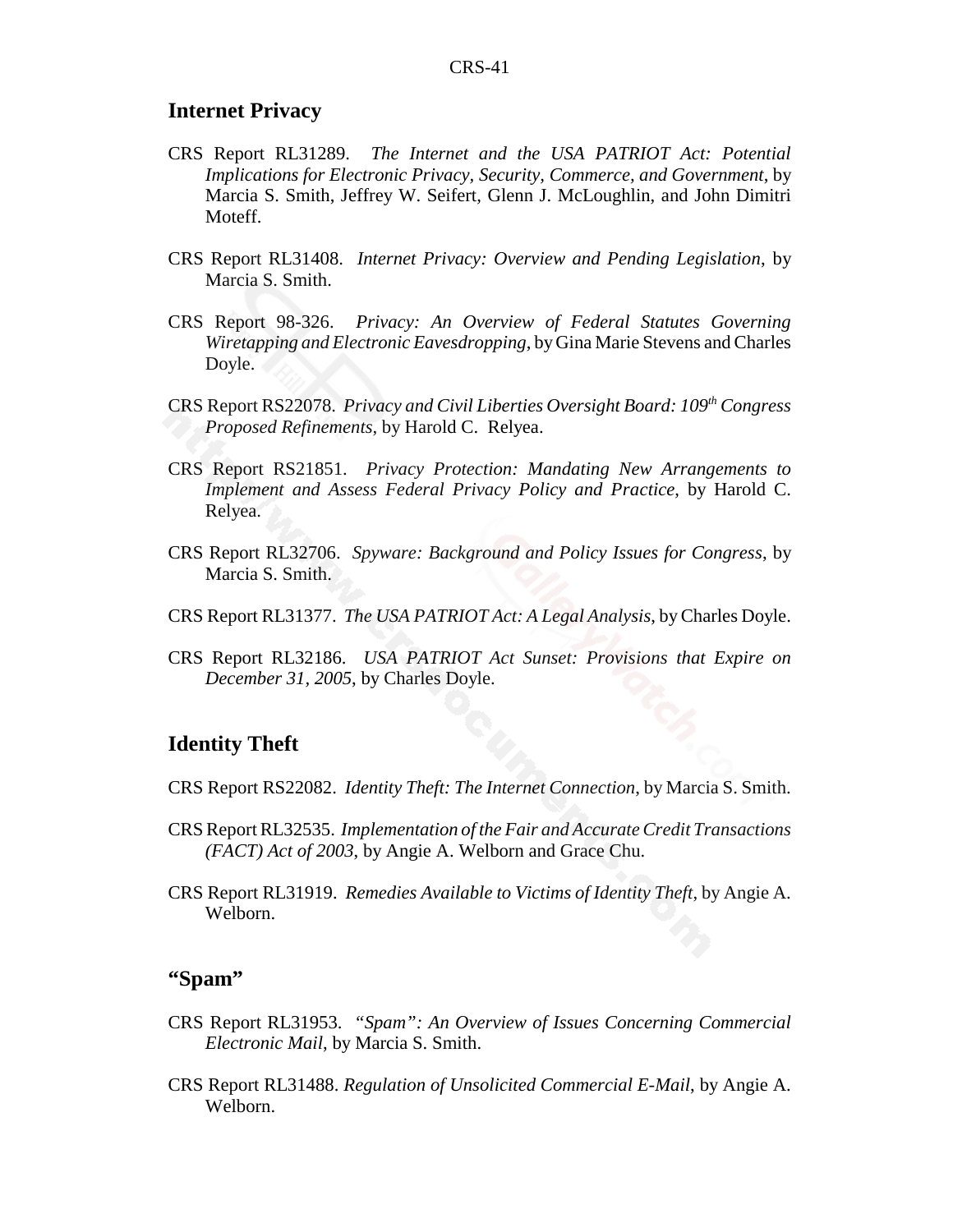## Internet Privacy

CRS Report RL31289. *The Internet and the USA PATRIOT Act: Potential Implications for Electronic Privacy, Security, Commerce, and Government*, by Marcia S. Smith, Jeffrey W. Seifert, Glenn J. McLoughlin, and John Dimitri Moteff.

CRS Report RL31408. *Internet Privacy: Overview and Pending Legislation*, by Marcia S. Smith.

CRS Report 98-326. *Privacy: An Overview of Federal Statutes Governing Wiretapping and Electronic Eavesdropping*, by Gina Marie Stevens and Charles Doyle.

CRS Report RS22078. *Privacy and Civil Liberties Oversight Board: 109th Congress Proposed Refinements*, by Harold C. Relyea.

CRS Report RS21851. *Privacy Protection: Mandating New Arrangements to Implement and Assess Federal Privacy Policy and Practice*, by Harold C. Relyea.

CRS Report RL32706. *Spyware: Background and Policy Issues for Congress*, by Marcia S. Smith.

CRS Report RL31377. *The USA PATRIOT Act: A Legal Analysis*, by Charles Doyle.

CRS Report RL32186. *USA PATRIOT Act Sunset: Provisions that Expire on December 31, 2005*, by Charles Doyle.

## Identity Theft

CRS Report RS22082. *Identity Theft: The Internet Connection*, by Marcia S. Smith.

CRS Report RL32535. *Implementation of the Fair and Accurate Credit Transactions (FACT) Act of 2003*, by Angie A. Welborn and Grace Chu.

CRS Report RL31919. *Remedies Available to Victims of Identity Theft*, by Angie A. Welborn.

## "Spam"

CRS Report RL31953. *"Spam": An Overview of Issues Concerning Commercial Electronic Mail*, by Marcia S. Smith.

CRS Report RL31488. *Regulation of Unsolicited Commercial E-Mail*, by Angie A. Welborn.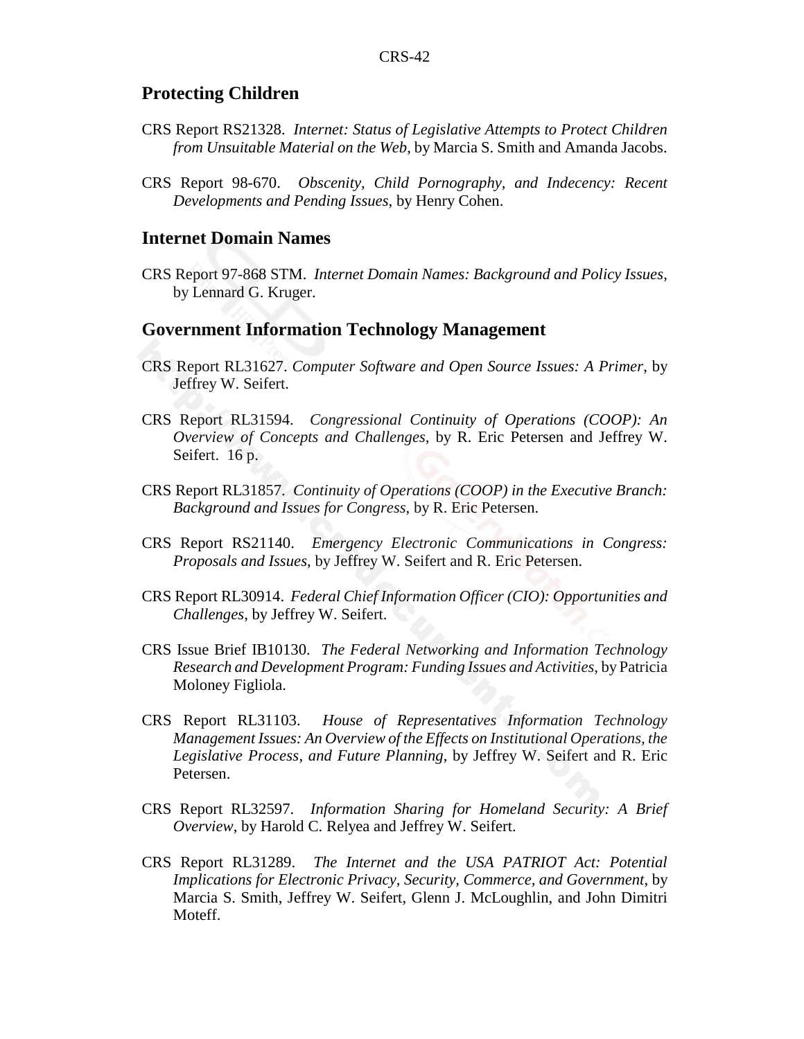## Protecting Children

CRS Report RS21328. *Internet: Status of Legislative Attempts to Protect Children from Unsuitable Material on the Web*, by Marcia S. Smith and Amanda Jacobs.

CRS Report 98-670. *Obscenity, Child Pornography, and Indecency: Recent Developments and Pending Issues*, by Henry Cohen.

## Internet Domain Names

CRS Report 97-868 STM. *Internet Domain Names: Background and Policy Issues*, by Lennard G. Kruger.

## Government Information Technology Management

CRS Report RL31627. *Computer Software and Open Source Issues: A Primer*, by Jeffrey W. Seifert.

CRS Report RL31594. *Congressional Continuity of Operations (COOP): An Overview of Concepts and Challenges*, by R. Eric Petersen and Jeffrey W. Seifert. 16 p.

CRS Report RL31857. *Continuity of Operations (COOP) in the Executive Branch: Background and Issues for Congress*, by R. Eric Petersen.

CRS Report RS21140. *Emergency Electronic Communications in Congress: Proposals and Issues*, by Jeffrey W. Seifert and R. Eric Petersen.

CRS Report RL30914. *Federal Chief Information Officer (CIO): Opportunities and Challenges*, by Jeffrey W. Seifert.

CRS Issue Brief IB10130. *The Federal Networking and Information Technology Research and Development Program: Funding Issues and Activities*, by Patricia Moloney Figliola.

CRS Report RL31103. *House of Representatives Information Technology Management Issues: An Overview of the Effects on Institutional Operations, the Legislative Process, and Future Planning*, by Jeffrey W. Seifert and R. Eric Petersen.

CRS Report RL32597. *Information Sharing for Homeland Security: A Brief Overview*, by Harold C. Relyea and Jeffrey W. Seifert.

CRS Report RL31289. *The Internet and the USA PATRIOT Act: Potential Implications for Electronic Privacy, Security, Commerce, and Government*, by Marcia S. Smith, Jeffrey W. Seifert, Glenn J. McLoughlin, and John Dimitri Moteff.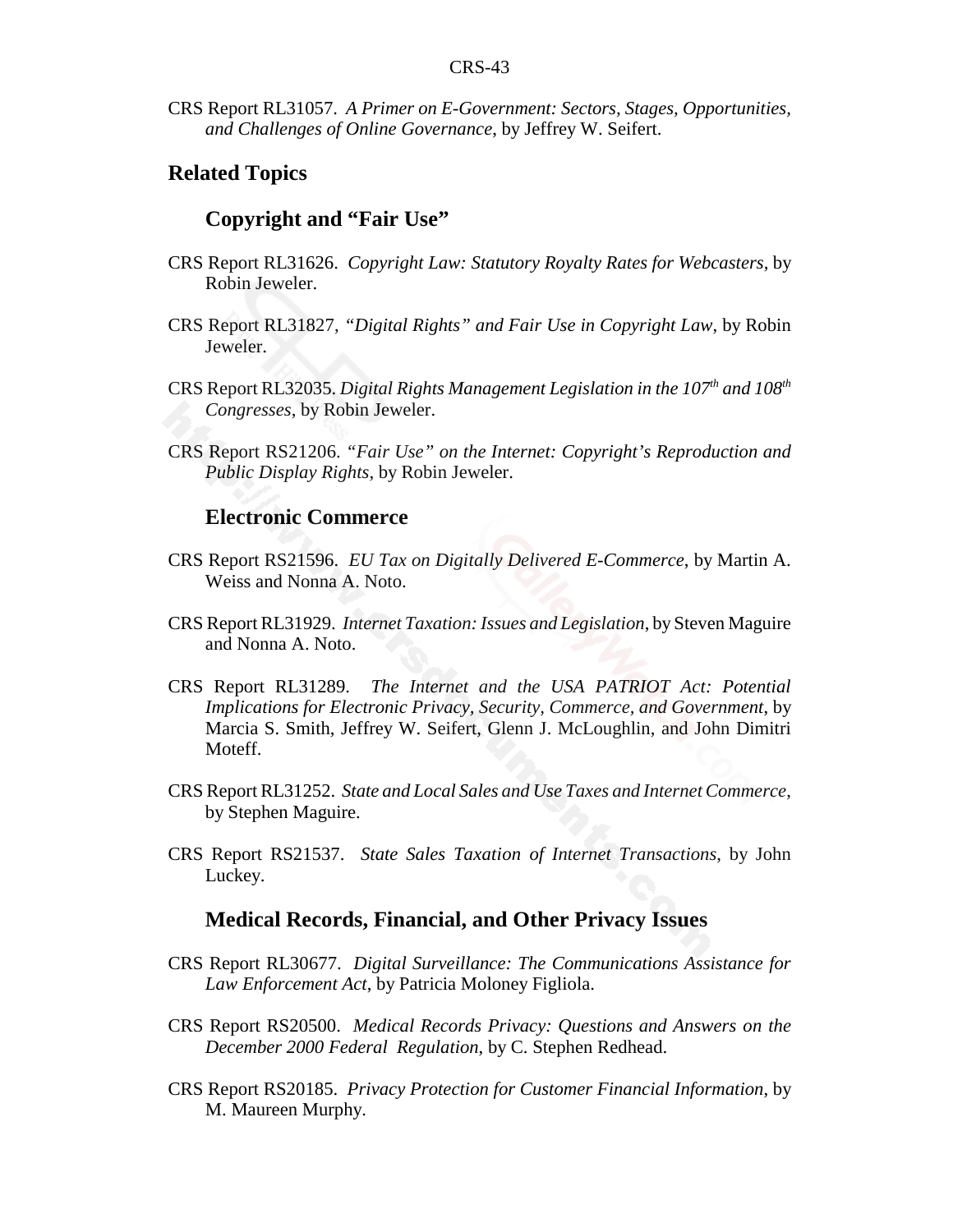CRS Report RL31057. *A Primer on E-Government: Sectors, Stages, Opportunities, and Challenges of Online Governance*, by Jeffrey W. Seifert.

## Related Topics

### Copyright and "Fair Use"

CRS Report RL31626. *Copyright Law: Statutory Royalty Rates for Webcasters*, by Robin Jeweler.

CRS Report RL31827, *"Digital Rights" and Fair Use in Copyright Law*, by Robin Jeweler.

CRS Report RL32035. *Digital Rights Management Legislation in the 107th and 108th Congresses*, by Robin Jeweler.

CRS Report RS21206. *"Fair Use" on the Internet: Copyright's Reproduction and Public Display Rights*, by Robin Jeweler.

### Electronic Commerce

CRS Report RS21596. *EU Tax on Digitally Delivered E-Commerce*, by Martin A. Weiss and Nonna A. Noto.

CRS Report RL31929. *Internet Taxation: Issues and Legislation*, by Steven Maguire and Nonna A. Noto.

CRS Report RL31289. *The Internet and the USA PATRIOT Act: Potential Implications for Electronic Privacy, Security, Commerce, and Government*, by Marcia S. Smith, Jeffrey W. Seifert, Glenn J. McLoughlin, and John Dimitri Moteff.

CRS Report RL31252. *State and Local Sales and Use Taxes and Internet Commerce*, by Stephen Maguire.

CRS Report RS21537. *State Sales Taxation of Internet Transactions*, by John Luckey.

### Medical Records, Financial, and Other Privacy Issues

CRS Report RL30677. *Digital Surveillance: The Communications Assistance for Law Enforcement Act*, by Patricia Moloney Figliola.

CRS Report RS20500. *Medical Records Privacy: Questions and Answers on the December 2000 Federal Regulation*, by C. Stephen Redhead.

CRS Report RS20185. *Privacy Protection for Customer Financial Information*, by M. Maureen Murphy.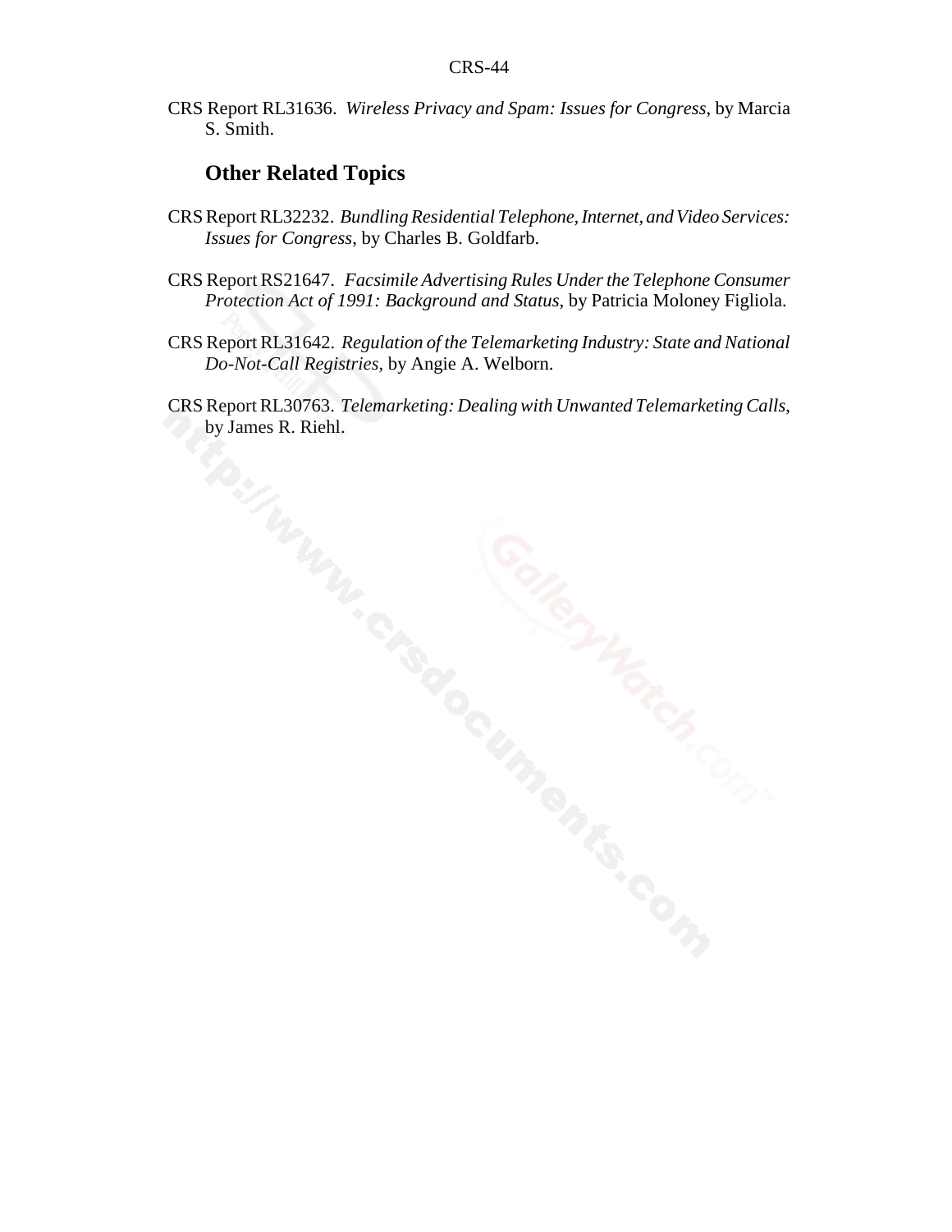CRS Report RL31636. *Wireless Privacy and Spam: Issues for Congress*, by Marcia S. Smith.

### Other Related Topics

CRS Report RL32232. *Bundling Residential Telephone, Internet, and Video Services: Issues for Congress*, by Charles B. Goldfarb.

CRS Report RS21647. *Facsimile Advertising Rules Under the Telephone Consumer Protection Act of 1991: Background and Status*, by Patricia Moloney Figliola.

CRS Report RL31642. *Regulation of the Telemarketing Industry: State and National Do-Not-Call Registries*, by Angie A. Welborn.

CRS Report RL30763. *Telemarketing: Dealing with Unwanted Telemarketing Calls*, by James R. Riehl.